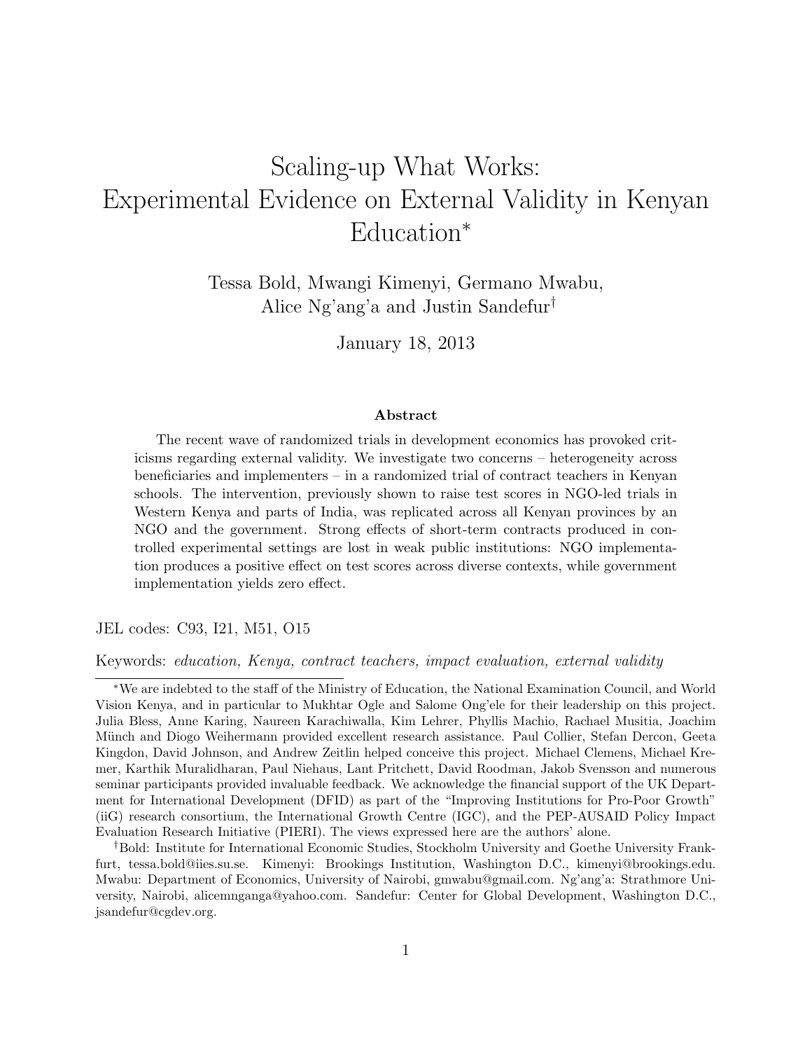# Scaling-up What Works: Experimental Evidence on External Validity in Kenyan Education[*]

Tessa Bold, Mwangi Kimenyi, Germano Mwabu, Alice Ng'ang'a and Justin Sandefur[†]

January 18, 2013

### Abstract

The recent wave of randomized trials in development economics has provoked criticisms regarding external validity. We investigate two concerns – heterogeneity across beneficiaries and implementers – in a randomized trial of contract teachers in Kenyan schools. The intervention, previously shown to raise test scores in NGO-led trials in Western Kenya and parts of India, was replicated across all Kenyan provinces by an NGO and the government. Strong effects of short-term contracts produced in controlled experimental settings are lost in weak public institutions: NGO implementation produces a positive effect on test scores across diverse contexts, while government implementation yields zero effect.

JEL codes: C93, I21, M51, O15

Keywords: *education, Kenya, contract teachers, impact evaluation, external validity*

---

[*] We are indebted to the staff of the Ministry of Education, the National Examination Council, and World Vision Kenya, and in particular to Mukhtar Ogle and Salome Ong'ele for their leadership on this project. Julia Bless, Anne Karing, Naureen Karachiwalla, Kim Lehrer, Phyllis Machio, Rachael Musitia, Joachim Münch and Diogo Weihermann provided excellent research assistance. Paul Collier, Stefan Dercon, Geeta Kingdon, David Johnson, and Andrew Zeitlin helped conceive this project. Michael Clemens, Michael Kremer, Karthik Muralidharan, Paul Niehaus, Lant Pritchett, David Roodman, Jakob Svensson and numerous seminar participants provided invaluable feedback. We acknowledge the financial support of the UK Department for International Development (DFID) as part of the "Improving Institutions for Pro-Poor Growth" (iiG) research consortium, the International Growth Centre (IGC), and the PEP-AUSAID Policy Impact Evaluation Research Initiative (PIERI). The views expressed here are the authors' alone.

[†] Bold: Institute for International Economic Studies, Stockholm University and Goethe University Frankfurt, tessa.bold@iies.su.se. Kimenyi: Brookings Institution, Washington D.C., kimenyi@brookings.edu. Mwabu: Department of Economics, University of Nairobi, gmwabu@gmail.com. Ng'ang'a: Strathmore University, Nairobi, alicemnganga@yahoo.com. Sandefur: Center for Global Development, Washington D.C., jsandefur@cgdev.org.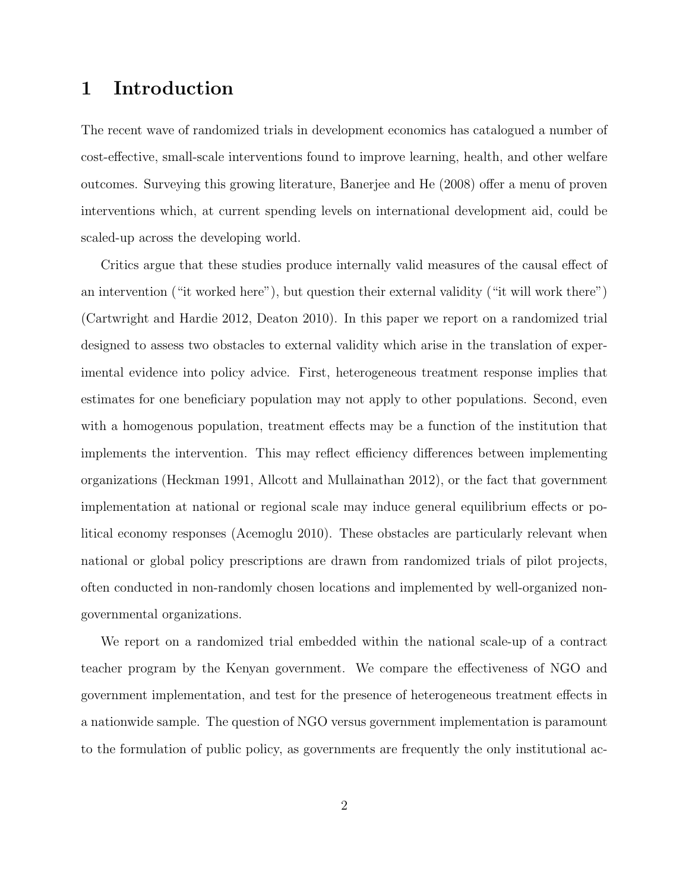# 1 Introduction

The recent wave of randomized trials in development economics has catalogued a number of cost-effective, small-scale interventions found to improve learning, health, and other welfare outcomes. Surveying this growing literature, Banerjee and He (2008) offer a menu of proven interventions which, at current spending levels on international development aid, could be scaled-up across the developing world.

Critics argue that these studies produce internally valid measures of the causal effect of an intervention ("it worked here"), but question their external validity ("it will work there") (Cartwright and Hardie 2012, Deaton 2010). In this paper we report on a randomized trial designed to assess two obstacles to external validity which arise in the translation of experimental evidence into policy advice. First, heterogeneous treatment response implies that estimates for one beneficiary population may not apply to other populations. Second, even with a homogenous population, treatment effects may be a function of the institution that implements the intervention. This may reflect efficiency differences between implementing organizations (Heckman 1991, Allcott and Mullainathan 2012), or the fact that government implementation at national or regional scale may induce general equilibrium effects or political economy responses (Acemoglu 2010). These obstacles are particularly relevant when national or global policy prescriptions are drawn from randomized trials of pilot projects, often conducted in non-randomly chosen locations and implemented by well-organized non-governmental organizations.

We report on a randomized trial embedded within the national scale-up of a contract teacher program by the Kenyan government. We compare the effectiveness of NGO and government implementation, and test for the presence of heterogeneous treatment effects in a nationwide sample. The question of NGO versus government implementation is paramount to the formulation of public policy, as governments are frequently the only institutional ac-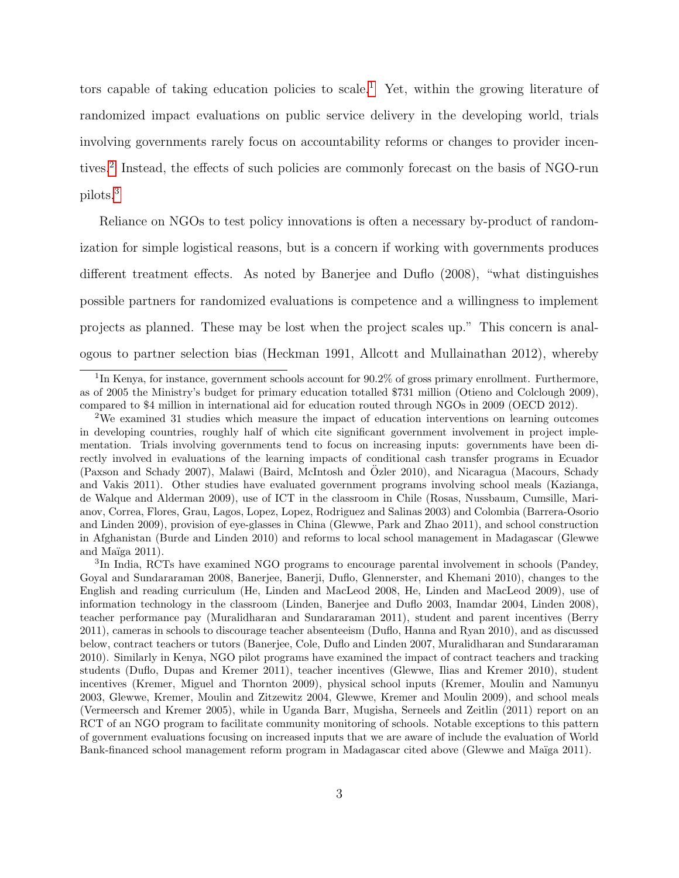tors capable of taking education policies to scale.[1] Yet, within the growing literature of randomized impact evaluations on public service delivery in the developing world, trials involving governments rarely focus on accountability reforms or changes to provider incentives.[2] Instead, the effects of such policies are commonly forecast on the basis of NGO-run pilots.[3]

Reliance on NGOs to test policy innovations is often a necessary by-product of randomization for simple logistical reasons, but is a concern if working with governments produces different treatment effects. As noted by Banerjee and Duflo (2008), "what distinguishes possible partners for randomized evaluations is competence and a willingness to implement projects as planned. These may be lost when the project scales up." This concern is analogous to partner selection bias (Heckman 1991, Allcott and Mullainathan 2012), whereby

---

[1] In Kenya, for instance, government schools account for 90.2% of gross primary enrollment. Furthermore, as of 2005 the Ministry's budget for primary education totalled $731 million (Otieno and Colclough 2009), compared to $4 million in international aid for education routed through NGOs in 2009 (OECD 2012).

[2] We examined 31 studies which measure the impact of education interventions on learning outcomes in developing countries, roughly half of which cite significant government involvement in project implementation. Trials involving governments tend to focus on increasing inputs: governments have been directly involved in evaluations of the learning impacts of conditional cash transfer programs in Ecuador (Paxson and Schady 2007), Malawi (Baird, McIntosh and Özler 2010), and Nicaragua (Macours, Schady and Vakis 2011). Other studies have evaluated government programs involving school meals (Kazianga, de Walque and Alderman 2009), use of ICT in the classroom in Chile (Rosas, Nussbaum, Cumsille, Marianov, Correa, Flores, Grau, Lagos, Lopez, Lopez, Rodriguez and Salinas 2003) and Colombia (Barrera-Osorio and Linden 2009), provision of eye-glasses in China (Glewwe, Park and Zhao 2011), and school construction in Afghanistan (Burde and Linden 2010) and reforms to local school management in Madagascar (Glewwe and Maïga 2011).

[3] In India, RCTs have examined NGO programs to encourage parental involvement in schools (Pandey, Goyal and Sundararaman 2008, Banerjee, Banerji, Duflo, Glennerster, and Khemani 2010), changes to the English and reading curriculum (He, Linden and MacLeod 2008, He, Linden and MacLeod 2009), use of information technology in the classroom (Linden, Banerjee and Duflo 2003, Inamdar 2004, Linden 2008), teacher performance pay (Muralidharan and Sundararaman 2011), student and parent incentives (Berry 2011), cameras in schools to discourage teacher absenteeism (Duflo, Hanna and Ryan 2010), and as discussed below, contract teachers or tutors (Banerjee, Cole, Duflo and Linden 2007, Muralidharan and Sundararaman 2010). Similarly in Kenya, NGO pilot programs have examined the impact of contract teachers and tracking students (Duflo, Dupas and Kremer 2011), teacher incentives (Glewwe, Ilias and Kremer 2010), student incentives (Kremer, Miguel and Thornton 2009), physical school inputs (Kremer, Moulin and Namunyu 2003, Glewwe, Kremer, Moulin and Zitzewitz 2004, Glewwe, Kremer and Moulin 2009), and school meals (Vermeersch and Kremer 2005), while in Uganda Barr, Mugisha, Serneels and Zeitlin (2011) report on an RCT of an NGO program to facilitate community monitoring of schools. Notable exceptions to this pattern of government evaluations focusing on increased inputs that we are aware of include the evaluation of World Bank-financed school management reform program in Madagascar cited above (Glewwe and Maïga 2011).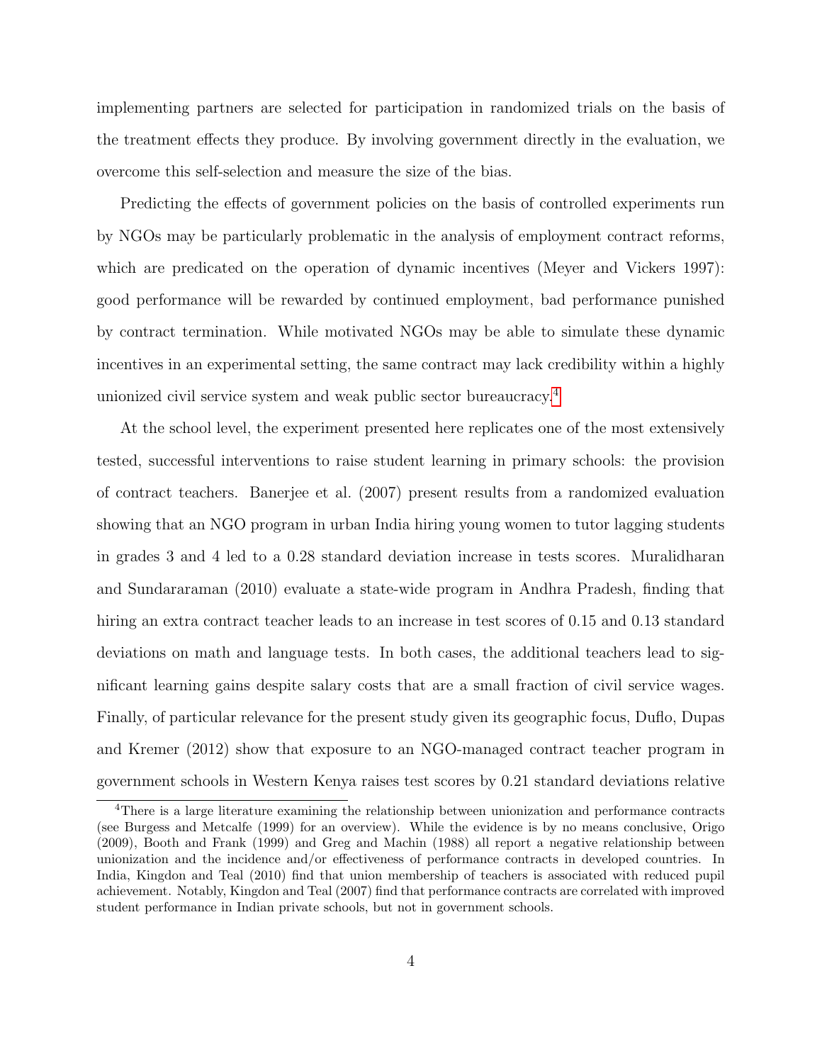implementing partners are selected for participation in randomized trials on the basis of the treatment effects they produce. By involving government directly in the evaluation, we overcome this self-selection and measure the size of the bias.

Predicting the effects of government policies on the basis of controlled experiments run by NGOs may be particularly problematic in the analysis of employment contract reforms, which are predicated on the operation of dynamic incentives (Meyer and Vickers 1997): good performance will be rewarded by continued employment, bad performance punished by contract termination. While motivated NGOs may be able to simulate these dynamic incentives in an experimental setting, the same contract may lack credibility within a highly unionized civil service system and weak public sector bureaucracy.[4]

At the school level, the experiment presented here replicates one of the most extensively tested, successful interventions to raise student learning in primary schools: the provision of contract teachers. Banerjee et al. (2007) present results from a randomized evaluation showing that an NGO program in urban India hiring young women to tutor lagging students in grades 3 and 4 led to a 0.28 standard deviation increase in tests scores. Muralidharan and Sundararaman (2010) evaluate a state-wide program in Andhra Pradesh, finding that hiring an extra contract teacher leads to an increase in test scores of 0.15 and 0.13 standard deviations on math and language tests. In both cases, the additional teachers lead to significant learning gains despite salary costs that are a small fraction of civil service wages. Finally, of particular relevance for the present study given its geographic focus, Duflo, Dupas and Kremer (2012) show that exposure to an NGO-managed contract teacher program in government schools in Western Kenya raises test scores by 0.21 standard deviations relative

[4] There is a large literature examining the relationship between unionization and performance contracts (see Burgess and Metcalfe (1999) for an overview). While the evidence is by no means conclusive, Origo (2009), Booth and Frank (1999) and Greg and Machin (1988) all report a negative relationship between unionization and the incidence and/or effectiveness of performance contracts in developed countries. In India, Kingdon and Teal (2010) find that union membership of teachers is associated with reduced pupil achievement. Notably, Kingdon and Teal (2007) find that performance contracts are correlated with improved student performance in Indian private schools, but not in government schools.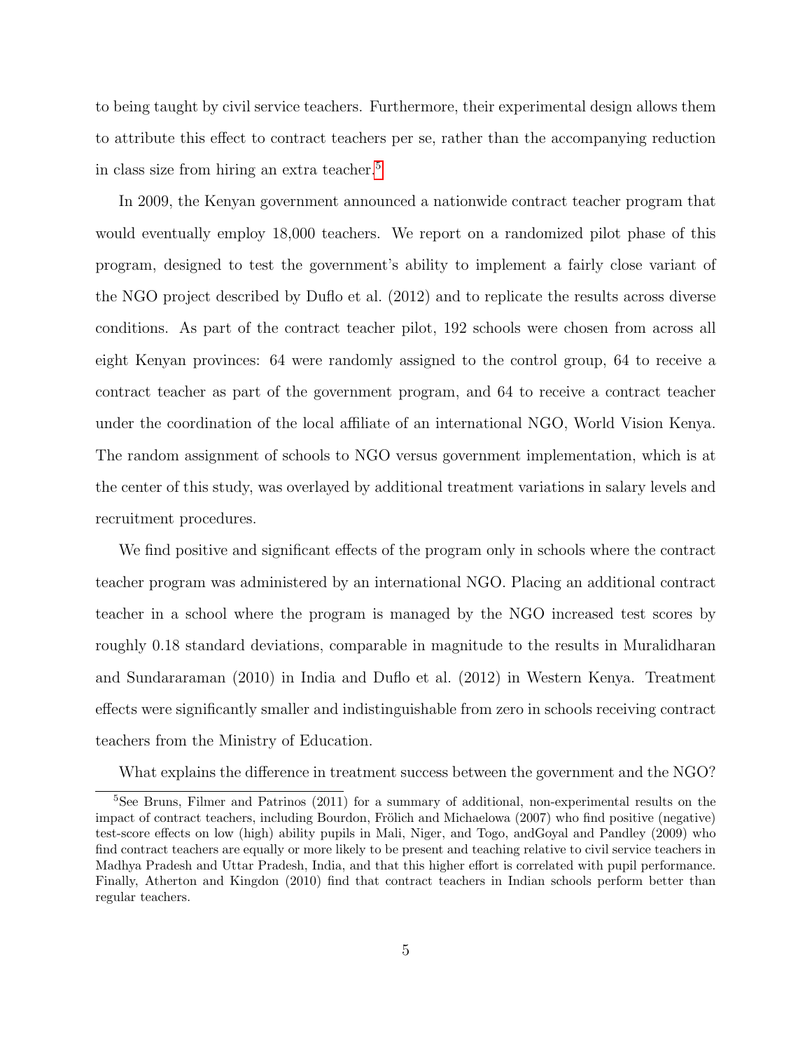to being taught by civil service teachers. Furthermore, their experimental design allows them to attribute this effect to contract teachers per se, rather than the accompanying reduction in class size from hiring an extra teacher.[5]

In 2009, the Kenyan government announced a nationwide contract teacher program that would eventually employ 18,000 teachers. We report on a randomized pilot phase of this program, designed to test the government's ability to implement a fairly close variant of the NGO project described by Duflo et al. (2012) and to replicate the results across diverse conditions. As part of the contract teacher pilot, 192 schools were chosen from across all eight Kenyan provinces: 64 were randomly assigned to the control group, 64 to receive a contract teacher as part of the government program, and 64 to receive a contract teacher under the coordination of the local affiliate of an international NGO, World Vision Kenya. The random assignment of schools to NGO versus government implementation, which is at the center of this study, was overlayed by additional treatment variations in salary levels and recruitment procedures.

We find positive and significant effects of the program only in schools where the contract teacher program was administered by an international NGO. Placing an additional contract teacher in a school where the program is managed by the NGO increased test scores by roughly 0.18 standard deviations, comparable in magnitude to the results in Muralidharan and Sundararaman (2010) in India and Duflo et al. (2012) in Western Kenya. Treatment effects were significantly smaller and indistinguishable from zero in schools receiving contract teachers from the Ministry of Education.

What explains the difference in treatment success between the government and the NGO?

[5] See Bruns, Filmer and Patrinos (2011) for a summary of additional, non-experimental results on the impact of contract teachers, including Bourdon, Frölich and Michaelowa (2007) who find positive (negative) test-score effects on low (high) ability pupils in Mali, Niger, and Togo, andGoyal and Pandley (2009) who find contract teachers are equally or more likely to be present and teaching relative to civil service teachers in Madhya Pradesh and Uttar Pradesh, India, and that this higher effort is correlated with pupil performance. Finally, Atherton and Kingdon (2010) find that contract teachers in Indian schools perform better than regular teachers.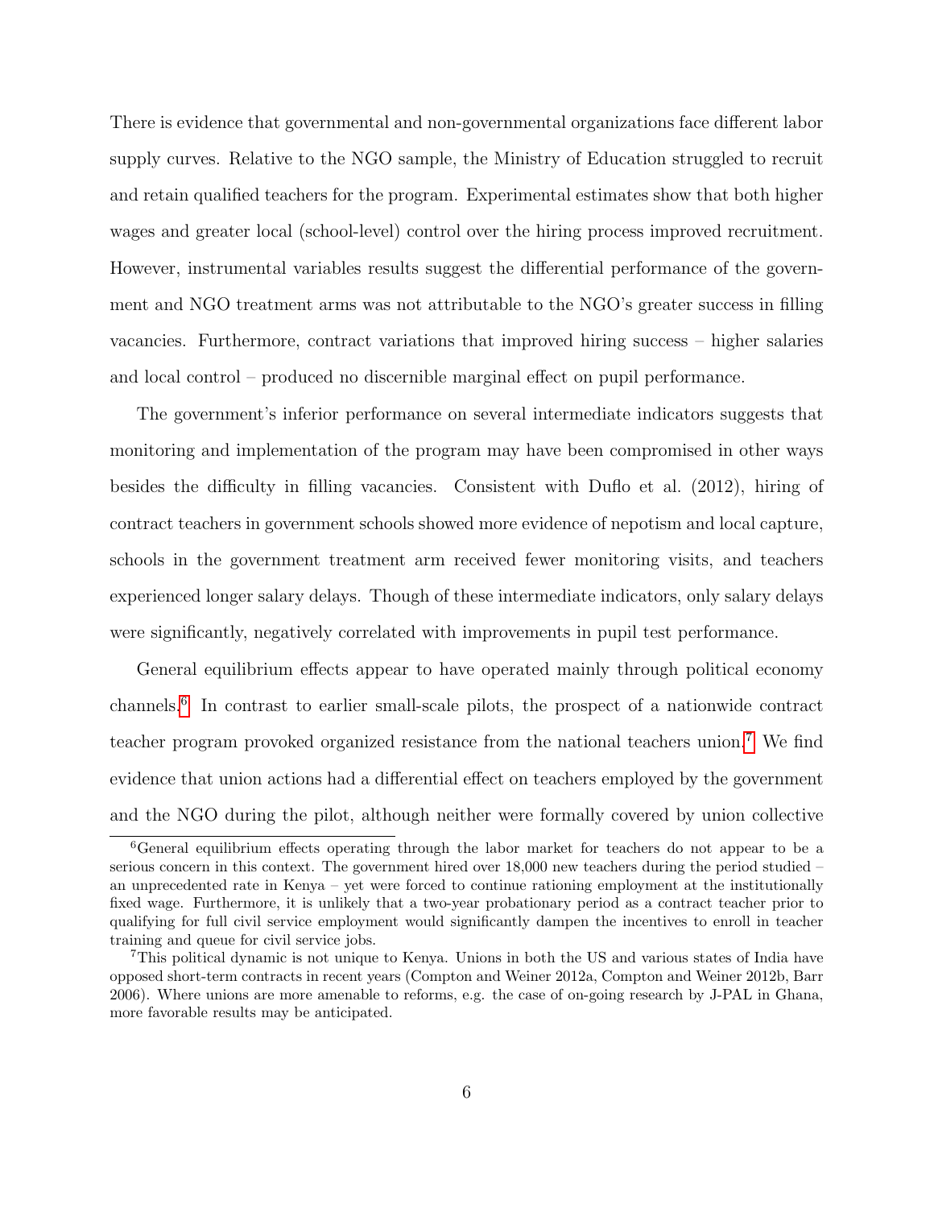There is evidence that governmental and non-governmental organizations face different labor supply curves. Relative to the NGO sample, the Ministry of Education struggled to recruit and retain qualified teachers for the program. Experimental estimates show that both higher wages and greater local (school-level) control over the hiring process improved recruitment. However, instrumental variables results suggest the differential performance of the government and NGO treatment arms was not attributable to the NGO's greater success in filling vacancies. Furthermore, contract variations that improved hiring success – higher salaries and local control – produced no discernible marginal effect on pupil performance.

The government's inferior performance on several intermediate indicators suggests that monitoring and implementation of the program may have been compromised in other ways besides the difficulty in filling vacancies. Consistent with Duflo et al. (2012), hiring of contract teachers in government schools showed more evidence of nepotism and local capture, schools in the government treatment arm received fewer monitoring visits, and teachers experienced longer salary delays. Though of these intermediate indicators, only salary delays were significantly, negatively correlated with improvements in pupil test performance.

General equilibrium effects appear to have operated mainly through political economy channels.[6] In contrast to earlier small-scale pilots, the prospect of a nationwide contract teacher program provoked organized resistance from the national teachers union.[7] We find evidence that union actions had a differential effect on teachers employed by the government and the NGO during the pilot, although neither were formally covered by union collective

---

[6] General equilibrium effects operating through the labor market for teachers do not appear to be a serious concern in this context. The government hired over 18,000 new teachers during the period studied – an unprecedented rate in Kenya – yet were forced to continue rationing employment at the institutionally fixed wage. Furthermore, it is unlikely that a two-year probationary period as a contract teacher prior to qualifying for full civil service employment would significantly dampen the incentives to enroll in teacher training and queue for civil service jobs.

[7] This political dynamic is not unique to Kenya. Unions in both the US and various states of India have opposed short-term contracts in recent years (Compton and Weiner 2012a, Compton and Weiner 2012b, Barr 2006). Where unions are more amenable to reforms, e.g. the case of on-going research by J-PAL in Ghana, more favorable results may be anticipated.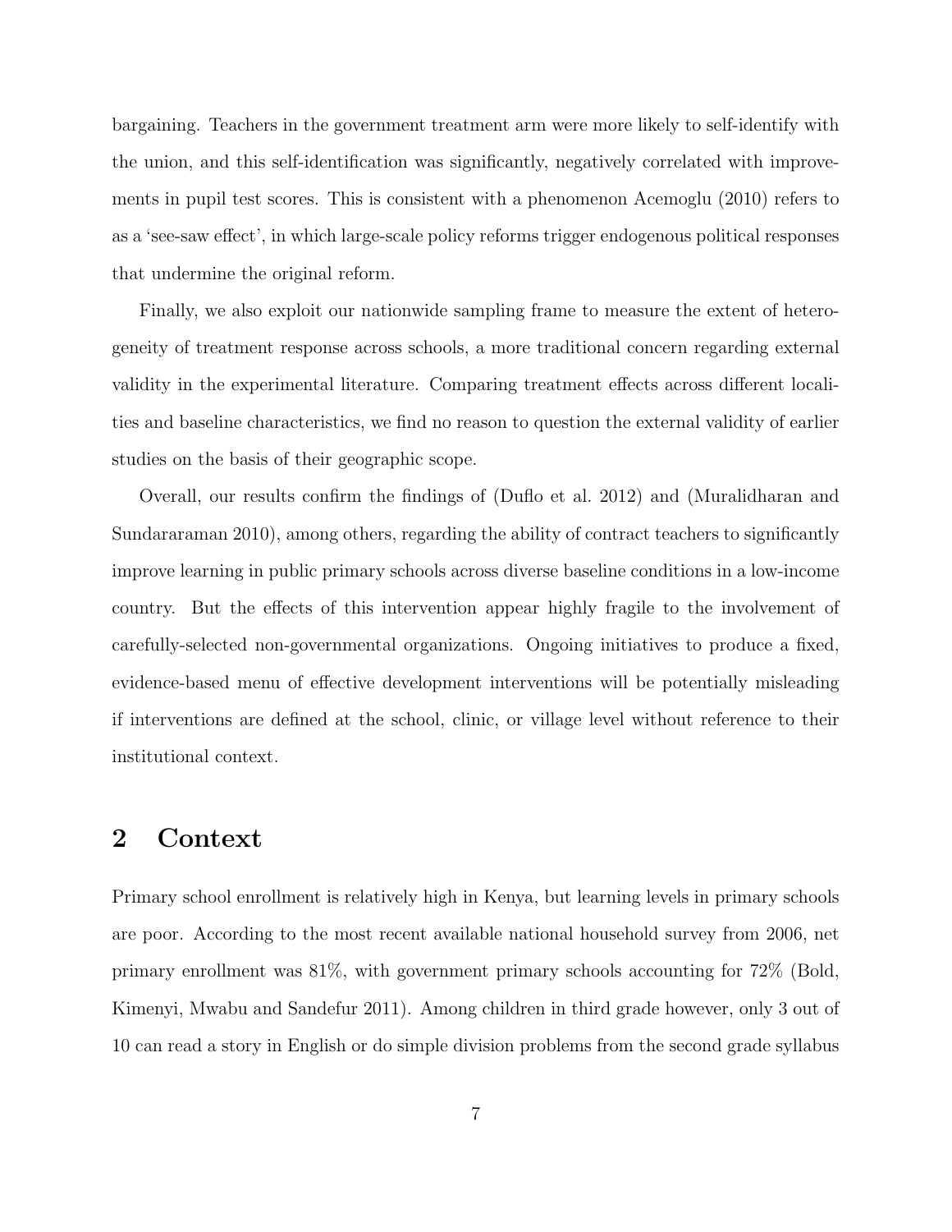bargaining. Teachers in the government treatment arm were more likely to self-identify with the union, and this self-identification was significantly, negatively correlated with improvements in pupil test scores. This is consistent with a phenomenon Acemoglu (2010) refers to as a 'see-saw effect', in which large-scale policy reforms trigger endogenous political responses that undermine the original reform.

Finally, we also exploit our nationwide sampling frame to measure the extent of heterogeneity of treatment response across schools, a more traditional concern regarding external validity in the experimental literature. Comparing treatment effects across different localities and baseline characteristics, we find no reason to question the external validity of earlier studies on the basis of their geographic scope.

Overall, our results confirm the findings of (Duflo et al. 2012) and (Muralidharan and Sundararaman 2010), among others, regarding the ability of contract teachers to significantly improve learning in public primary schools across diverse baseline conditions in a low-income country. But the effects of this intervention appear highly fragile to the involvement of carefully-selected non-governmental organizations. Ongoing initiatives to produce a fixed, evidence-based menu of effective development interventions will be potentially misleading if interventions are defined at the school, clinic, or village level without reference to their institutional context.

## 2 Context

Primary school enrollment is relatively high in Kenya, but learning levels in primary schools are poor. According to the most recent available national household survey from 2006, net primary enrollment was 81%, with government primary schools accounting for 72% (Bold, Kimenyi, Mwabu and Sandefur 2011). Among children in third grade however, only 3 out of 10 can read a story in English or do simple division problems from the second grade syllabus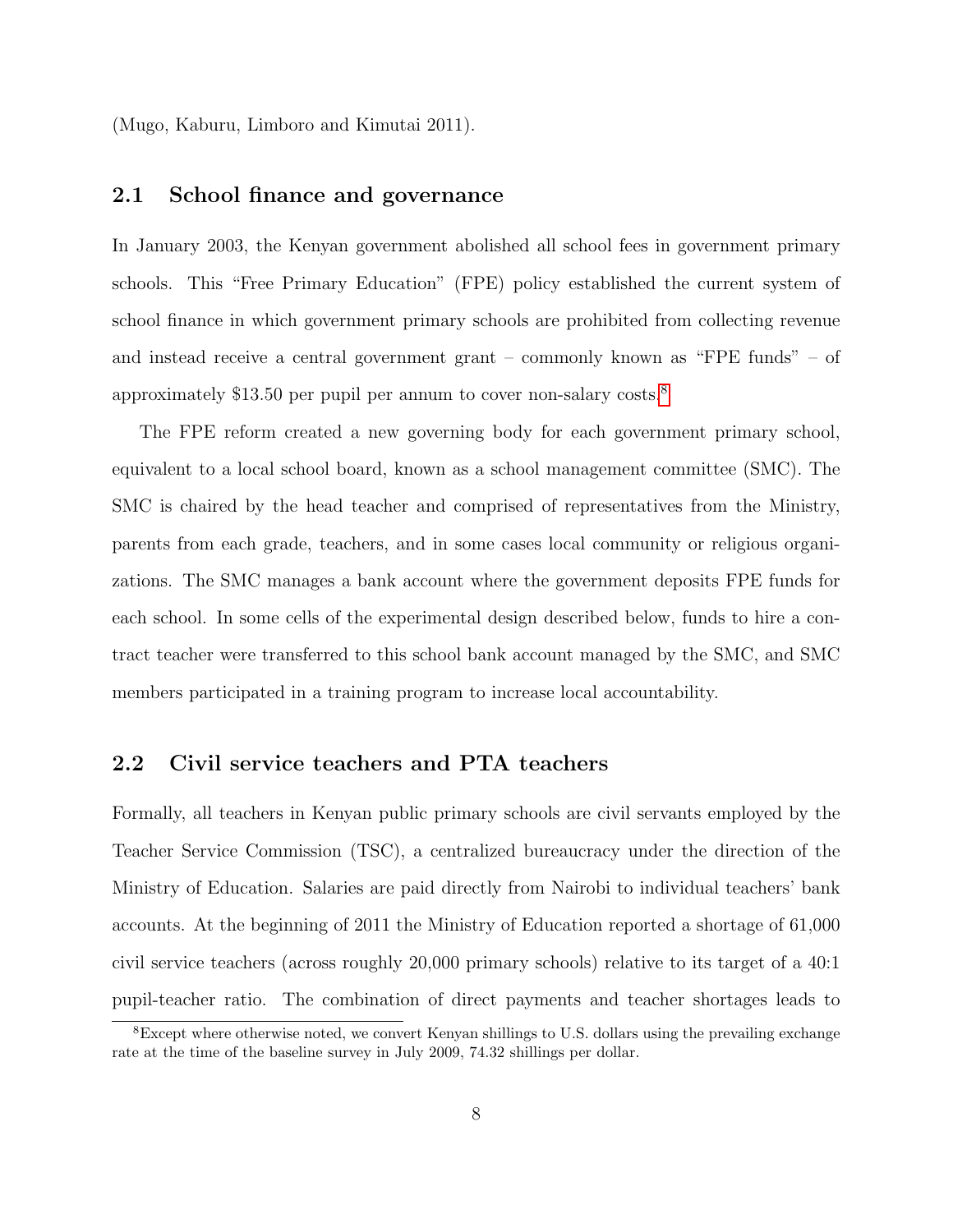(Mugo, Kaburu, Limboro and Kimutai 2011).

## 2.1 School finance and governance

In January 2003, the Kenyan government abolished all school fees in government primary schools. This "Free Primary Education" (FPE) policy established the current system of school finance in which government primary schools are prohibited from collecting revenue and instead receive a central government grant – commonly known as "FPE funds" – of approximately $13.50 per pupil per annum to cover non-salary costs.[8]

The FPE reform created a new governing body for each government primary school, equivalent to a local school board, known as a school management committee (SMC). The SMC is chaired by the head teacher and comprised of representatives from the Ministry, parents from each grade, teachers, and in some cases local community or religious organizations. The SMC manages a bank account where the government deposits FPE funds for each school. In some cells of the experimental design described below, funds to hire a contract teacher were transferred to this school bank account managed by the SMC, and SMC members participated in a training program to increase local accountability.

## 2.2 Civil service teachers and PTA teachers

Formally, all teachers in Kenyan public primary schools are civil servants employed by the Teacher Service Commission (TSC), a centralized bureaucracy under the direction of the Ministry of Education. Salaries are paid directly from Nairobi to individual teachers' bank accounts. At the beginning of 2011 the Ministry of Education reported a shortage of 61,000 civil service teachers (across roughly 20,000 primary schools) relative to its target of a 40:1 pupil-teacher ratio. The combination of direct payments and teacher shortages leads to

[8] Except where otherwise noted, we convert Kenyan shillings to U.S. dollars using the prevailing exchange rate at the time of the baseline survey in July 2009, 74.32 shillings per dollar.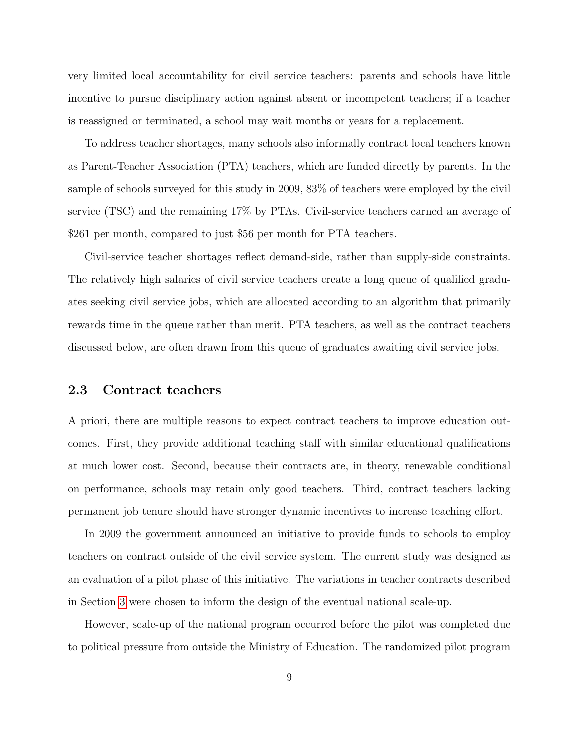very limited local accountability for civil service teachers: parents and schools have little incentive to pursue disciplinary action against absent or incompetent teachers; if a teacher is reassigned or terminated, a school may wait months or years for a replacement.

To address teacher shortages, many schools also informally contract local teachers known as Parent-Teacher Association (PTA) teachers, which are funded directly by parents. In the sample of schools surveyed for this study in 2009, 83% of teachers were employed by the civil service (TSC) and the remaining 17% by PTAs. Civil-service teachers earned an average of $261 per month, compared to just $56 per month for PTA teachers.

Civil-service teacher shortages reflect demand-side, rather than supply-side constraints. The relatively high salaries of civil service teachers create a long queue of qualified graduates seeking civil service jobs, which are allocated according to an algorithm that primarily rewards time in the queue rather than merit. PTA teachers, as well as the contract teachers discussed below, are often drawn from this queue of graduates awaiting civil service jobs.

## 2.3 Contract teachers

A priori, there are multiple reasons to expect contract teachers to improve education outcomes. First, they provide additional teaching staff with similar educational qualifications at much lower cost. Second, because their contracts are, in theory, renewable conditional on performance, schools may retain only good teachers. Third, contract teachers lacking permanent job tenure should have stronger dynamic incentives to increase teaching effort.

In 2009 the government announced an initiative to provide funds to schools to employ teachers on contract outside of the civil service system. The current study was designed as an evaluation of a pilot phase of this initiative. The variations in teacher contracts described in Section 3 were chosen to inform the design of the eventual national scale-up.

However, scale-up of the national program occurred before the pilot was completed due to political pressure from outside the Ministry of Education. The randomized pilot program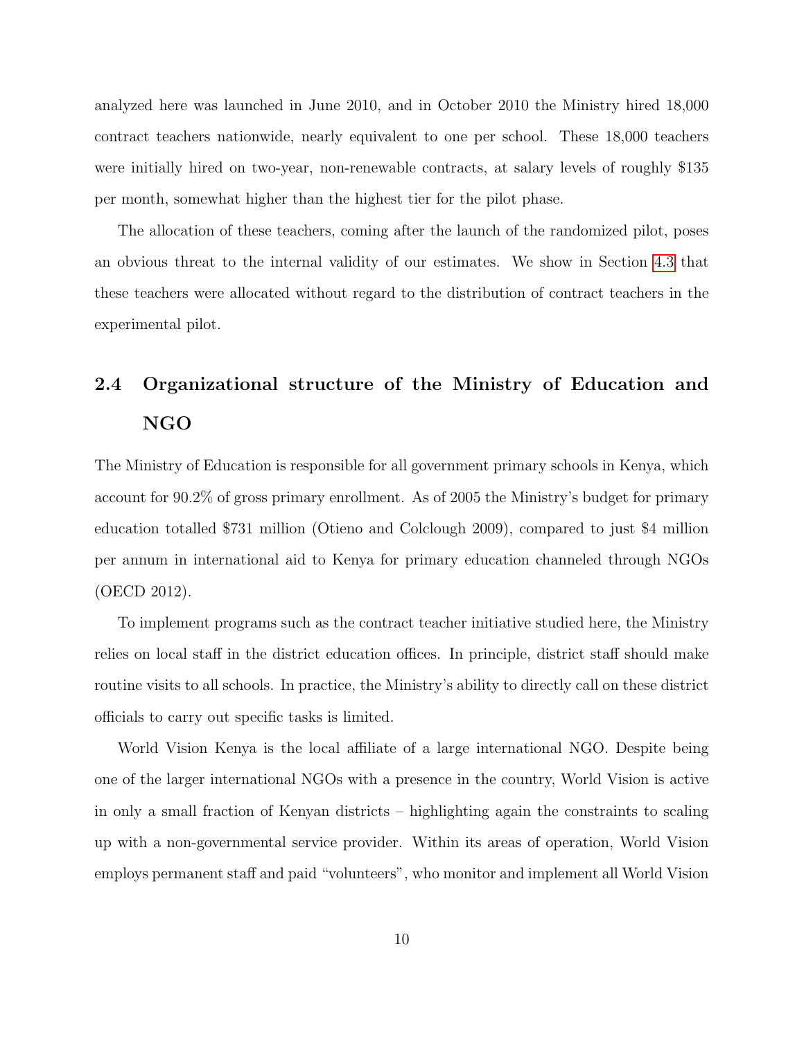analyzed here was launched in June 2010, and in October 2010 the Ministry hired 18,000 contract teachers nationwide, nearly equivalent to one per school. These 18,000 teachers were initially hired on two-year, non-renewable contracts, at salary levels of roughly $135 per month, somewhat higher than the highest tier for the pilot phase.

The allocation of these teachers, coming after the launch of the randomized pilot, poses an obvious threat to the internal validity of our estimates. We show in Section 4.3 that these teachers were allocated without regard to the distribution of contract teachers in the experimental pilot.

## 2.4 Organizational structure of the Ministry of Education and NGO

The Ministry of Education is responsible for all government primary schools in Kenya, which account for 90.2% of gross primary enrollment. As of 2005 the Ministry's budget for primary education totalled $731 million (Otieno and Colclough 2009), compared to just $4 million per annum in international aid to Kenya for primary education channeled through NGOs (OECD 2012).

To implement programs such as the contract teacher initiative studied here, the Ministry relies on local staff in the district education offices. In principle, district staff should make routine visits to all schools. In practice, the Ministry's ability to directly call on these district officials to carry out specific tasks is limited.

World Vision Kenya is the local affiliate of a large international NGO. Despite being one of the larger international NGOs with a presence in the country, World Vision is active in only a small fraction of Kenyan districts – highlighting again the constraints to scaling up with a non-governmental service provider. Within its areas of operation, World Vision employs permanent staff and paid "volunteers", who monitor and implement all World Vision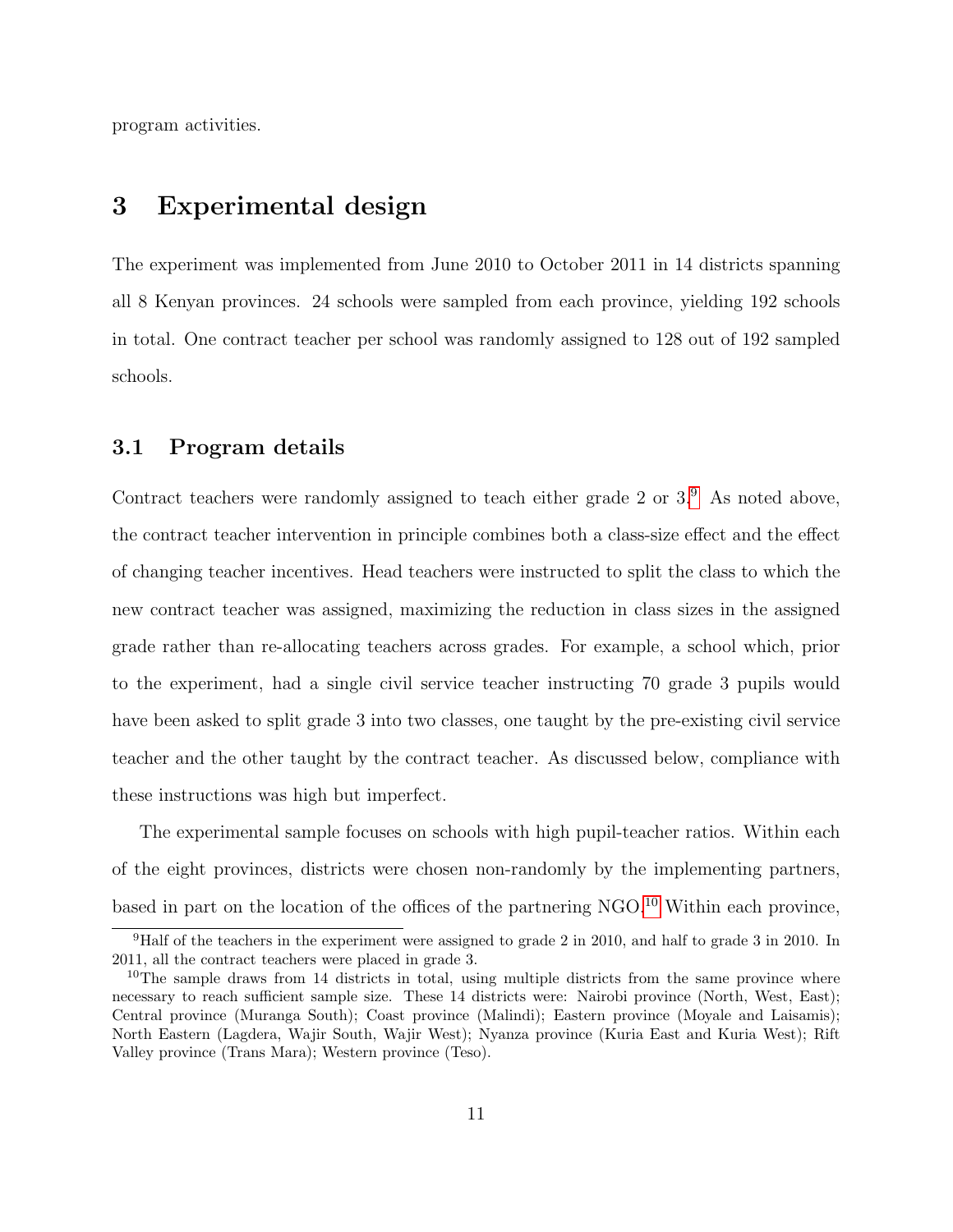program activities.

# 3 Experimental design

The experiment was implemented from June 2010 to October 2011 in 14 districts spanning all 8 Kenyan provinces. 24 schools were sampled from each province, yielding 192 schools in total. One contract teacher per school was randomly assigned to 128 out of 192 sampled schools.

## 3.1 Program details

Contract teachers were randomly assigned to teach either grade 2 or 3.[9] As noted above, the contract teacher intervention in principle combines both a class-size effect and the effect of changing teacher incentives. Head teachers were instructed to split the class to which the new contract teacher was assigned, maximizing the reduction in class sizes in the assigned grade rather than re-allocating teachers across grades. For example, a school which, prior to the experiment, had a single civil service teacher instructing 70 grade 3 pupils would have been asked to split grade 3 into two classes, one taught by the pre-existing civil service teacher and the other taught by the contract teacher. As discussed below, compliance with these instructions was high but imperfect.

The experimental sample focuses on schools with high pupil-teacher ratios. Within each of the eight provinces, districts were chosen non-randomly by the implementing partners, based in part on the location of the offices of the partnering NGO.[10] Within each province,

[9] Half of the teachers in the experiment were assigned to grade 2 in 2010, and half to grade 3 in 2010. In 2011, all the contract teachers were placed in grade 3.

[10] The sample draws from 14 districts in total, using multiple districts from the same province where necessary to reach sufficient sample size. These 14 districts were: Nairobi province (North, West, East); Central province (Muranga South); Coast province (Malindi); Eastern province (Moyale and Laisamis); North Eastern (Lagdera, Wajir South, Wajir West); Nyanza province (Kuria East and Kuria West); Rift Valley province (Trans Mara); Western province (Teso).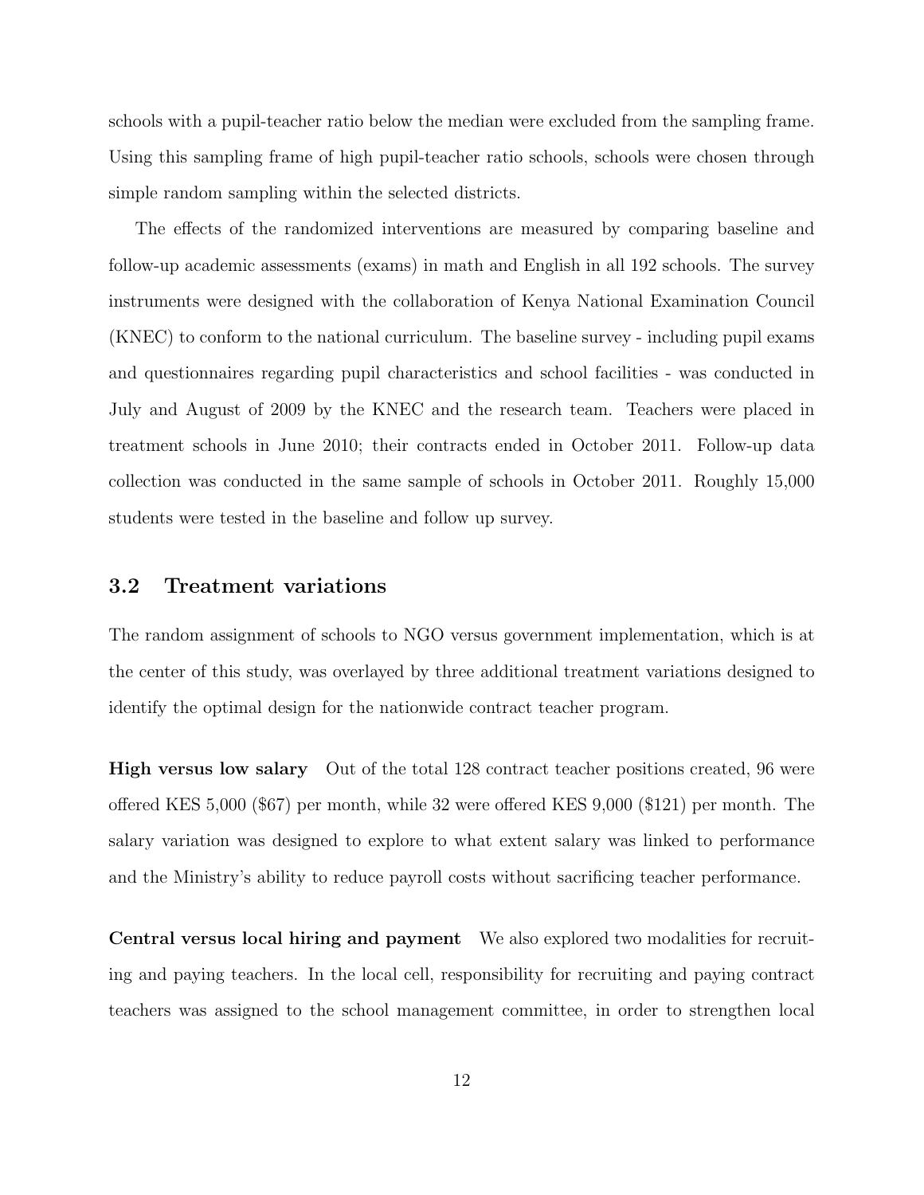schools with a pupil-teacher ratio below the median were excluded from the sampling frame. Using this sampling frame of high pupil-teacher ratio schools, schools were chosen through simple random sampling within the selected districts.

The effects of the randomized interventions are measured by comparing baseline and follow-up academic assessments (exams) in math and English in all 192 schools. The survey instruments were designed with the collaboration of Kenya National Examination Council (KNEC) to conform to the national curriculum. The baseline survey - including pupil exams and questionnaires regarding pupil characteristics and school facilities - was conducted in July and August of 2009 by the KNEC and the research team. Teachers were placed in treatment schools in June 2010; their contracts ended in October 2011. Follow-up data collection was conducted in the same sample of schools in October 2011. Roughly 15,000 students were tested in the baseline and follow up survey.

## 3.2 Treatment variations

The random assignment of schools to NGO versus government implementation, which is at the center of this study, was overlayed by three additional treatment variations designed to identify the optimal design for the nationwide contract teacher program.

**High versus low salary** Out of the total 128 contract teacher positions created, 96 were offered KES 5,000 ($67) per month, while 32 were offered KES 9,000 ($121) per month. The salary variation was designed to explore to what extent salary was linked to performance and the Ministry's ability to reduce payroll costs without sacrificing teacher performance.

**Central versus local hiring and payment** We also explored two modalities for recruiting and paying teachers. In the local cell, responsibility for recruiting and paying contract teachers was assigned to the school management committee, in order to strengthen local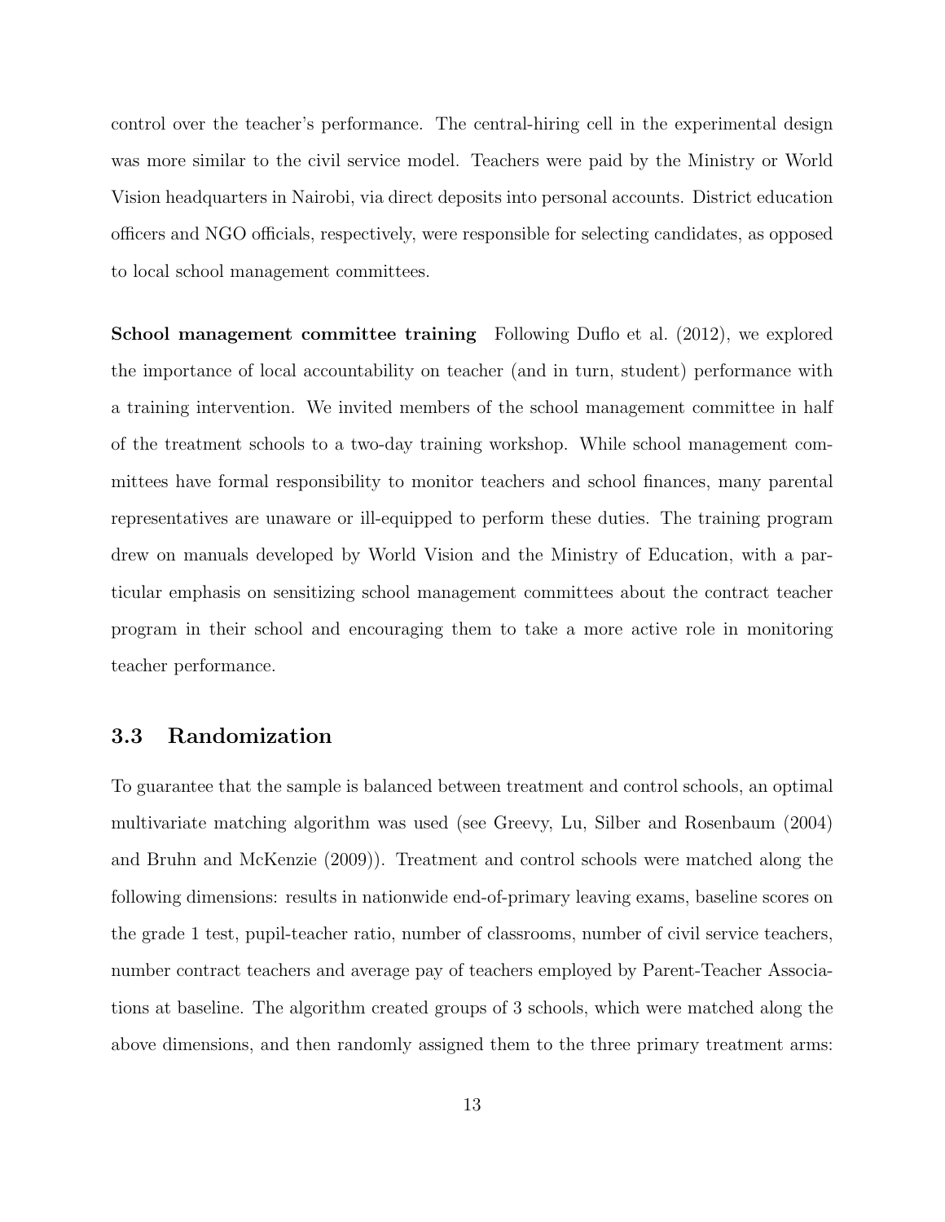control over the teacher's performance. The central-hiring cell in the experimental design was more similar to the civil service model. Teachers were paid by the Ministry or World Vision headquarters in Nairobi, via direct deposits into personal accounts. District education officers and NGO officials, respectively, were responsible for selecting candidates, as opposed to local school management committees.

**School management committee training** Following Duflo et al. (2012), we explored the importance of local accountability on teacher (and in turn, student) performance with a training intervention. We invited members of the school management committee in half of the treatment schools to a two-day training workshop. While school management committees have formal responsibility to monitor teachers and school finances, many parental representatives are unaware or ill-equipped to perform these duties. The training program drew on manuals developed by World Vision and the Ministry of Education, with a particular emphasis on sensitizing school management committees about the contract teacher program in their school and encouraging them to take a more active role in monitoring teacher performance.

### 3.3 Randomization

To guarantee that the sample is balanced between treatment and control schools, an optimal multivariate matching algorithm was used (see Greevy, Lu, Silber and Rosenbaum (2004) and Bruhn and McKenzie (2009)). Treatment and control schools were matched along the following dimensions: results in nationwide end-of-primary leaving exams, baseline scores on the grade 1 test, pupil-teacher ratio, number of classrooms, number of civil service teachers, number contract teachers and average pay of teachers employed by Parent-Teacher Associations at baseline. The algorithm created groups of 3 schools, which were matched along the above dimensions, and then randomly assigned them to the three primary treatment arms: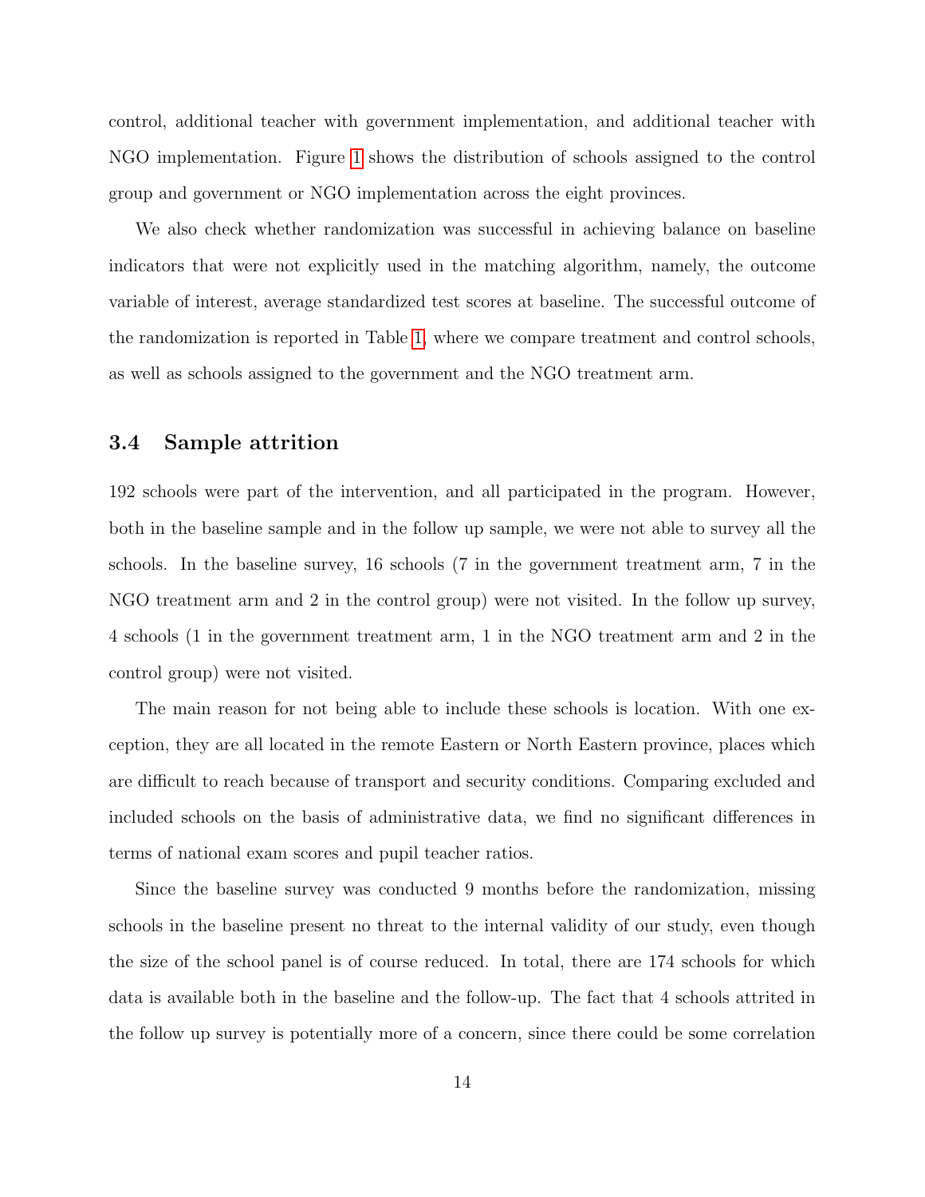control, additional teacher with government implementation, and additional teacher with NGO implementation. Figure 1 shows the distribution of schools assigned to the control group and government or NGO implementation across the eight provinces.

We also check whether randomization was successful in achieving balance on baseline indicators that were not explicitly used in the matching algorithm, namely, the outcome variable of interest, average standardized test scores at baseline. The successful outcome of the randomization is reported in Table 1, where we compare treatment and control schools, as well as schools assigned to the government and the NGO treatment arm.

### 3.4 Sample attrition

192 schools were part of the intervention, and all participated in the program. However, both in the baseline sample and in the follow up sample, we were not able to survey all the schools. In the baseline survey, 16 schools (7 in the government treatment arm, 7 in the NGO treatment arm and 2 in the control group) were not visited. In the follow up survey, 4 schools (1 in the government treatment arm, 1 in the NGO treatment arm and 2 in the control group) were not visited.

The main reason for not being able to include these schools is location. With one exception, they are all located in the remote Eastern or North Eastern province, places which are difficult to reach because of transport and security conditions. Comparing excluded and included schools on the basis of administrative data, we find no significant differences in terms of national exam scores and pupil teacher ratios.

Since the baseline survey was conducted 9 months before the randomization, missing schools in the baseline present no threat to the internal validity of our study, even though the size of the school panel is of course reduced. In total, there are 174 schools for which data is available both in the baseline and the follow-up. The fact that 4 schools attrited in the follow up survey is potentially more of a concern, since there could be some correlation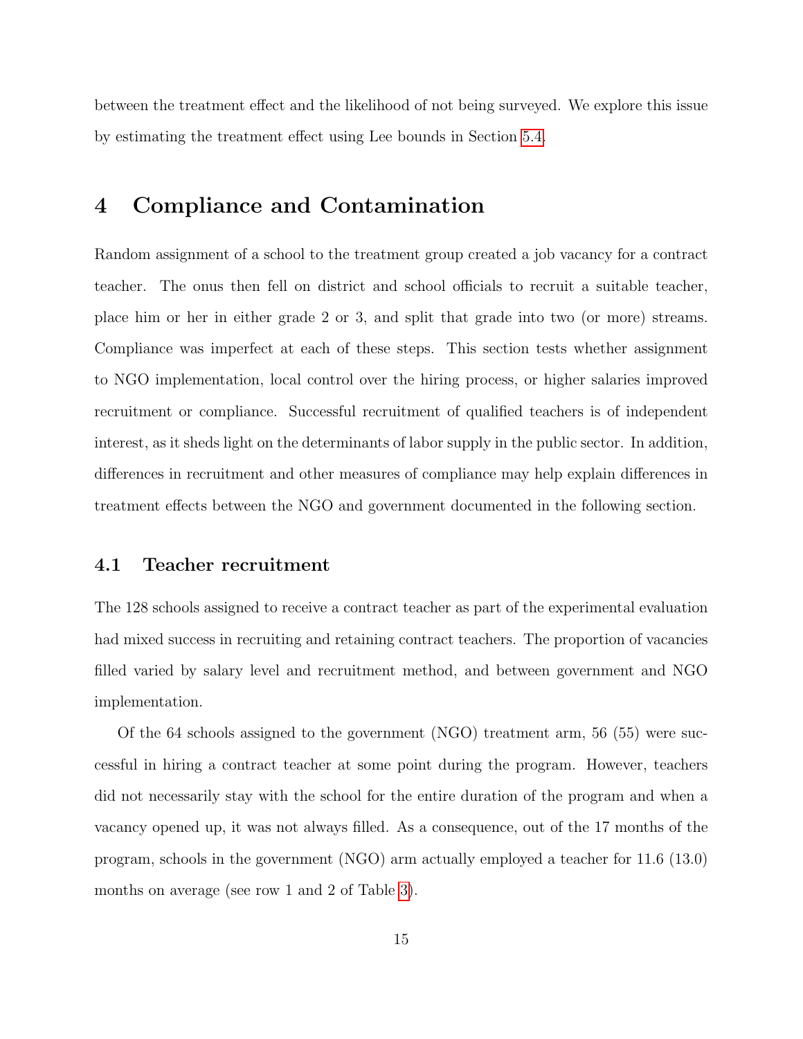between the treatment effect and the likelihood of not being surveyed. We explore this issue by estimating the treatment effect using Lee bounds in Section 5.4.

# 4 Compliance and Contamination

Random assignment of a school to the treatment group created a job vacancy for a contract teacher. The onus then fell on district and school officials to recruit a suitable teacher, place him or her in either grade 2 or 3, and split that grade into two (or more) streams. Compliance was imperfect at each of these steps. This section tests whether assignment to NGO implementation, local control over the hiring process, or higher salaries improved recruitment or compliance. Successful recruitment of qualified teachers is of independent interest, as it sheds light on the determinants of labor supply in the public sector. In addition, differences in recruitment and other measures of compliance may help explain differences in treatment effects between the NGO and government documented in the following section.

## 4.1 Teacher recruitment

The 128 schools assigned to receive a contract teacher as part of the experimental evaluation had mixed success in recruiting and retaining contract teachers. The proportion of vacancies filled varied by salary level and recruitment method, and between government and NGO implementation.

Of the 64 schools assigned to the government (NGO) treatment arm, 56 (55) were successful in hiring a contract teacher at some point during the program. However, teachers did not necessarily stay with the school for the entire duration of the program and when a vacancy opened up, it was not always filled. As a consequence, out of the 17 months of the program, schools in the government (NGO) arm actually employed a teacher for 11.6 (13.0) months on average (see row 1 and 2 of Table 3).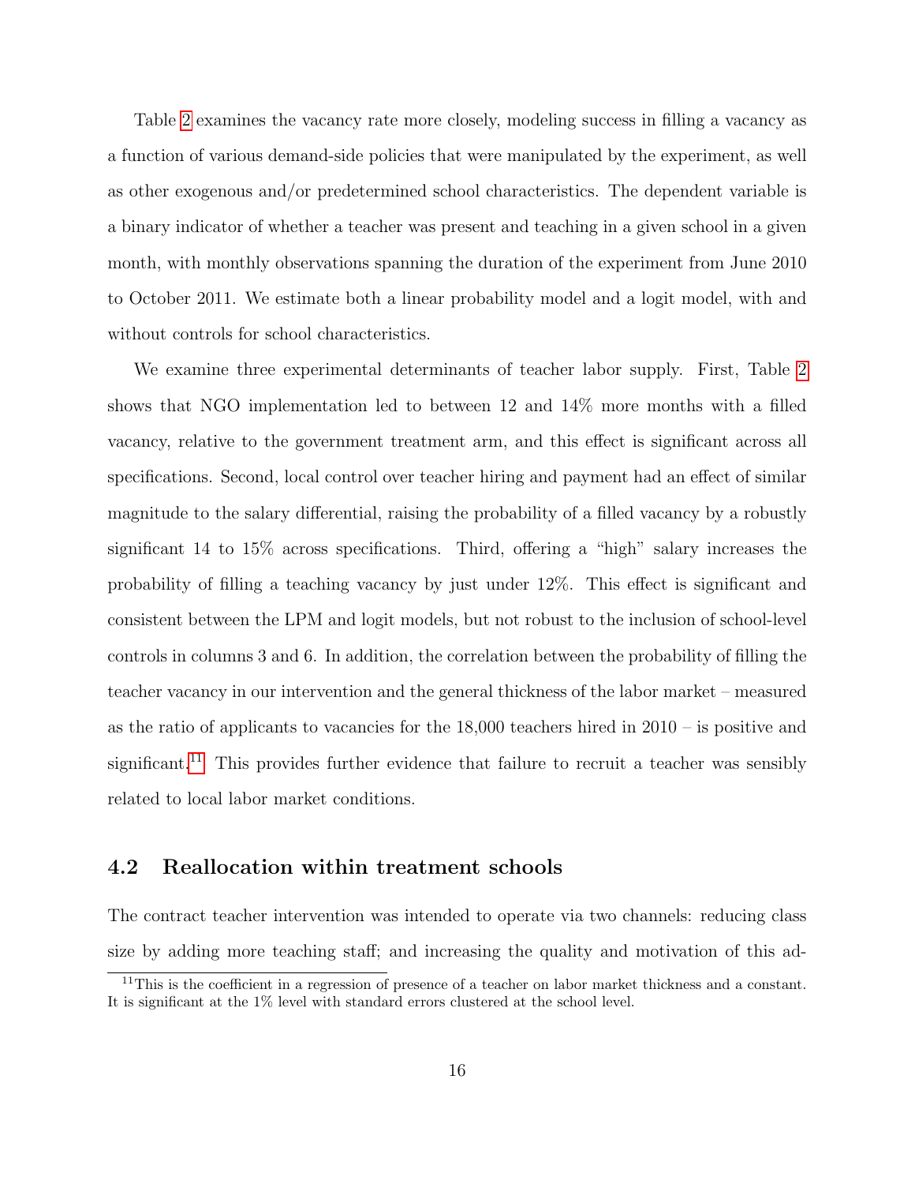Table 2 examines the vacancy rate more closely, modeling success in filling a vacancy as a function of various demand-side policies that were manipulated by the experiment, as well as other exogenous and/or predetermined school characteristics. The dependent variable is a binary indicator of whether a teacher was present and teaching in a given school in a given month, with monthly observations spanning the duration of the experiment from June 2010 to October 2011. We estimate both a linear probability model and a logit model, with and without controls for school characteristics.

We examine three experimental determinants of teacher labor supply. First, Table 2 shows that NGO implementation led to between 12 and 14% more months with a filled vacancy, relative to the government treatment arm, and this effect is significant across all specifications. Second, local control over teacher hiring and payment had an effect of similar magnitude to the salary differential, raising the probability of a filled vacancy by a robustly significant 14 to 15% across specifications. Third, offering a "high" salary increases the probability of filling a teaching vacancy by just under 12%. This effect is significant and consistent between the LPM and logit models, but not robust to the inclusion of school-level controls in columns 3 and 6. In addition, the correlation between the probability of filling the teacher vacancy in our intervention and the general thickness of the labor market – measured as the ratio of applicants to vacancies for the 18,000 teachers hired in 2010 – is positive and significant.[11] This provides further evidence that failure to recruit a teacher was sensibly related to local labor market conditions.

## 4.2 Reallocation within treatment schools

The contract teacher intervention was intended to operate via two channels: reducing class size by adding more teaching staff; and increasing the quality and motivation of this ad-

[11] This is the coefficient in a regression of presence of a teacher on labor market thickness and a constant. It is significant at the 1% level with standard errors clustered at the school level.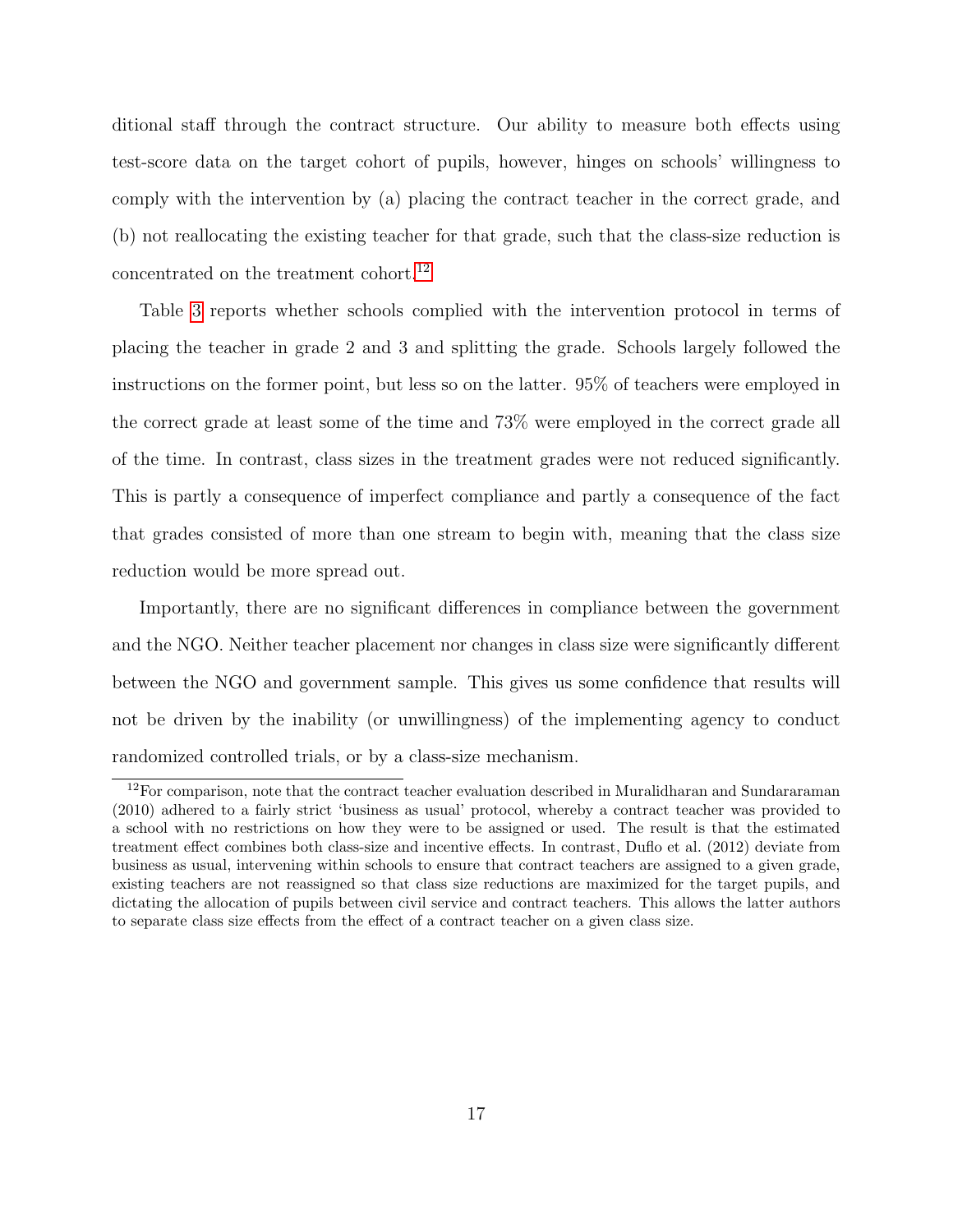ditional staff through the contract structure. Our ability to measure both effects using test-score data on the target cohort of pupils, however, hinges on schools' willingness to comply with the intervention by (a) placing the contract teacher in the correct grade, and (b) not reallocating the existing teacher for that grade, such that the class-size reduction is concentrated on the treatment cohort.[12]

Table 3 reports whether schools complied with the intervention protocol in terms of placing the teacher in grade 2 and 3 and splitting the grade. Schools largely followed the instructions on the former point, but less so on the latter. 95% of teachers were employed in the correct grade at least some of the time and 73% were employed in the correct grade all of the time. In contrast, class sizes in the treatment grades were not reduced significantly. This is partly a consequence of imperfect compliance and partly a consequence of the fact that grades consisted of more than one stream to begin with, meaning that the class size reduction would be more spread out.

Importantly, there are no significant differences in compliance between the government and the NGO. Neither teacher placement nor changes in class size were significantly different between the NGO and government sample. This gives us some confidence that results will not be driven by the inability (or unwillingness) of the implementing agency to conduct randomized controlled trials, or by a class-size mechanism.

[12] For comparison, note that the contract teacher evaluation described in Muralidharan and Sundararaman (2010) adhered to a fairly strict 'business as usual' protocol, whereby a contract teacher was provided to a school with no restrictions on how they were to be assigned or used. The result is that the estimated treatment effect combines both class-size and incentive effects. In contrast, Duflo et al. (2012) deviate from business as usual, intervening within schools to ensure that contract teachers are assigned to a given grade, existing teachers are not reassigned so that class size reductions are maximized for the target pupils, and dictating the allocation of pupils between civil service and contract teachers. This allows the latter authors to separate class size effects from the effect of a contract teacher on a given class size.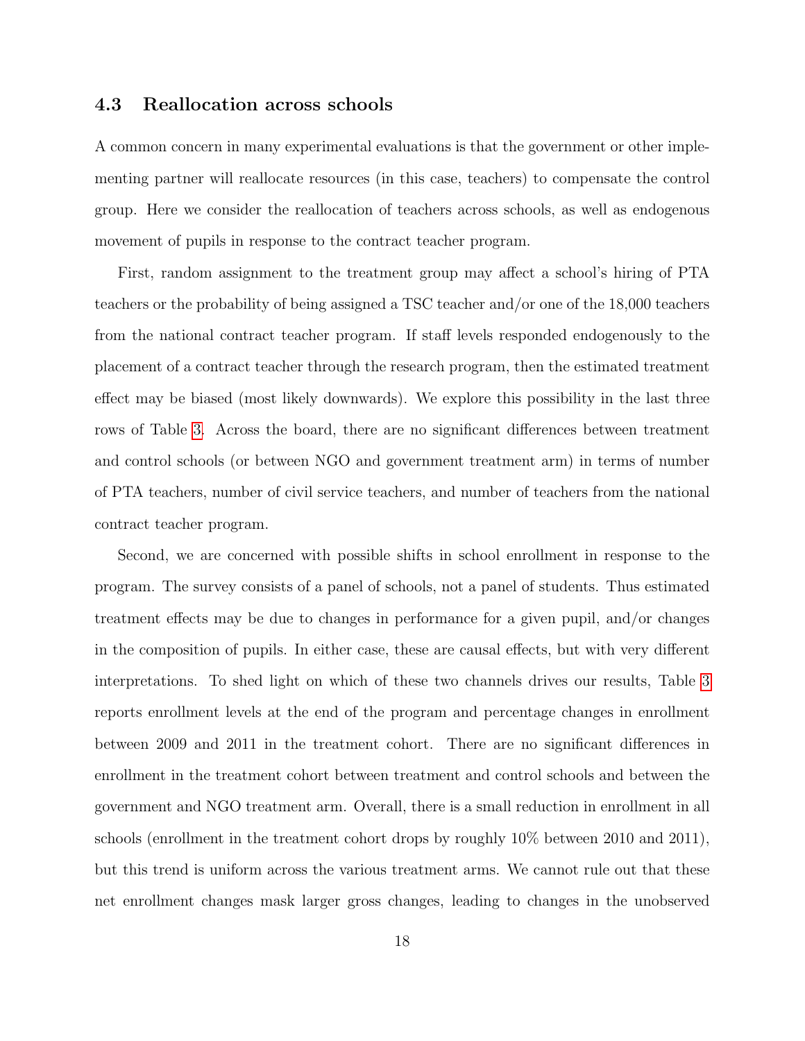### 4.3 Reallocation across schools

A common concern in many experimental evaluations is that the government or other implementing partner will reallocate resources (in this case, teachers) to compensate the control group. Here we consider the reallocation of teachers across schools, as well as endogenous movement of pupils in response to the contract teacher program.

First, random assignment to the treatment group may affect a school's hiring of PTA teachers or the probability of being assigned a TSC teacher and/or one of the 18,000 teachers from the national contract teacher program. If staff levels responded endogenously to the placement of a contract teacher through the research program, then the estimated treatment effect may be biased (most likely downwards). We explore this possibility in the last three rows of Table 3. Across the board, there are no significant differences between treatment and control schools (or between NGO and government treatment arm) in terms of number of PTA teachers, number of civil service teachers, and number of teachers from the national contract teacher program.

Second, we are concerned with possible shifts in school enrollment in response to the program. The survey consists of a panel of schools, not a panel of students. Thus estimated treatment effects may be due to changes in performance for a given pupil, and/or changes in the composition of pupils. In either case, these are causal effects, but with very different interpretations. To shed light on which of these two channels drives our results, Table 3 reports enrollment levels at the end of the program and percentage changes in enrollment between 2009 and 2011 in the treatment cohort. There are no significant differences in enrollment in the treatment cohort between treatment and control schools and between the government and NGO treatment arm. Overall, there is a small reduction in enrollment in all schools (enrollment in the treatment cohort drops by roughly 10% between 2010 and 2011), but this trend is uniform across the various treatment arms. We cannot rule out that these net enrollment changes mask larger gross changes, leading to changes in the unobserved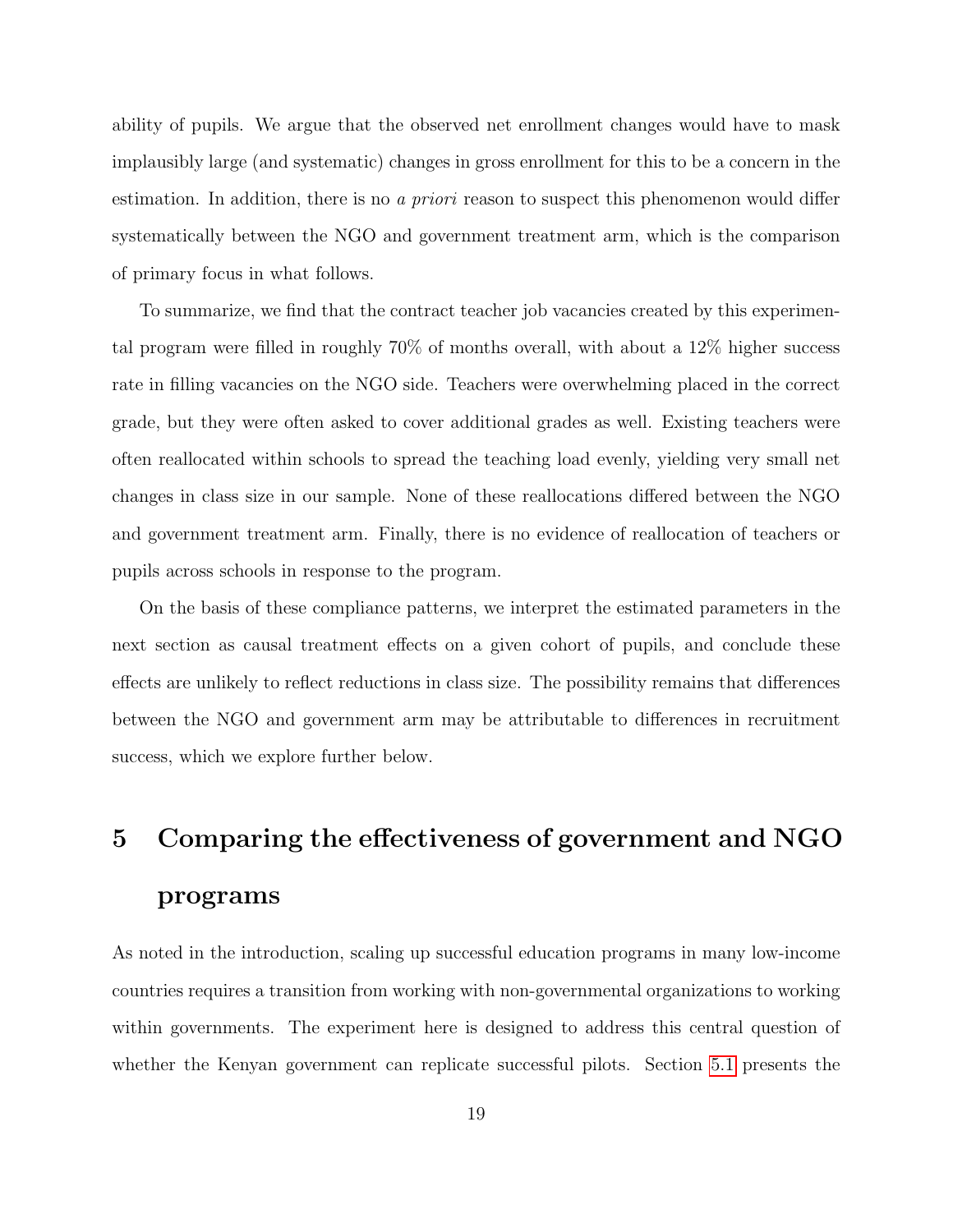ability of pupils. We argue that the observed net enrollment changes would have to mask implausibly large (and systematic) changes in gross enrollment for this to be a concern in the estimation. In addition, there is no *a priori* reason to suspect this phenomenon would differ systematically between the NGO and government treatment arm, which is the comparison of primary focus in what follows.

To summarize, we find that the contract teacher job vacancies created by this experimental program were filled in roughly 70% of months overall, with about a 12% higher success rate in filling vacancies on the NGO side. Teachers were overwhelming placed in the correct grade, but they were often asked to cover additional grades as well. Existing teachers were often reallocated within schools to spread the teaching load evenly, yielding very small net changes in class size in our sample. None of these reallocations differed between the NGO and government treatment arm. Finally, there is no evidence of reallocation of teachers or pupils across schools in response to the program.

On the basis of these compliance patterns, we interpret the estimated parameters in the next section as causal treatment effects on a given cohort of pupils, and conclude these effects are unlikely to reflect reductions in class size. The possibility remains that differences between the NGO and government arm may be attributable to differences in recruitment success, which we explore further below.

# 5 Comparing the effectiveness of government and NGO programs

As noted in the introduction, scaling up successful education programs in many low-income countries requires a transition from working with non-governmental organizations to working within governments. The experiment here is designed to address this central question of whether the Kenyan government can replicate successful pilots. Section 5.1 presents the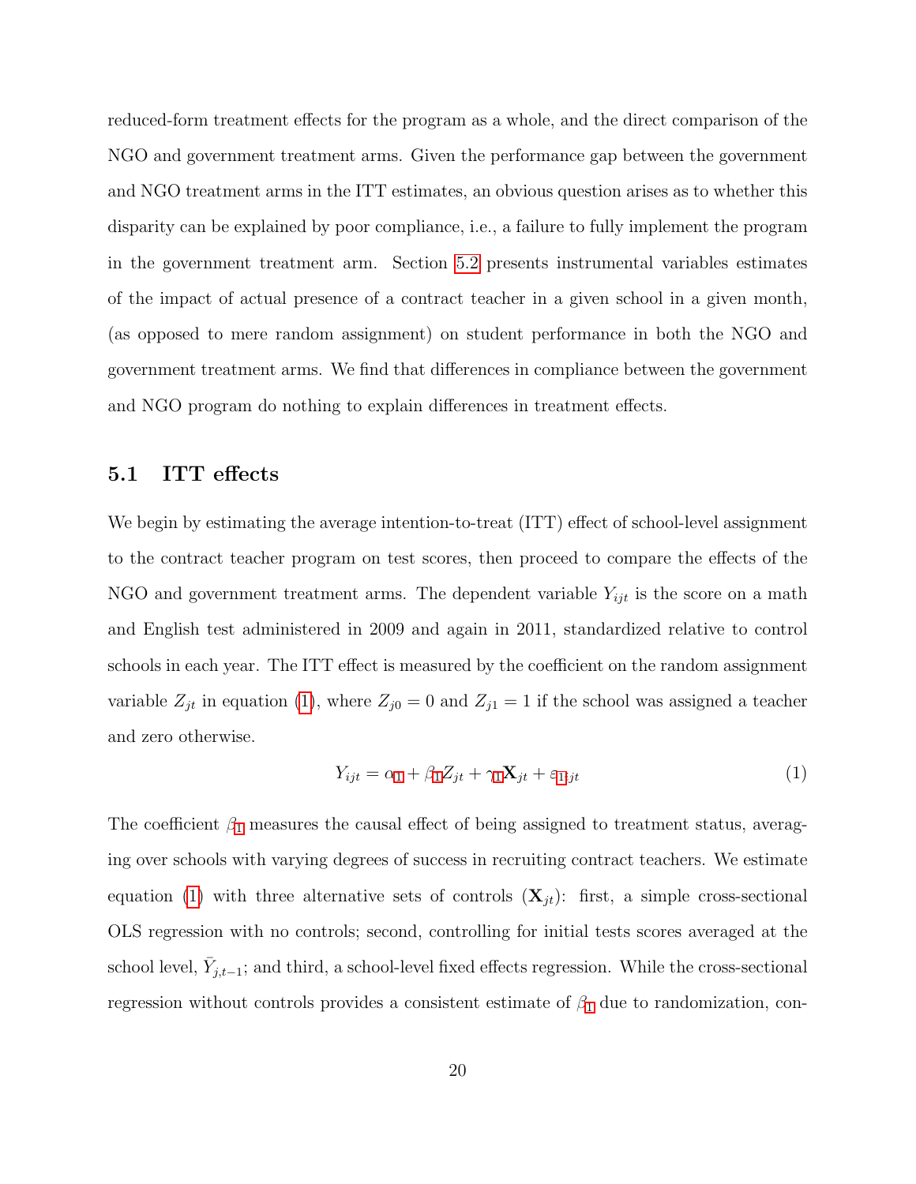reduced-form treatment effects for the program as a whole, and the direct comparison of the NGO and government treatment arms. Given the performance gap between the government and NGO treatment arms in the ITT estimates, an obvious question arises as to whether this disparity can be explained by poor compliance, i.e., a failure to fully implement the program in the government treatment arm. Section 5.2 presents instrumental variables estimates of the impact of actual presence of a contract teacher in a given school in a given month, (as opposed to mere random assignment) on student performance in both the NGO and government treatment arms. We find that differences in compliance between the government and NGO program do nothing to explain differences in treatment effects.

## 5.1 ITT effects

We begin by estimating the average intention-to-treat (ITT) effect of school-level assignment to the contract teacher program on test scores, then proceed to compare the effects of the NGO and government treatment arms. The dependent variable $Y_{ijt}$ is the score on a math and English test administered in 2009 and again in 2011, standardized relative to control schools in each year. The ITT effect is measured by the coefficient on the random assignment variable $Z_{jt}$ in equation (1), where $Z_{j0} = 0$ and $Z_{j1} = 1$ if the school was assigned a teacher and zero otherwise.

$$Y_{ijt} = \alpha_1 + \beta_1 Z_{jt} + \gamma_1 \mathbf{X}_{jt} + \varepsilon_{1ijt} \tag{1}$$

The coefficient $\beta_1$ measures the causal effect of being assigned to treatment status, averaging over schools with varying degrees of success in recruiting contract teachers. We estimate equation (1) with three alternative sets of controls ($\mathbf{X}_{jt}$): first, a simple cross-sectional OLS regression with no controls; second, controlling for initial tests scores averaged at the school level, $\bar{Y}_{j,t-1}$; and third, a school-level fixed effects regression. While the cross-sectional regression without controls provides a consistent estimate of $\beta_1$ due to randomization, con-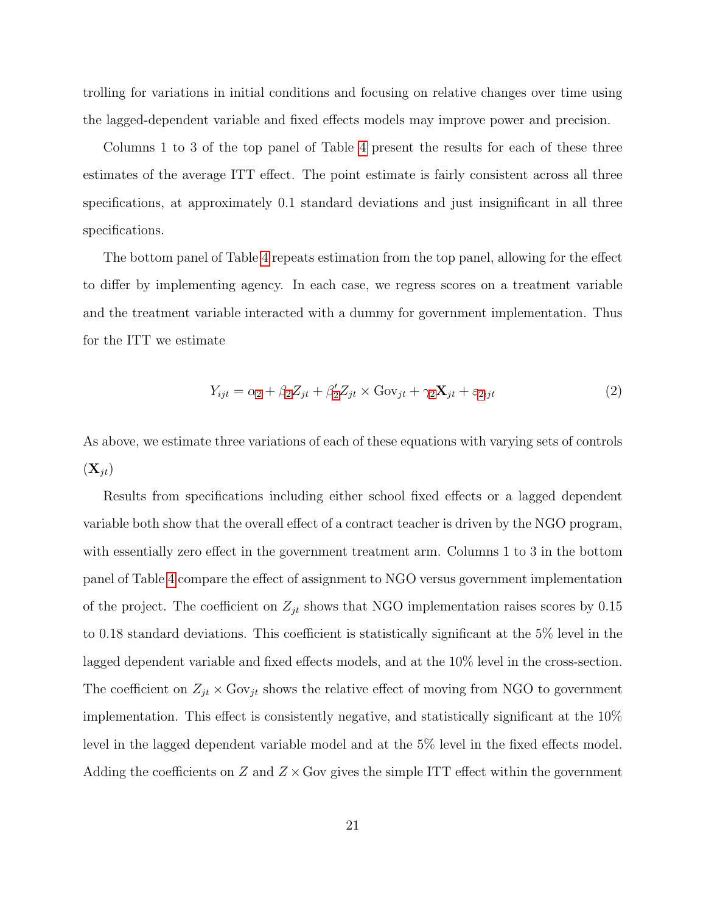trolling for variations in initial conditions and focusing on relative changes over time using the lagged-dependent variable and fixed effects models may improve power and precision.

Columns 1 to 3 of the top panel of Table 4 present the results for each of these three estimates of the average ITT effect. The point estimate is fairly consistent across all three specifications, at approximately 0.1 standard deviations and just insignificant in all three specifications.

The bottom panel of Table 4 repeats estimation from the top panel, allowing for the effect to differ by implementing agency. In each case, we regress scores on a treatment variable and the treatment variable interacted with a dummy for government implementation. Thus for the ITT we estimate

$$Y_{ijt} = \alpha_2 + \beta_2 Z_{jt} + \beta_2' Z_{jt} \times \text{Gov}_{jt} + \gamma_2 \mathbf{X}_{jt} + \varepsilon_{2ijt} \tag{2}$$

As above, we estimate three variations of each of these equations with varying sets of controls ($\mathbf{X}_{jt}$)

Results from specifications including either school fixed effects or a lagged dependent variable both show that the overall effect of a contract teacher is driven by the NGO program, with essentially zero effect in the government treatment arm. Columns 1 to 3 in the bottom panel of Table 4 compare the effect of assignment to NGO versus government implementation of the project. The coefficient on $Z_{jt}$ shows that NGO implementation raises scores by 0.15 to 0.18 standard deviations. This coefficient is statistically significant at the 5% level in the lagged dependent variable and fixed effects models, and at the 10% level in the cross-section. The coefficient on $Z_{jt} \times \text{Gov}_{jt}$ shows the relative effect of moving from NGO to government implementation. This effect is consistently negative, and statistically significant at the 10% level in the lagged dependent variable model and at the 5% level in the fixed effects model. Adding the coefficients on $Z$ and $Z \times \text{Gov}$ gives the simple ITT effect within the government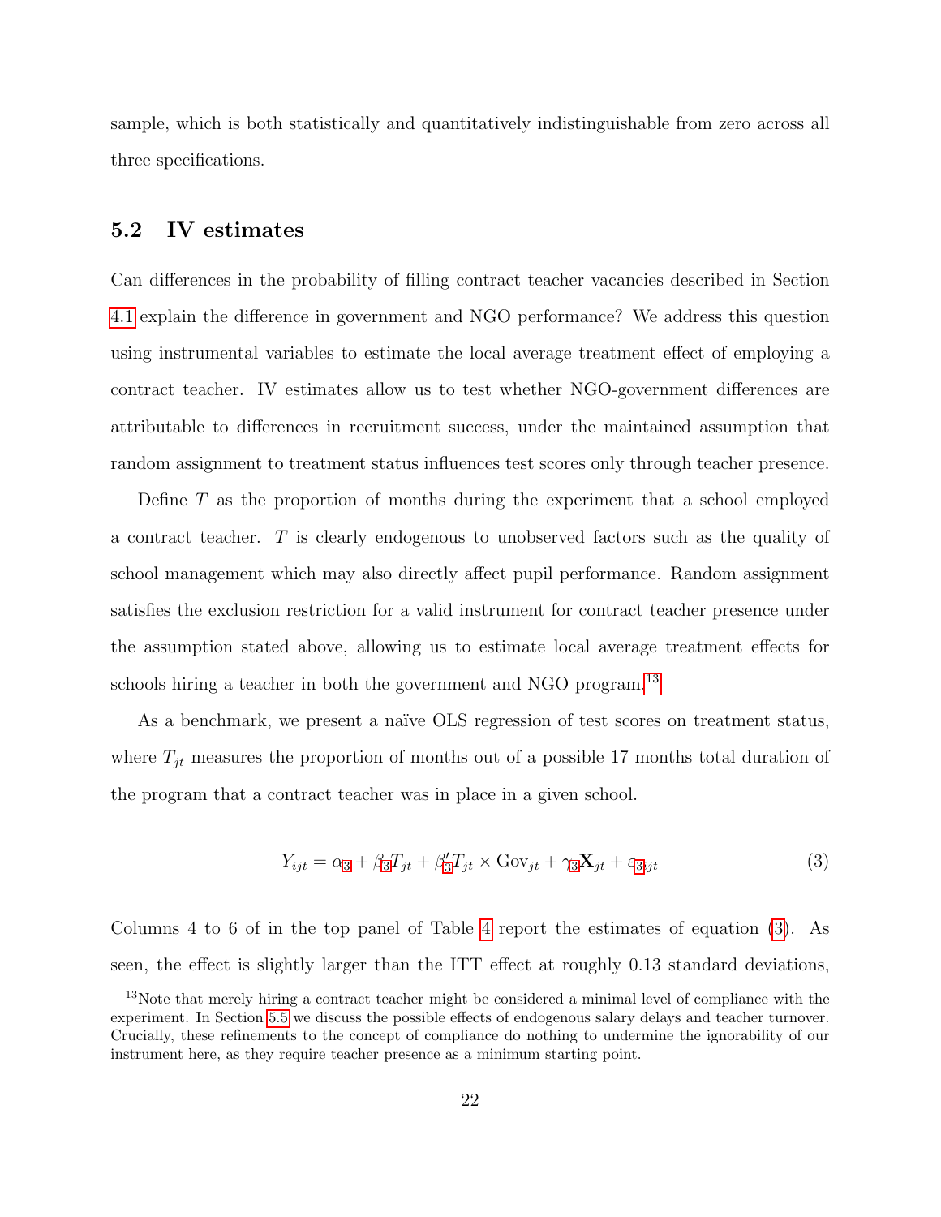sample, which is both statistically and quantitatively indistinguishable from zero across all three specifications.

## 5.2 IV estimates

Can differences in the probability of filling contract teacher vacancies described in Section 4.1 explain the difference in government and NGO performance? We address this question using instrumental variables to estimate the local average treatment effect of employing a contract teacher. IV estimates allow us to test whether NGO-government differences are attributable to differences in recruitment success, under the maintained assumption that random assignment to treatment status influences test scores only through teacher presence.

Define $T$ as the proportion of months during the experiment that a school employed a contract teacher. $T$ is clearly endogenous to unobserved factors such as the quality of school management which may also directly affect pupil performance. Random assignment satisfies the exclusion restriction for a valid instrument for contract teacher presence under the assumption stated above, allowing us to estimate local average treatment effects for schools hiring a teacher in both the government and NGO program.[13]

As a benchmark, we present a naïve OLS regression of test scores on treatment status, where $T_{jt}$ measures the proportion of months out of a possible 17 months total duration of the program that a contract teacher was in place in a given school.

$$Y_{ijt} = \alpha_3 + \beta_3 T_{jt} + \beta_3' T_{jt} \times \text{Gov}_{jt} + \gamma_3 \mathbf{X}_{jt} + \varepsilon_{3ijt} \tag{3}$$

Columns 4 to 6 of in the top panel of Table 4 report the estimates of equation (3). As seen, the effect is slightly larger than the ITT effect at roughly 0.13 standard deviations,

[13] Note that merely hiring a contract teacher might be considered a minimal level of compliance with the experiment. In Section 5.5 we discuss the possible effects of endogenous salary delays and teacher turnover. Crucially, these refinements to the concept of compliance do nothing to undermine the ignorability of our instrument here, as they require teacher presence as a minimum starting point.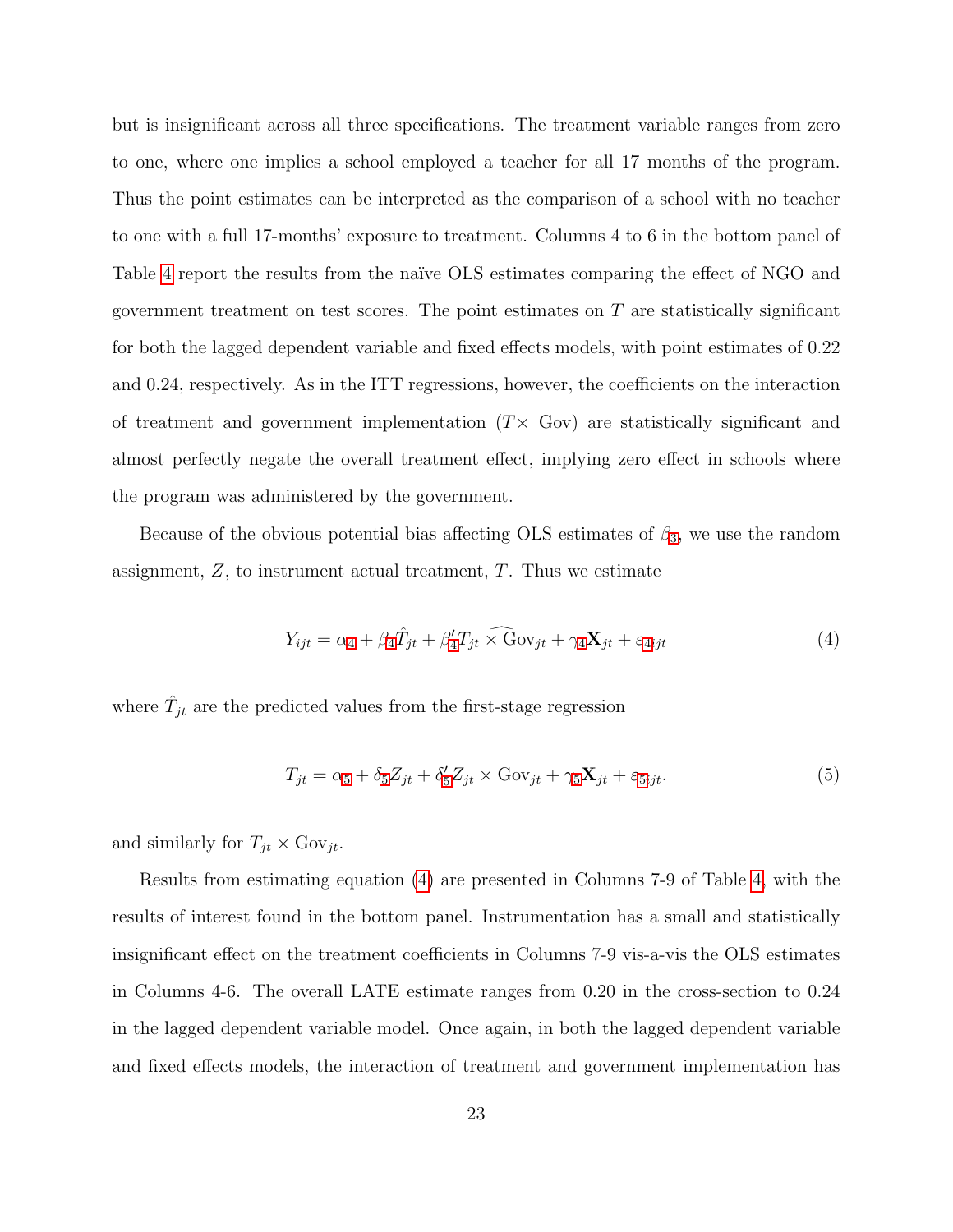but is insignificant across all three specifications. The treatment variable ranges from zero to one, where one implies a school employed a teacher for all 17 months of the program. Thus the point estimates can be interpreted as the comparison of a school with no teacher to one with a full 17-months' exposure to treatment. Columns 4 to 6 in the bottom panel of Table 4 report the results from the naïve OLS estimates comparing the effect of NGO and government treatment on test scores. The point estimates on $T$ are statistically significant for both the lagged dependent variable and fixed effects models, with point estimates of 0.22 and 0.24, respectively. As in the ITT regressions, however, the coefficients on the interaction of treatment and government implementation ($T\times$ Gov) are statistically significant and almost perfectly negate the overall treatment effect, implying zero effect in schools where the program was administered by the government.

Because of the obvious potential bias affecting OLS estimates of $\beta_3$, we use the random assignment, $Z$, to instrument actual treatment, $T$. Thus we estimate

$$Y_{ijt} = \alpha_4 + \beta_4\hat{T}_{jt} + \beta_4' \widehat{T_{jt} \times \text{Gov}_{jt}} + \gamma_4\mathbf{X}_{jt} + \varepsilon_{4ijt} \tag{4}$$

where $\hat{T}_{jt}$ are the predicted values from the first-stage regression

$$T_{jt} = \alpha_5 + \delta_5 Z_{jt} + \delta_5' Z_{jt} \times \text{Gov}_{jt} + \gamma_5\mathbf{X}_{jt} + \varepsilon_{5ijt}. \tag{5}$$

and similarly for $T_{jt} \times \text{Gov}_{jt}$.

Results from estimating equation (4) are presented in Columns 7-9 of Table 4, with the results of interest found in the bottom panel. Instrumentation has a small and statistically insignificant effect on the treatment coefficients in Columns 7-9 vis-a-vis the OLS estimates in Columns 4-6. The overall LATE estimate ranges from 0.20 in the cross-section to 0.24 in the lagged dependent variable model. Once again, in both the lagged dependent variable and fixed effects models, the interaction of treatment and government implementation has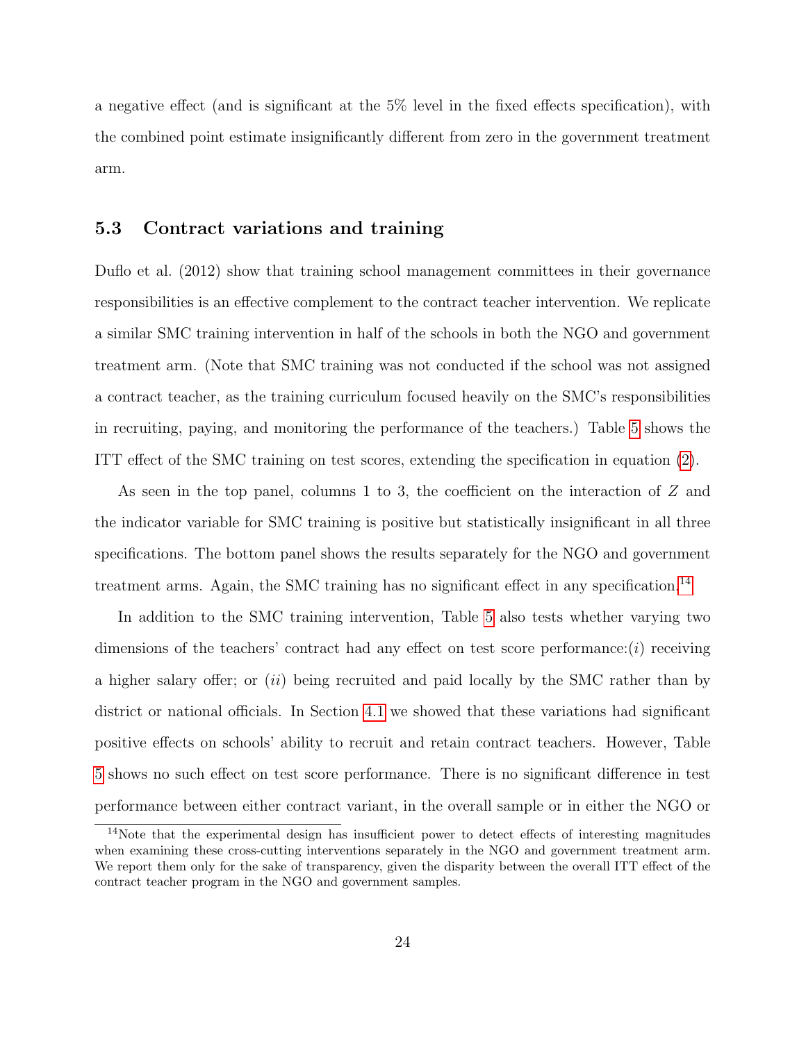a negative effect (and is significant at the 5% level in the fixed effects specification), with the combined point estimate insignificantly different from zero in the government treatment arm.

### 5.3 Contract variations and training

Duflo et al. (2012) show that training school management committees in their governance responsibilities is an effective complement to the contract teacher intervention. We replicate a similar SMC training intervention in half of the schools in both the NGO and government treatment arm. (Note that SMC training was not conducted if the school was not assigned a contract teacher, as the training curriculum focused heavily on the SMC's responsibilities in recruiting, paying, and monitoring the performance of the teachers.) Table 5 shows the ITT effect of the SMC training on test scores, extending the specification in equation (2).

As seen in the top panel, columns 1 to 3, the coefficient on the interaction of $Z$ and the indicator variable for SMC training is positive but statistically insignificant in all three specifications. The bottom panel shows the results separately for the NGO and government treatment arms. Again, the SMC training has no significant effect in any specification.[14]

In addition to the SMC training intervention, Table 5 also tests whether varying two dimensions of the teachers' contract had any effect on test score performance:($i$) receiving a higher salary offer; or ($ii$) being recruited and paid locally by the SMC rather than by district or national officials. In Section 4.1 we showed that these variations had significant positive effects on schools' ability to recruit and retain contract teachers. However, Table 5 shows no such effect on test score performance. There is no significant difference in test performance between either contract variant, in the overall sample or in either the NGO or

[14]Note that the experimental design has insufficient power to detect effects of interesting magnitudes when examining these cross-cutting interventions separately in the NGO and government treatment arm. We report them only for the sake of transparency, given the disparity between the overall ITT effect of the contract teacher program in the NGO and government samples.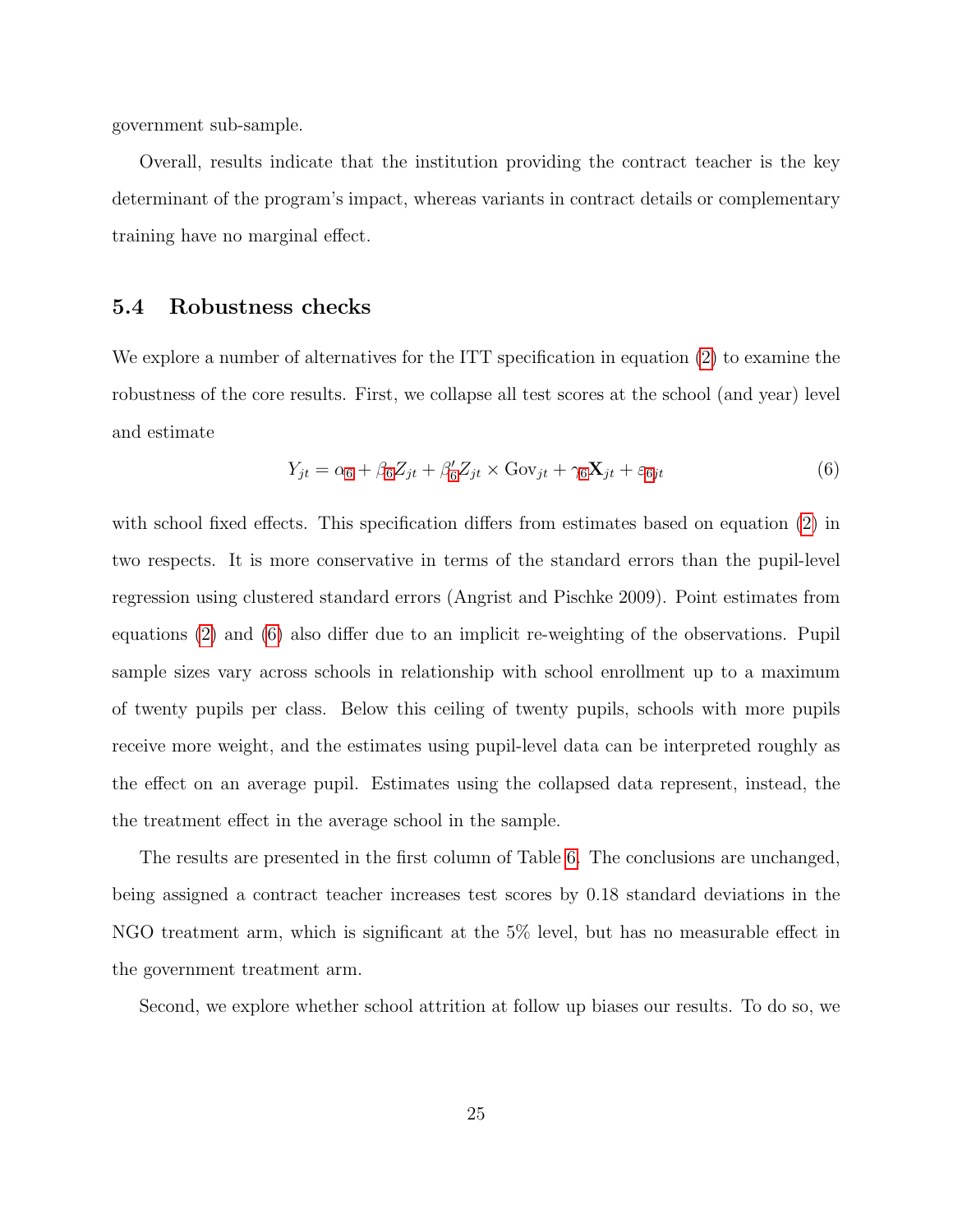government sub-sample.

Overall, results indicate that the institution providing the contract teacher is the key determinant of the program's impact, whereas variants in contract details or complementary training have no marginal effect.

### 5.4 Robustness checks

We explore a number of alternatives for the ITT specification in equation (2) to examine the robustness of the core results. First, we collapse all test scores at the school (and year) level and estimate

$$Y_{jt} = \alpha_6 + \beta_6 Z_{jt} + \beta_6' Z_{jt} \times \text{Gov}_{jt} + \gamma_6 \mathbf{X}_{jt} + \varepsilon_{6jt} \tag{6}$$

with school fixed effects. This specification differs from estimates based on equation (2) in two respects. It is more conservative in terms of the standard errors than the pupil-level regression using clustered standard errors (Angrist and Pischke 2009). Point estimates from equations (2) and (6) also differ due to an implicit re-weighting of the observations. Pupil sample sizes vary across schools in relationship with school enrollment up to a maximum of twenty pupils per class. Below this ceiling of twenty pupils, schools with more pupils receive more weight, and the estimates using pupil-level data can be interpreted roughly as the effect on an average pupil. Estimates using the collapsed data represent, instead, the the treatment effect in the average school in the sample.

The results are presented in the first column of Table 6. The conclusions are unchanged, being assigned a contract teacher increases test scores by 0.18 standard deviations in the NGO treatment arm, which is significant at the 5% level, but has no measurable effect in the government treatment arm.

Second, we explore whether school attrition at follow up biases our results. To do so, we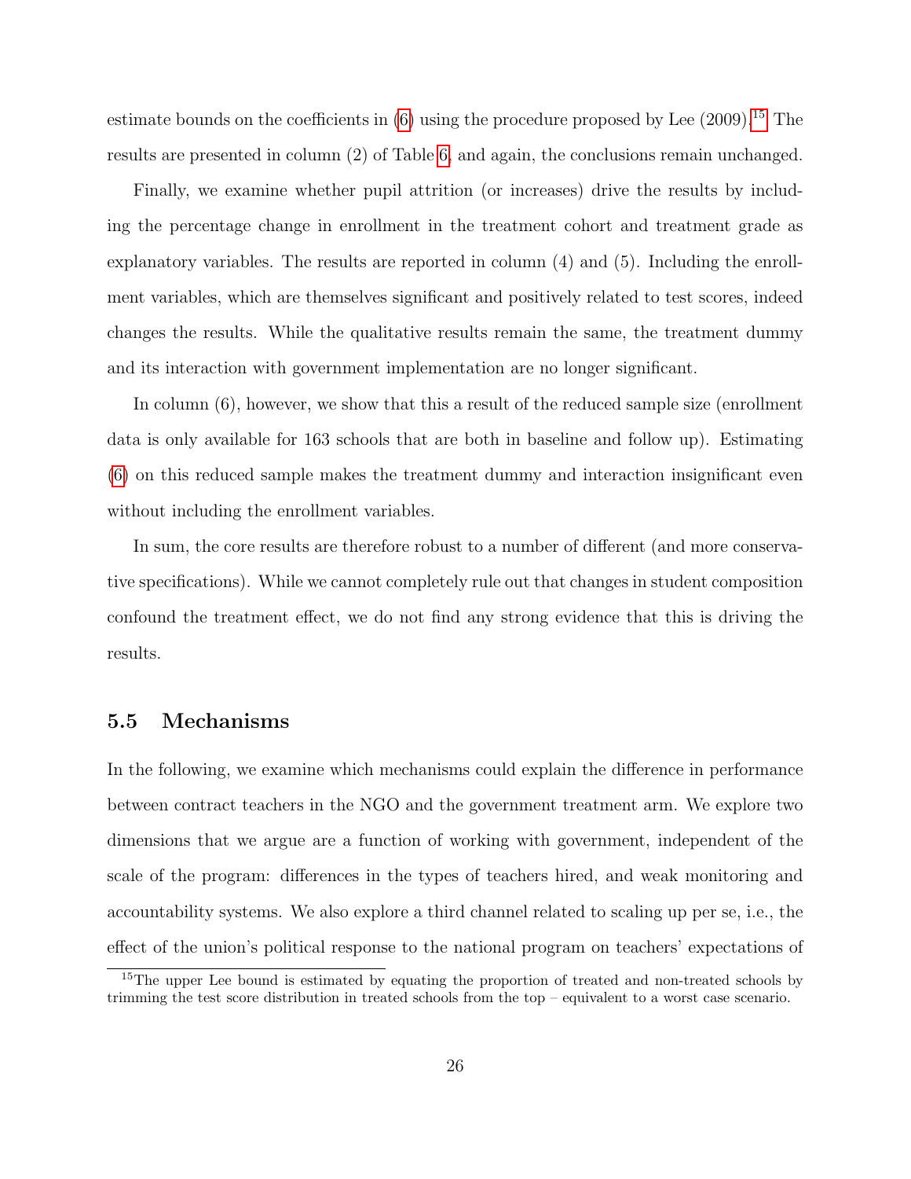estimate bounds on the coefficients in (6) using the procedure proposed by Lee (2009).[15] The results are presented in column (2) of Table 6, and again, the conclusions remain unchanged.

Finally, we examine whether pupil attrition (or increases) drive the results by including the percentage change in enrollment in the treatment cohort and treatment grade as explanatory variables. The results are reported in column (4) and (5). Including the enrollment variables, which are themselves significant and positively related to test scores, indeed changes the results. While the qualitative results remain the same, the treatment dummy and its interaction with government implementation are no longer significant.

In column (6), however, we show that this a result of the reduced sample size (enrollment data is only available for 163 schools that are both in baseline and follow up). Estimating (6) on this reduced sample makes the treatment dummy and interaction insignificant even without including the enrollment variables.

In sum, the core results are therefore robust to a number of different (and more conservative specifications). While we cannot completely rule out that changes in student composition confound the treatment effect, we do not find any strong evidence that this is driving the results.

### 5.5 Mechanisms

In the following, we examine which mechanisms could explain the difference in performance between contract teachers in the NGO and the government treatment arm. We explore two dimensions that we argue are a function of working with government, independent of the scale of the program: differences in the types of teachers hired, and weak monitoring and accountability systems. We also explore a third channel related to scaling up per se, i.e., the effect of the union's political response to the national program on teachers' expectations of

[15] The upper Lee bound is estimated by equating the proportion of treated and non-treated schools by trimming the test score distribution in treated schools from the top – equivalent to a worst case scenario.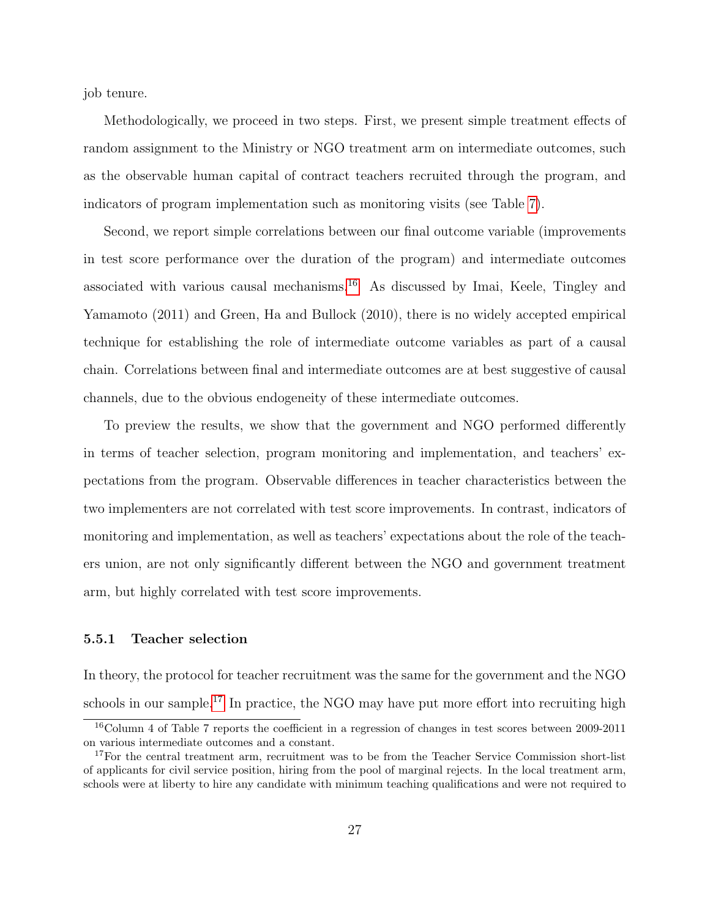job tenure.

Methodologically, we proceed in two steps. First, we present simple treatment effects of random assignment to the Ministry or NGO treatment arm on intermediate outcomes, such as the observable human capital of contract teachers recruited through the program, and indicators of program implementation such as monitoring visits (see Table 7).

Second, we report simple correlations between our final outcome variable (improvements in test score performance over the duration of the program) and intermediate outcomes associated with various causal mechanisms.[16] As discussed by Imai, Keele, Tingley and Yamamoto (2011) and Green, Ha and Bullock (2010), there is no widely accepted empirical technique for establishing the role of intermediate outcome variables as part of a causal chain. Correlations between final and intermediate outcomes are at best suggestive of causal channels, due to the obvious endogeneity of these intermediate outcomes.

To preview the results, we show that the government and NGO performed differently in terms of teacher selection, program monitoring and implementation, and teachers' expectations from the program. Observable differences in teacher characteristics between the two implementers are not correlated with test score improvements. In contrast, indicators of monitoring and implementation, as well as teachers' expectations about the role of the teachers union, are not only significantly different between the NGO and government treatment arm, but highly correlated with test score improvements.

### 5.5.1 Teacher selection

In theory, the protocol for teacher recruitment was the same for the government and the NGO schools in our sample.[17] In practice, the NGO may have put more effort into recruiting high

[16] Column 4 of Table 7 reports the coefficient in a regression of changes in test scores between 2009-2011 on various intermediate outcomes and a constant.

[17] For the central treatment arm, recruitment was to be from the Teacher Service Commission short-list of applicants for civil service position, hiring from the pool of marginal rejects. In the local treatment arm, schools were at liberty to hire any candidate with minimum teaching qualifications and were not required to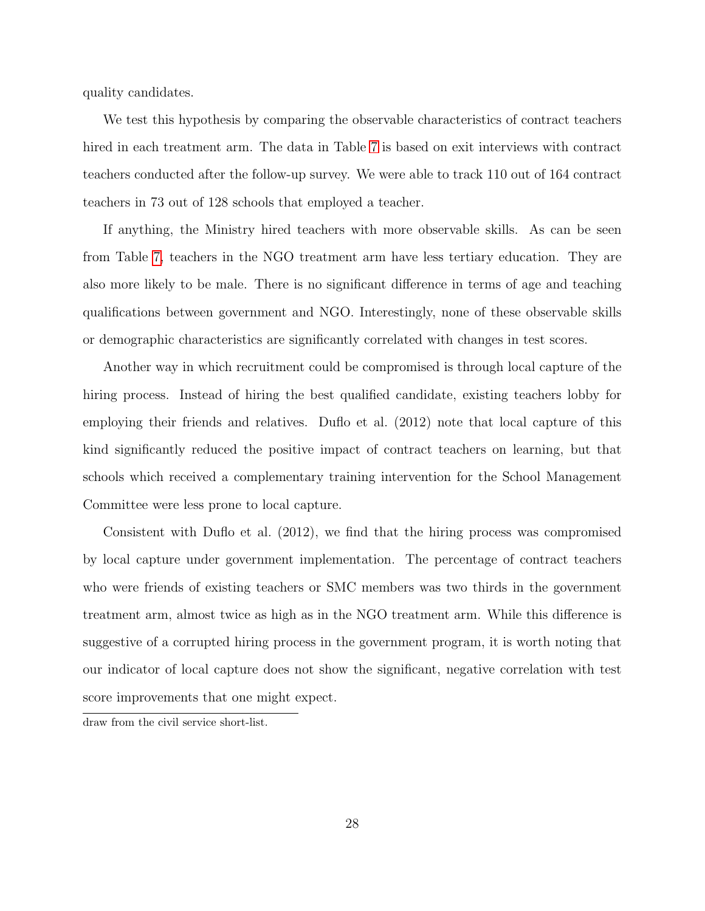quality candidates.

We test this hypothesis by comparing the observable characteristics of contract teachers hired in each treatment arm. The data in Table 7 is based on exit interviews with contract teachers conducted after the follow-up survey. We were able to track 110 out of 164 contract teachers in 73 out of 128 schools that employed a teacher.

If anything, the Ministry hired teachers with more observable skills. As can be seen from Table 7, teachers in the NGO treatment arm have less tertiary education. They are also more likely to be male. There is no significant difference in terms of age and teaching qualifications between government and NGO. Interestingly, none of these observable skills or demographic characteristics are significantly correlated with changes in test scores.

Another way in which recruitment could be compromised is through local capture of the hiring process. Instead of hiring the best qualified candidate, existing teachers lobby for employing their friends and relatives. Duflo et al. (2012) note that local capture of this kind significantly reduced the positive impact of contract teachers on learning, but that schools which received a complementary training intervention for the School Management Committee were less prone to local capture.

Consistent with Duflo et al. (2012), we find that the hiring process was compromised by local capture under government implementation. The percentage of contract teachers who were friends of existing teachers or SMC members was two thirds in the government treatment arm, almost twice as high as in the NGO treatment arm. While this difference is suggestive of a corrupted hiring process in the government program, it is worth noting that our indicator of local capture does not show the significant, negative correlation with test score improvements that one might expect.

draw from the civil service short-list.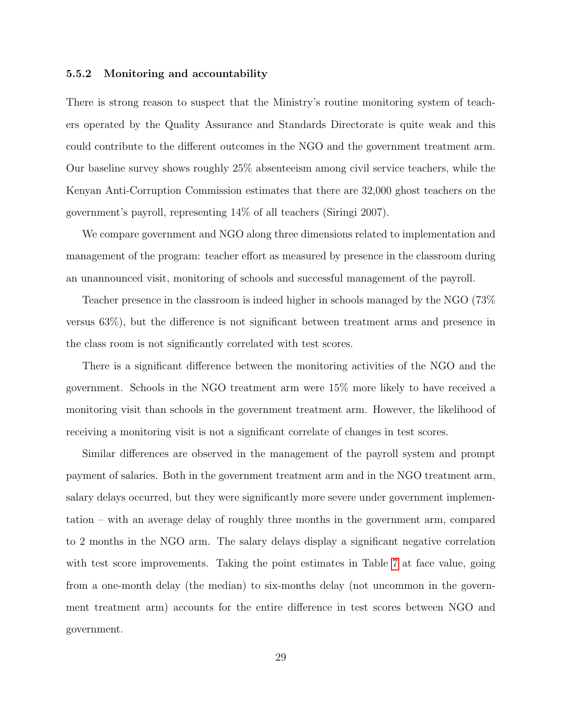#### 5.5.2 Monitoring and accountability

There is strong reason to suspect that the Ministry's routine monitoring system of teachers operated by the Quality Assurance and Standards Directorate is quite weak and this could contribute to the different outcomes in the NGO and the government treatment arm. Our baseline survey shows roughly 25% absenteeism among civil service teachers, while the Kenyan Anti-Corruption Commission estimates that there are 32,000 ghost teachers on the government's payroll, representing 14% of all teachers (Siringi 2007).

We compare government and NGO along three dimensions related to implementation and management of the program: teacher effort as measured by presence in the classroom during an unannounced visit, monitoring of schools and successful management of the payroll.

Teacher presence in the classroom is indeed higher in schools managed by the NGO (73% versus 63%), but the difference is not significant between treatment arms and presence in the class room is not significantly correlated with test scores.

There is a significant difference between the monitoring activities of the NGO and the government. Schools in the NGO treatment arm were 15% more likely to have received a monitoring visit than schools in the government treatment arm. However, the likelihood of receiving a monitoring visit is not a significant correlate of changes in test scores.

Similar differences are observed in the management of the payroll system and prompt payment of salaries. Both in the government treatment arm and in the NGO treatment arm, salary delays occurred, but they were significantly more severe under government implementation – with an average delay of roughly three months in the government arm, compared to 2 months in the NGO arm. The salary delays display a significant negative correlation with test score improvements. Taking the point estimates in Table 7 at face value, going from a one-month delay (the median) to six-months delay (not uncommon in the government treatment arm) accounts for the entire difference in test scores between NGO and government.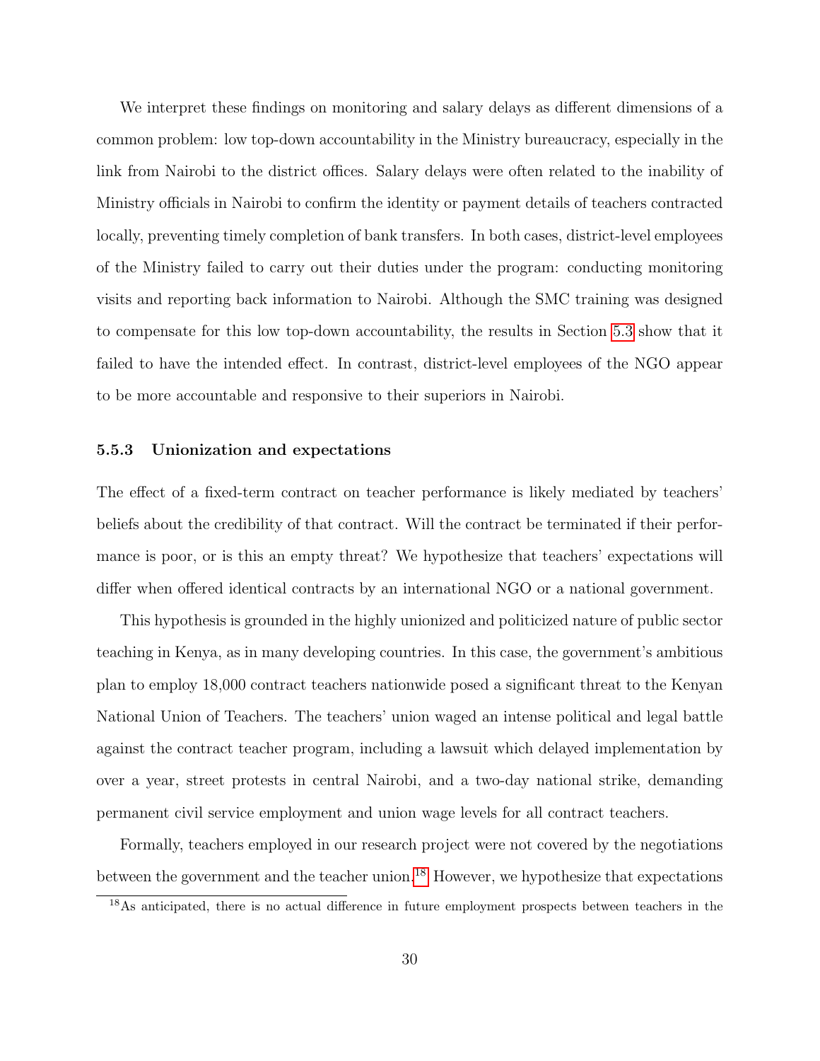We interpret these findings on monitoring and salary delays as different dimensions of a common problem: low top-down accountability in the Ministry bureaucracy, especially in the link from Nairobi to the district offices. Salary delays were often related to the inability of Ministry officials in Nairobi to confirm the identity or payment details of teachers contracted locally, preventing timely completion of bank transfers. In both cases, district-level employees of the Ministry failed to carry out their duties under the program: conducting monitoring visits and reporting back information to Nairobi. Although the SMC training was designed to compensate for this low top-down accountability, the results in Section 5.3 show that it failed to have the intended effect. In contrast, district-level employees of the NGO appear to be more accountable and responsive to their superiors in Nairobi.

### 5.5.3 Unionization and expectations

The effect of a fixed-term contract on teacher performance is likely mediated by teachers' beliefs about the credibility of that contract. Will the contract be terminated if their performance is poor, or is this an empty threat? We hypothesize that teachers' expectations will differ when offered identical contracts by an international NGO or a national government.

This hypothesis is grounded in the highly unionized and politicized nature of public sector teaching in Kenya, as in many developing countries. In this case, the government's ambitious plan to employ 18,000 contract teachers nationwide posed a significant threat to the Kenyan National Union of Teachers. The teachers' union waged an intense political and legal battle against the contract teacher program, including a lawsuit which delayed implementation by over a year, street protests in central Nairobi, and a two-day national strike, demanding permanent civil service employment and union wage levels for all contract teachers.

Formally, teachers employed in our research project were not covered by the negotiations between the government and the teacher union.[18] However, we hypothesize that expectations

[18]As anticipated, there is no actual difference in future employment prospects between teachers in the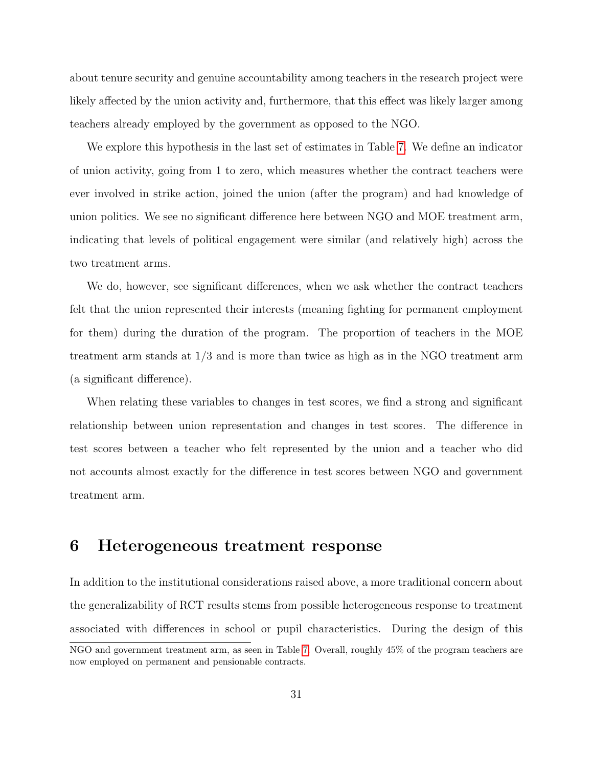about tenure security and genuine accountability among teachers in the research project were likely affected by the union activity and, furthermore, that this effect was likely larger among teachers already employed by the government as opposed to the NGO.

We explore this hypothesis in the last set of estimates in Table 7. We define an indicator of union activity, going from 1 to zero, which measures whether the contract teachers were ever involved in strike action, joined the union (after the program) and had knowledge of union politics. We see no significant difference here between NGO and MOE treatment arm, indicating that levels of political engagement were similar (and relatively high) across the two treatment arms.

We do, however, see significant differences, when we ask whether the contract teachers felt that the union represented their interests (meaning fighting for permanent employment for them) during the duration of the program. The proportion of teachers in the MOE treatment arm stands at 1/3 and is more than twice as high as in the NGO treatment arm (a significant difference).

When relating these variables to changes in test scores, we find a strong and significant relationship between union representation and changes in test scores. The difference in test scores between a teacher who felt represented by the union and a teacher who did not accounts almost exactly for the difference in test scores between NGO and government treatment arm.

## 6 Heterogeneous treatment response

In addition to the institutional considerations raised above, a more traditional concern about the generalizability of RCT results stems from possible heterogeneous response to treatment associated with differences in school or pupil characteristics. During the design of this

NGO and government treatment arm, as seen in Table 7. Overall, roughly 45% of the program teachers are now employed on permanent and pensionable contracts.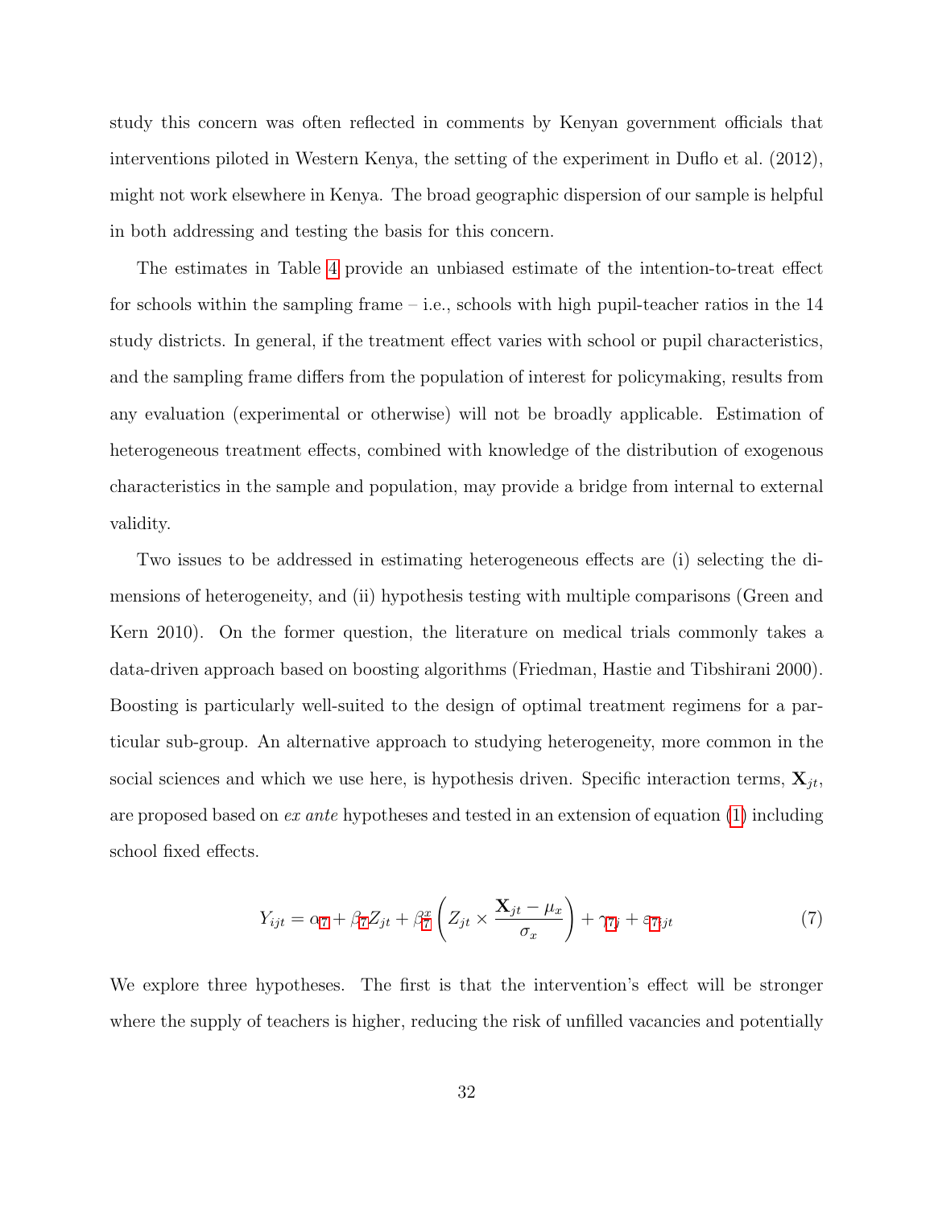study this concern was often reflected in comments by Kenyan government officials that interventions piloted in Western Kenya, the setting of the experiment in Duflo et al. (2012), might not work elsewhere in Kenya. The broad geographic dispersion of our sample is helpful in both addressing and testing the basis for this concern.

The estimates in Table 4 provide an unbiased estimate of the intention-to-treat effect for schools within the sampling frame – i.e., schools with high pupil-teacher ratios in the 14 study districts. In general, if the treatment effect varies with school or pupil characteristics, and the sampling frame differs from the population of interest for policymaking, results from any evaluation (experimental or otherwise) will not be broadly applicable. Estimation of heterogeneous treatment effects, combined with knowledge of the distribution of exogenous characteristics in the sample and population, may provide a bridge from internal to external validity.

Two issues to be addressed in estimating heterogeneous effects are (i) selecting the dimensions of heterogeneity, and (ii) hypothesis testing with multiple comparisons (Green and Kern 2010). On the former question, the literature on medical trials commonly takes a data-driven approach based on boosting algorithms (Friedman, Hastie and Tibshirani 2000). Boosting is particularly well-suited to the design of optimal treatment regimens for a particular sub-group. An alternative approach to studying heterogeneity, more common in the social sciences and which we use here, is hypothesis driven. Specific interaction terms, $\mathbf{X}_{jt}$, are proposed based on *ex ante* hypotheses and tested in an extension of equation (1) including school fixed effects.

$$Y_{ijt} = \alpha_7 + \beta_7 Z_{jt} + \beta_7^x \left( Z_{jt} \times \frac{\mathbf{X}_{jt} - \mu_x}{\sigma_x} \right) + \gamma_{7j} + \varepsilon_{7ijt} \tag{7}$$

We explore three hypotheses. The first is that the intervention's effect will be stronger where the supply of teachers is higher, reducing the risk of unfilled vacancies and potentially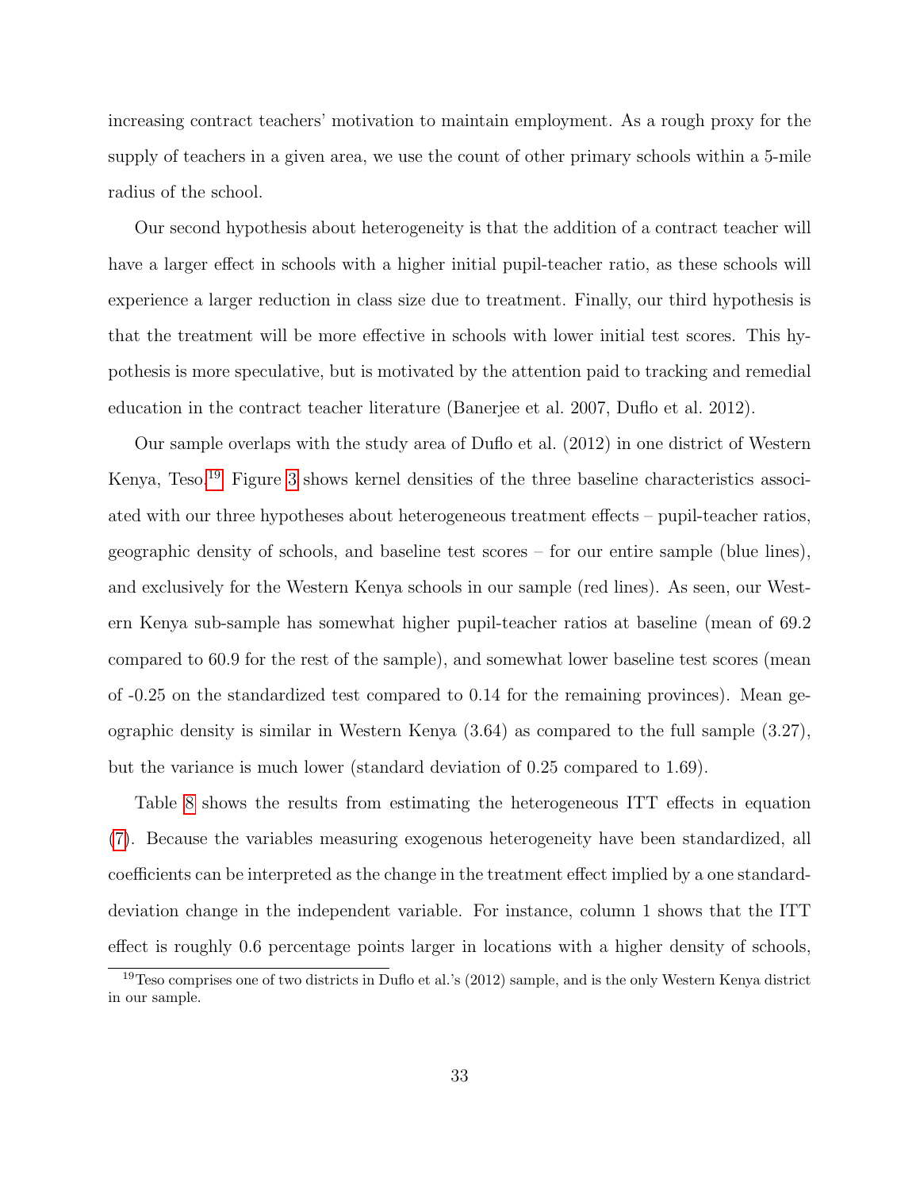increasing contract teachers' motivation to maintain employment. As a rough proxy for the supply of teachers in a given area, we use the count of other primary schools within a 5-mile radius of the school.

Our second hypothesis about heterogeneity is that the addition of a contract teacher will have a larger effect in schools with a higher initial pupil-teacher ratio, as these schools will experience a larger reduction in class size due to treatment. Finally, our third hypothesis is that the treatment will be more effective in schools with lower initial test scores. This hypothesis is more speculative, but is motivated by the attention paid to tracking and remedial education in the contract teacher literature (Banerjee et al. 2007, Duflo et al. 2012).

Our sample overlaps with the study area of Duflo et al. (2012) in one district of Western Kenya, Teso.[19] Figure 3 shows kernel densities of the three baseline characteristics associated with our three hypotheses about heterogeneous treatment effects – pupil-teacher ratios, geographic density of schools, and baseline test scores – for our entire sample (blue lines), and exclusively for the Western Kenya schools in our sample (red lines). As seen, our Western Kenya sub-sample has somewhat higher pupil-teacher ratios at baseline (mean of 69.2 compared to 60.9 for the rest of the sample), and somewhat lower baseline test scores (mean of -0.25 on the standardized test compared to 0.14 for the remaining provinces). Mean geographic density is similar in Western Kenya (3.64) as compared to the full sample (3.27), but the variance is much lower (standard deviation of 0.25 compared to 1.69).

Table 8 shows the results from estimating the heterogeneous ITT effects in equation (7). Because the variables measuring exogenous heterogeneity have been standardized, all coefficients can be interpreted as the change in the treatment effect implied by a one standard-deviation change in the independent variable. For instance, column 1 shows that the ITT effect is roughly 0.6 percentage points larger in locations with a higher density of schools,

[19] Teso comprises one of two districts in Duflo et al.'s (2012) sample, and is the only Western Kenya district in our sample.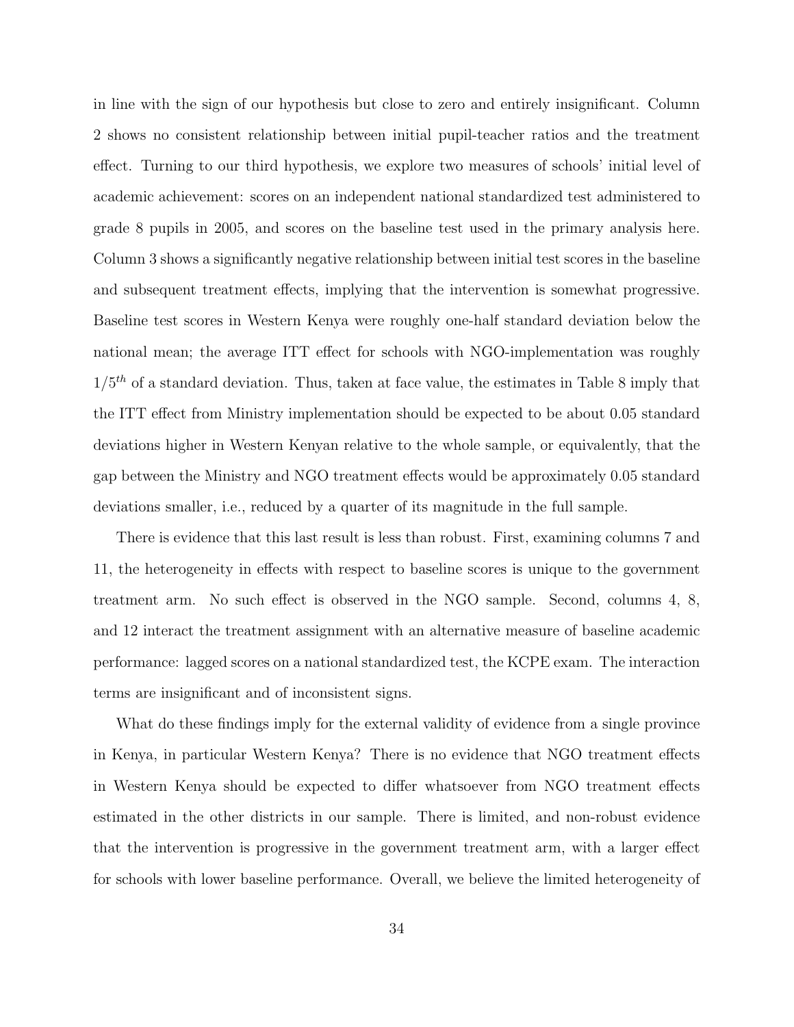in line with the sign of our hypothesis but close to zero and entirely insignificant. Column 2 shows no consistent relationship between initial pupil-teacher ratios and the treatment effect. Turning to our third hypothesis, we explore two measures of schools' initial level of academic achievement: scores on an independent national standardized test administered to grade 8 pupils in 2005, and scores on the baseline test used in the primary analysis here. Column 3 shows a significantly negative relationship between initial test scores in the baseline and subsequent treatment effects, implying that the intervention is somewhat progressive. Baseline test scores in Western Kenya were roughly one-half standard deviation below the national mean; the average ITT effect for schools with NGO-implementation was roughly $1/5^{th}$ of a standard deviation. Thus, taken at face value, the estimates in Table 8 imply that the ITT effect from Ministry implementation should be expected to be about 0.05 standard deviations higher in Western Kenyan relative to the whole sample, or equivalently, that the gap between the Ministry and NGO treatment effects would be approximately 0.05 standard deviations smaller, i.e., reduced by a quarter of its magnitude in the full sample.

There is evidence that this last result is less than robust. First, examining columns 7 and 11, the heterogeneity in effects with respect to baseline scores is unique to the government treatment arm. No such effect is observed in the NGO sample. Second, columns 4, 8, and 12 interact the treatment assignment with an alternative measure of baseline academic performance: lagged scores on a national standardized test, the KCPE exam. The interaction terms are insignificant and of inconsistent signs.

What do these findings imply for the external validity of evidence from a single province in Kenya, in particular Western Kenya? There is no evidence that NGO treatment effects in Western Kenya should be expected to differ whatsoever from NGO treatment effects estimated in the other districts in our sample. There is limited, and non-robust evidence that the intervention is progressive in the government treatment arm, with a larger effect for schools with lower baseline performance. Overall, we believe the limited heterogeneity of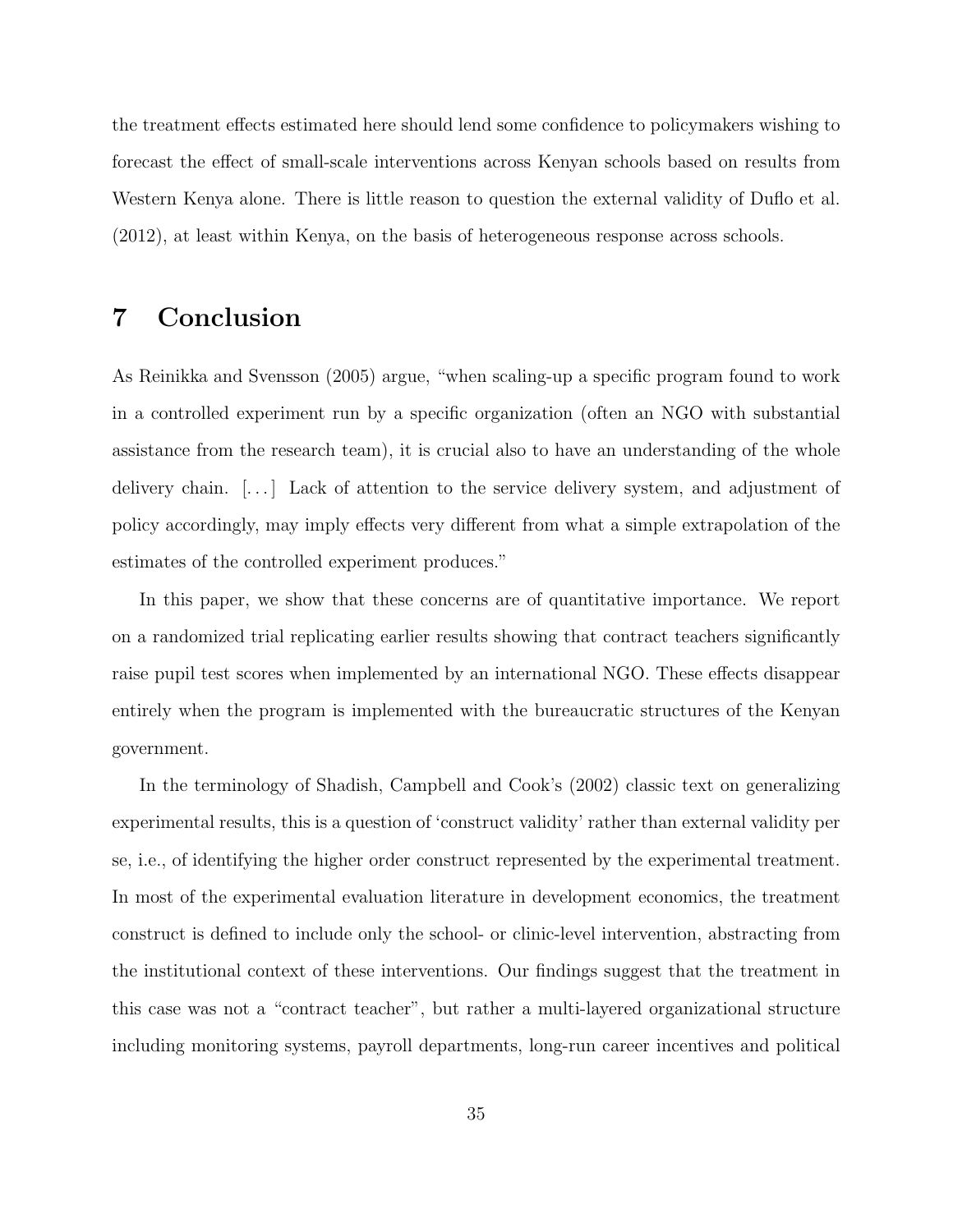the treatment effects estimated here should lend some confidence to policymakers wishing to forecast the effect of small-scale interventions across Kenyan schools based on results from Western Kenya alone. There is little reason to question the external validity of Duflo et al. (2012), at least within Kenya, on the basis of heterogeneous response across schools.

# 7 Conclusion

As Reinikka and Svensson (2005) argue, "when scaling-up a specific program found to work in a controlled experiment run by a specific organization (often an NGO with substantial assistance from the research team), it is crucial also to have an understanding of the whole delivery chain. [...] Lack of attention to the service delivery system, and adjustment of policy accordingly, may imply effects very different from what a simple extrapolation of the estimates of the controlled experiment produces."

In this paper, we show that these concerns are of quantitative importance. We report on a randomized trial replicating earlier results showing that contract teachers significantly raise pupil test scores when implemented by an international NGO. These effects disappear entirely when the program is implemented with the bureaucratic structures of the Kenyan government.

In the terminology of Shadish, Campbell and Cook's (2002) classic text on generalizing experimental results, this is a question of 'construct validity' rather than external validity per se, i.e., of identifying the higher order construct represented by the experimental treatment. In most of the experimental evaluation literature in development economics, the treatment construct is defined to include only the school- or clinic-level intervention, abstracting from the institutional context of these interventions. Our findings suggest that the treatment in this case was not a "contract teacher", but rather a multi-layered organizational structure including monitoring systems, payroll departments, long-run career incentives and political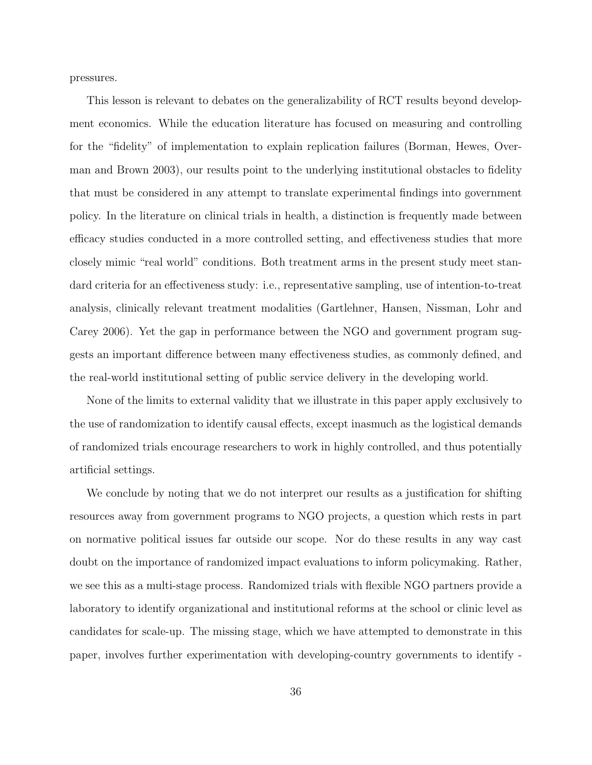pressures.

This lesson is relevant to debates on the generalizability of RCT results beyond development economics. While the education literature has focused on measuring and controlling for the "fidelity" of implementation to explain replication failures (Borman, Hewes, Overman and Brown 2003), our results point to the underlying institutional obstacles to fidelity that must be considered in any attempt to translate experimental findings into government policy. In the literature on clinical trials in health, a distinction is frequently made between efficacy studies conducted in a more controlled setting, and effectiveness studies that more closely mimic "real world" conditions. Both treatment arms in the present study meet standard criteria for an effectiveness study: i.e., representative sampling, use of intention-to-treat analysis, clinically relevant treatment modalities (Gartlehner, Hansen, Nissman, Lohr and Carey 2006). Yet the gap in performance between the NGO and government program suggests an important difference between many effectiveness studies, as commonly defined, and the real-world institutional setting of public service delivery in the developing world.

None of the limits to external validity that we illustrate in this paper apply exclusively to the use of randomization to identify causal effects, except inasmuch as the logistical demands of randomized trials encourage researchers to work in highly controlled, and thus potentially artificial settings.

We conclude by noting that we do not interpret our results as a justification for shifting resources away from government programs to NGO projects, a question which rests in part on normative political issues far outside our scope. Nor do these results in any way cast doubt on the importance of randomized impact evaluations to inform policymaking. Rather, we see this as a multi-stage process. Randomized trials with flexible NGO partners provide a laboratory to identify organizational and institutional reforms at the school or clinic level as candidates for scale-up. The missing stage, which we have attempted to demonstrate in this paper, involves further experimentation with developing-country governments to identify -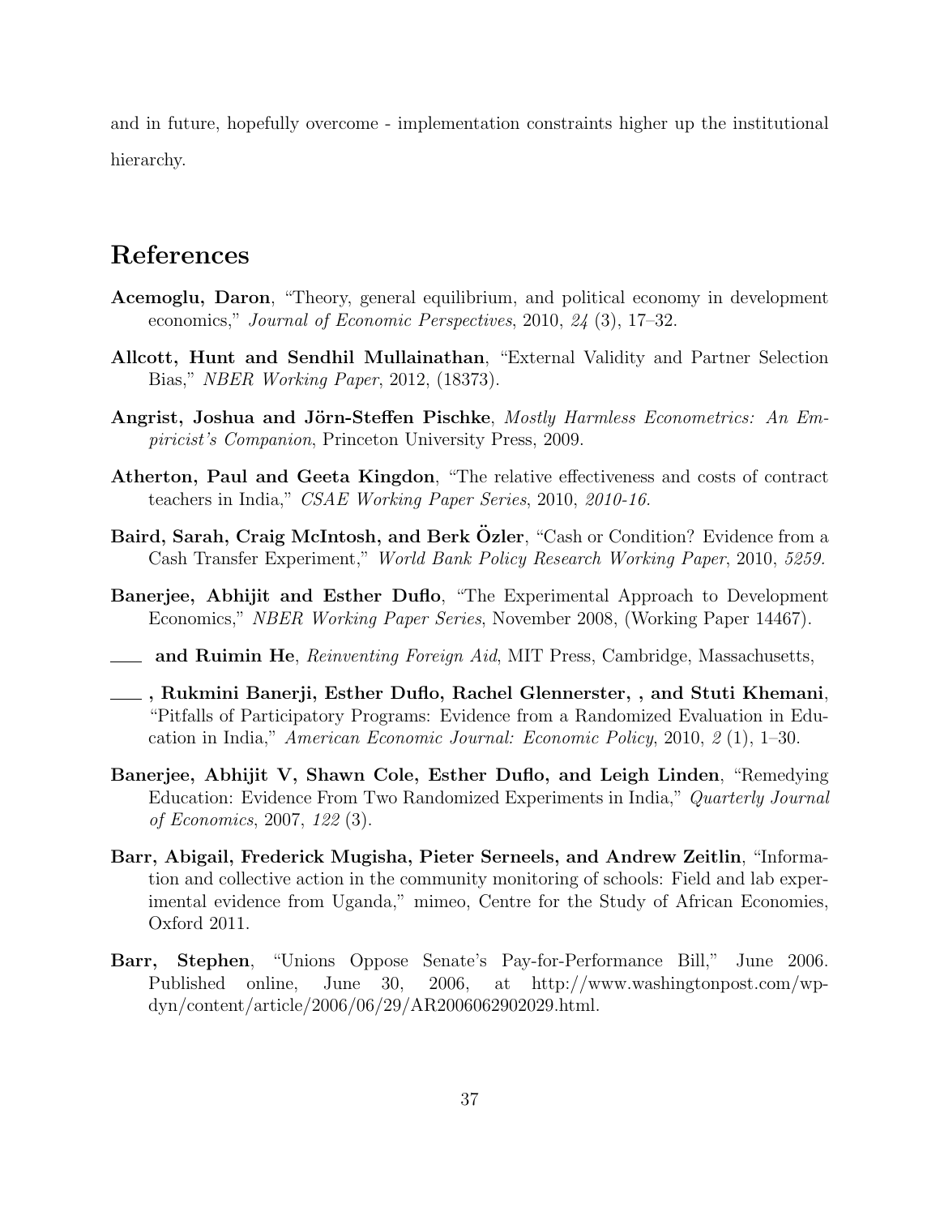and in future, hopefully overcome - implementation constraints higher up the institutional hierarchy.

# References

**Acemoglu, Daron**, "Theory, general equilibrium, and political economy in development economics," *Journal of Economic Perspectives*, 2010, *24* (3), 17–32.

**Allcott, Hunt and Sendhil Mullainathan**, "External Validity and Partner Selection Bias," *NBER Working Paper*, 2012, (18373).

**Angrist, Joshua and Jörn-Steffen Pischke**, *Mostly Harmless Econometrics: An Empiricist's Companion*, Princeton University Press, 2009.

**Atherton, Paul and Geeta Kingdon**, "The relative effectiveness and costs of contract teachers in India," *CSAE Working Paper Series*, 2010, *2010-16.*

**Baird, Sarah, Craig McIntosh, and Berk Özler**, "Cash or Condition? Evidence from a Cash Transfer Experiment," *World Bank Policy Research Working Paper*, 2010, *5259.*

**Banerjee, Abhijit and Esther Duflo**, "The Experimental Approach to Development Economics," *NBER Working Paper Series*, November 2008, (Working Paper 14467).

**\_\_\_ and Ruimin He**, *Reinventing Foreign Aid*, MIT Press, Cambridge, Massachusetts,

**\_\_\_, Rukmini Banerji, Esther Duflo, Rachel Glennerster, , and Stuti Khemani**, "Pitfalls of Participatory Programs: Evidence from a Randomized Evaluation in Education in India," *American Economic Journal: Economic Policy*, 2010, *2* (1), 1–30.

**Banerjee, Abhijit V, Shawn Cole, Esther Duflo, and Leigh Linden**, "Remedying Education: Evidence From Two Randomized Experiments in India," *Quarterly Journal of Economics*, 2007, *122* (3).

**Barr, Abigail, Frederick Mugisha, Pieter Serneels, and Andrew Zeitlin**, "Information and collective action in the community monitoring of schools: Field and lab experimental evidence from Uganda," mimeo, Centre for the Study of African Economies, Oxford 2011.

**Barr, Stephen**, "Unions Oppose Senate's Pay-for-Performance Bill," June 2006. Published online, June 30, 2006, at http://www.washingtonpost.com/wp-dyn/content/article/2006/06/29/AR2006062902029.html.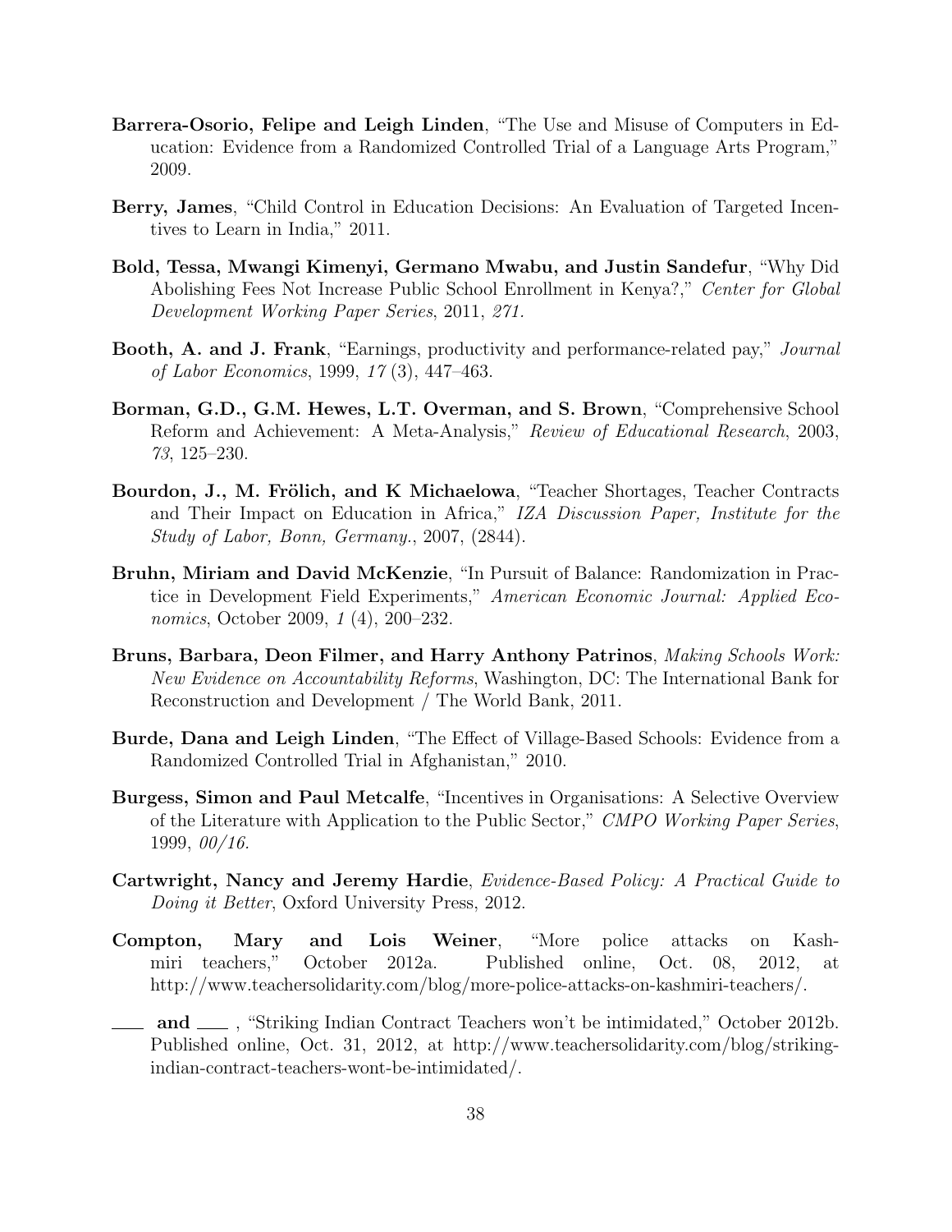**Barrera-Osorio, Felipe and Leigh Linden**, "The Use and Misuse of Computers in Education: Evidence from a Randomized Controlled Trial of a Language Arts Program," 2009.

**Berry, James**, "Child Control in Education Decisions: An Evaluation of Targeted Incentives to Learn in India," 2011.

**Bold, Tessa, Mwangi Kimenyi, Germano Mwabu, and Justin Sandefur**, "Why Did Abolishing Fees Not Increase Public School Enrollment in Kenya?," *Center for Global Development Working Paper Series*, 2011, *271.*

**Booth, A. and J. Frank**, "Earnings, productivity and performance-related pay," *Journal of Labor Economics*, 1999, *17* (3), 447–463.

**Borman, G.D., G.M. Hewes, L.T. Overman, and S. Brown**, "Comprehensive School Reform and Achievement: A Meta-Analysis," *Review of Educational Research*, 2003, *73*, 125–230.

**Bourdon, J., M. Frölich, and K Michaelowa**, "Teacher Shortages, Teacher Contracts and Their Impact on Education in Africa," *IZA Discussion Paper, Institute for the Study of Labor, Bonn, Germany.*, 2007, (2844).

**Bruhn, Miriam and David McKenzie**, "In Pursuit of Balance: Randomization in Practice in Development Field Experiments," *American Economic Journal: Applied Economics*, October 2009, *1* (4), 200–232.

**Bruns, Barbara, Deon Filmer, and Harry Anthony Patrinos**, *Making Schools Work: New Evidence on Accountability Reforms*, Washington, DC: The International Bank for Reconstruction and Development / The World Bank, 2011.

**Burde, Dana and Leigh Linden**, "The Effect of Village-Based Schools: Evidence from a Randomized Controlled Trial in Afghanistan," 2010.

**Burgess, Simon and Paul Metcalfe**, "Incentives in Organisations: A Selective Overview of the Literature with Application to the Public Sector," *CMPO Working Paper Series*, 1999, *00/16.*

**Cartwright, Nancy and Jeremy Hardie**, *Evidence-Based Policy: A Practical Guide to Doing it Better*, Oxford University Press, 2012.

**Compton, Mary and Lois Weiner**, "More police attacks on Kashmiri teachers," October 2012a. Published online, Oct. 08, 2012, at http://www.teachersolidarity.com/blog/more-police-attacks-on-kashmiri-teachers/.

**___ and ___** , "Striking Indian Contract Teachers won't be intimidated," October 2012b. Published online, Oct. 31, 2012, at http://www.teachersolidarity.com/blog/striking-indian-contract-teachers-wont-be-intimidated/.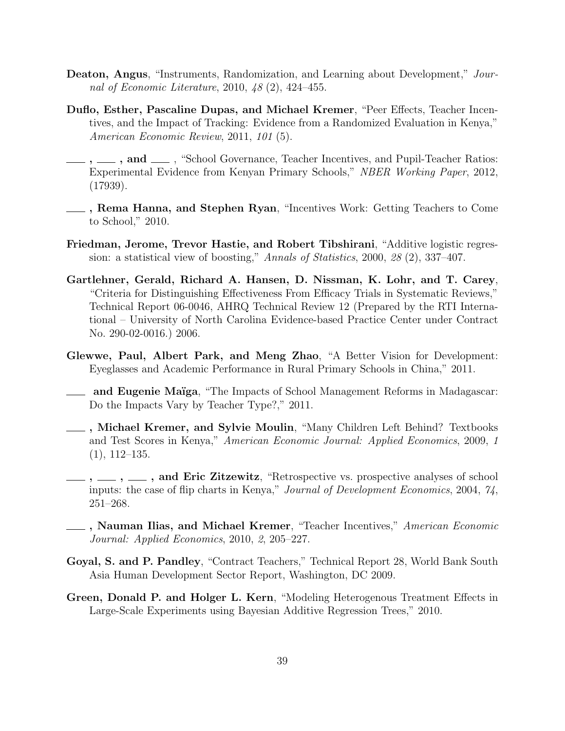**Deaton, Angus**, "Instruments, Randomization, and Learning about Development," *Journal of Economic Literature*, 2010, *48* (2), 424–455.

**Duflo, Esther, Pascaline Dupas, and Michael Kremer**, "Peer Effects, Teacher Incentives, and the Impact of Tracking: Evidence from a Randomized Evaluation in Kenya," *American Economic Review*, 2011, *101* (5).

**___ , ___ , and ___** , "School Governance, Teacher Incentives, and Pupil-Teacher Ratios: Experimental Evidence from Kenyan Primary Schools," *NBER Working Paper*, 2012, (17939).

**___ , Rema Hanna, and Stephen Ryan**, "Incentives Work: Getting Teachers to Come to School," 2010.

**Friedman, Jerome, Trevor Hastie, and Robert Tibshirani**, "Additive logistic regression: a statistical view of boosting," *Annals of Statistics*, 2000, *28* (2), 337–407.

**Gartlehner, Gerald, Richard A. Hansen, D. Nissman, K. Lohr, and T. Carey**, "Criteria for Distinguishing Effectiveness From Efficacy Trials in Systematic Reviews," Technical Report 06-0046, AHRQ Technical Review 12 (Prepared by the RTI International – University of North Carolina Evidence-based Practice Center under Contract No. 290-02-0016.) 2006.

**Glewwe, Paul, Albert Park, and Meng Zhao**, "A Better Vision for Development: Eyeglasses and Academic Performance in Rural Primary Schools in China," 2011.

**___ and Eugenie Maïga**, "The Impacts of School Management Reforms in Madagascar: Do the Impacts Vary by Teacher Type?," 2011.

**___ , Michael Kremer, and Sylvie Moulin**, "Many Children Left Behind? Textbooks and Test Scores in Kenya," *American Economic Journal: Applied Economics*, 2009, *1* (1), 112–135.

**___ , ___ , ___ , and Eric Zitzewitz**, "Retrospective vs. prospective analyses of school inputs: the case of flip charts in Kenya," *Journal of Development Economics*, 2004, *74*, 251–268.

**___ , Nauman Ilias, and Michael Kremer**, "Teacher Incentives," *American Economic Journal: Applied Economics*, 2010, *2*, 205–227.

**Goyal, S. and P. Pandley**, "Contract Teachers," Technical Report 28, World Bank South Asia Human Development Sector Report, Washington, DC 2009.

**Green, Donald P. and Holger L. Kern**, "Modeling Heterogenous Treatment Effects in Large-Scale Experiments using Bayesian Additive Regression Trees," 2010.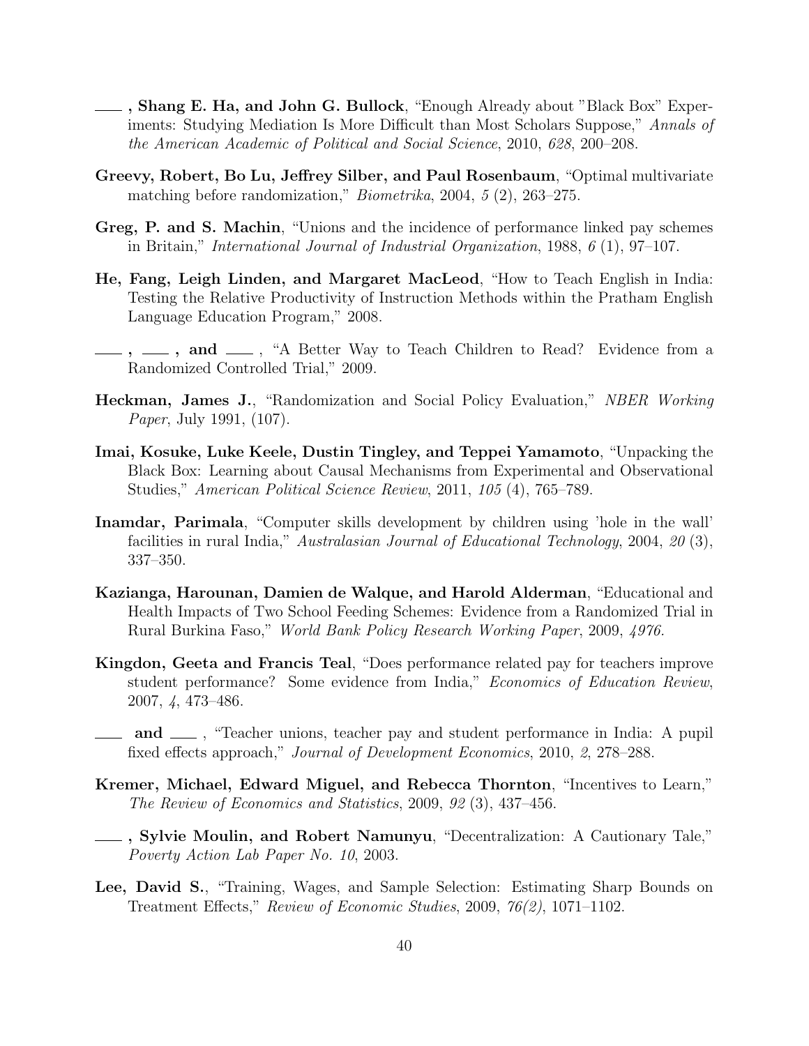——, **Shang E. Ha, and John G. Bullock**, "Enough Already about "Black Box" Experiments: Studying Mediation Is More Difficult than Most Scholars Suppose," *Annals of the American Academic of Political and Social Science*, 2010, *628*, 200–208.

**Greevy, Robert, Bo Lu, Jeffrey Silber, and Paul Rosenbaum**, "Optimal multivariate matching before randomization," *Biometrika*, 2004, *5* (2), 263–275.

**Greg, P. and S. Machin**, "Unions and the incidence of performance linked pay schemes in Britain," *International Journal of Industrial Organization*, 1988, *6* (1), 97–107.

**He, Fang, Leigh Linden, and Margaret MacLeod**, "How to Teach English in India: Testing the Relative Productivity of Instruction Methods within the Pratham English Language Education Program," 2008.

——, ——, **and** ——, "A Better Way to Teach Children to Read? Evidence from a Randomized Controlled Trial," 2009.

**Heckman, James J.**, "Randomization and Social Policy Evaluation," *NBER Working Paper*, July 1991, (107).

**Imai, Kosuke, Luke Keele, Dustin Tingley, and Teppei Yamamoto**, "Unpacking the Black Box: Learning about Causal Mechanisms from Experimental and Observational Studies," *American Political Science Review*, 2011, *105* (4), 765–789.

**Inamdar, Parimala**, "Computer skills development by children using 'hole in the wall' facilities in rural India," *Australasian Journal of Educational Technology*, 2004, *20* (3), 337–350.

**Kazianga, Harounan, Damien de Walque, and Harold Alderman**, "Educational and Health Impacts of Two School Feeding Schemes: Evidence from a Randomized Trial in Rural Burkina Faso," *World Bank Policy Research Working Paper*, 2009, *4976.*

**Kingdon, Geeta and Francis Teal**, "Does performance related pay for teachers improve student performance? Some evidence from India," *Economics of Education Review*, 2007, *4*, 473–486.

—— **and** ——, "Teacher unions, teacher pay and student performance in India: A pupil fixed effects approach," *Journal of Development Economics*, 2010, *2*, 278–288.

**Kremer, Michael, Edward Miguel, and Rebecca Thornton**, "Incentives to Learn," *The Review of Economics and Statistics*, 2009, *92* (3), 437–456.

——, **Sylvie Moulin, and Robert Namunyu**, "Decentralization: A Cautionary Tale," *Poverty Action Lab Paper No. 10*, 2003.

**Lee, David S.**, "Training, Wages, and Sample Selection: Estimating Sharp Bounds on Treatment Effects," *Review of Economic Studies*, 2009, *76(2)*, 1071–1102.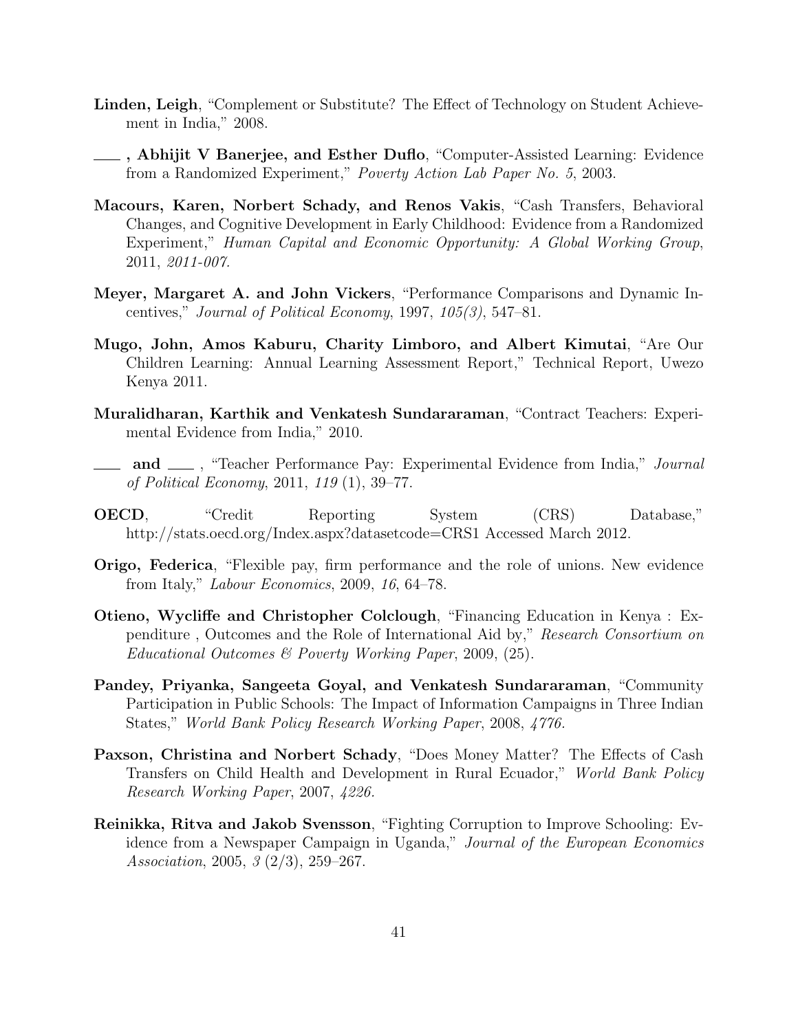**Linden, Leigh**, "Complement or Substitute? The Effect of Technology on Student Achievement in India," 2008.

**___, Abhijit V Banerjee, and Esther Duflo**, "Computer-Assisted Learning: Evidence from a Randomized Experiment," *Poverty Action Lab Paper No. 5*, 2003.

**Macours, Karen, Norbert Schady, and Renos Vakis**, "Cash Transfers, Behavioral Changes, and Cognitive Development in Early Childhood: Evidence from a Randomized Experiment," *Human Capital and Economic Opportunity: A Global Working Group*, 2011, *2011-007.*

**Meyer, Margaret A. and John Vickers**, "Performance Comparisons and Dynamic Incentives," *Journal of Political Economy*, 1997, *105(3)*, 547–81.

**Mugo, John, Amos Kaburu, Charity Limboro, and Albert Kimutai**, "Are Our Children Learning: Annual Learning Assessment Report," Technical Report, Uwezo Kenya 2011.

**Muralidharan, Karthik and Venkatesh Sundararaman**, "Contract Teachers: Experimental Evidence from India," 2010.

**___ and ___** , "Teacher Performance Pay: Experimental Evidence from India," *Journal of Political Economy*, 2011, *119* (1), 39–77.

**OECD**, "Credit Reporting System (CRS) Database," http://stats.oecd.org/Index.aspx?datasetcode=CRS1 Accessed March 2012.

**Origo, Federica**, "Flexible pay, firm performance and the role of unions. New evidence from Italy," *Labour Economics*, 2009, *16*, 64–78.

**Otieno, Wycliffe and Christopher Colclough**, "Financing Education in Kenya : Expenditure , Outcomes and the Role of International Aid by," *Research Consortium on Educational Outcomes & Poverty Working Paper*, 2009, (25).

**Pandey, Priyanka, Sangeeta Goyal, and Venkatesh Sundararaman**, "Community Participation in Public Schools: The Impact of Information Campaigns in Three Indian States," *World Bank Policy Research Working Paper*, 2008, *4776.*

**Paxson, Christina and Norbert Schady**, "Does Money Matter? The Effects of Cash Transfers on Child Health and Development in Rural Ecuador," *World Bank Policy Research Working Paper*, 2007, *4226.*

**Reinikka, Ritva and Jakob Svensson**, "Fighting Corruption to Improve Schooling: Evidence from a Newspaper Campaign in Uganda," *Journal of the European Economics Association*, 2005, *3* (2/3), 259–267.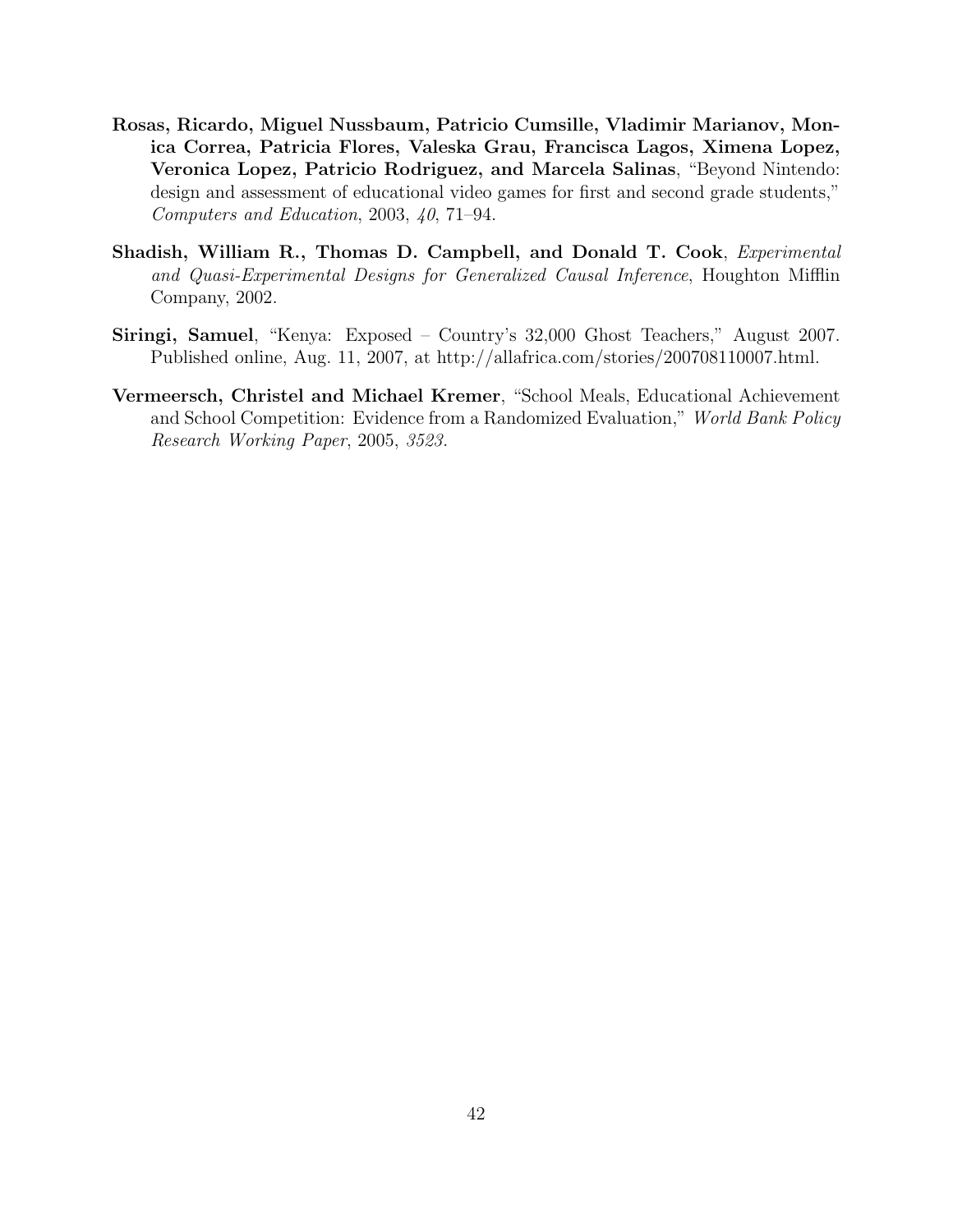**Rosas, Ricardo, Miguel Nussbaum, Patricio Cumsille, Vladimir Marianov, Monica Correa, Patricia Flores, Valeska Grau, Francisca Lagos, Ximena Lopez, Veronica Lopez, Patricio Rodriguez, and Marcela Salinas**, "Beyond Nintendo: design and assessment of educational video games for first and second grade students," *Computers and Education*, 2003, *40*, 71–94.

**Shadish, William R., Thomas D. Campbell, and Donald T. Cook**, *Experimental and Quasi-Experimental Designs for Generalized Causal Inference*, Houghton Mifflin Company, 2002.

**Siringi, Samuel**, "Kenya: Exposed – Country's 32,000 Ghost Teachers," August 2007. Published online, Aug. 11, 2007, at http://allafrica.com/stories/200708110007.html.

**Vermeersch, Christel and Michael Kremer**, "School Meals, Educational Achievement and School Competition: Evidence from a Randomized Evaluation," *World Bank Policy Research Working Paper*, 2005, *3523.*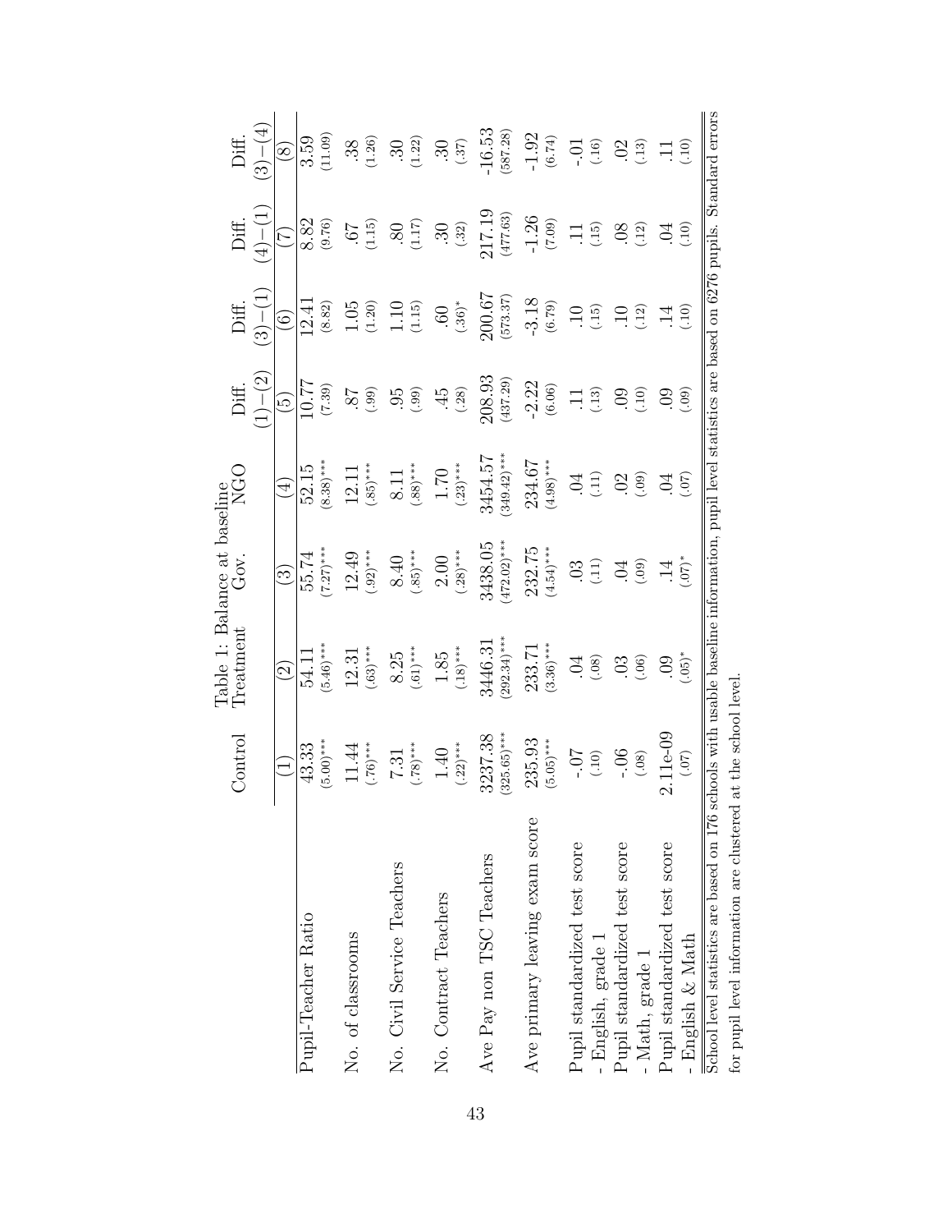Table 1: Balance at baseline

| | Control | Treatment | Gov. | NGO | Diff. $(1)-(2)$ | Diff. $(3)-(1)$ | Diff. $(4)-(1)$ | Diff. $(3)-(4)$ |
|---|---|---|---|---|---|---|---|---|
| | (1) | (2) | (3) | (4) | (5) | (6) | (7) | (8) |
| Pupil-Teacher Ratio | 43.33 | 54.11 | 55.74 | 52.15 | 10.77 | 12.41 | 8.82 | 3.59 |
| | (5.00)*** | (5.46)*** | (7.27)*** | (8.38)*** | (7.39) | (8.82) | (9.76) | (11.09) |
| No. of classrooms | 11.44 | 12.31 | 12.49 | 12.11 | .87 | 1.05 | .67 | .38 |
| | (.76)*** | (.63)*** | (.92)*** | (.85)*** | (.99) | (1.20) | (1.15) | (1.26) |
| No. Civil Service Teachers | 7.31 | 8.25 | 8.40 | 8.11 | .95 | 1.10 | .80 | .30 |
| | (.78)*** | (.61)*** | (.85)*** | (.88)*** | (.99) | (1.15) | (1.17) | (1.22) |
| No. Contract Teachers | 1.40 | 1.85 | 2.00 | 1.70 | .45 | .60 | .30 | .30 |
| | (.22)*** | (.18)*** | (.28)*** | (.23)*** | (.28) | (.36)* | (.32) | (.37) |
| Ave Pay non TSC Teachers | 3237.38 | 3446.31 | 3438.05 | 3454.57 | 208.93 | 200.67 | 217.19 | -16.53 |
| | (325.65)*** | (292.34)*** | (472.02)*** | (349.42)*** | (437.29) | (573.37) | (477.63) | (587.28) |
| Ave primary leaving exam score | 235.93 | 233.71 | 232.75 | 234.67 | -2.22 | -3.18 | -1.26 | -1.92 |
| | (5.05)*** | (3.36)*** | (4.54)*** | (4.98)*** | (6.06) | (6.79) | (7.09) | (6.74) |
| Pupil standardized test score | -.07 | .04 | .03 | .04 | .11 | .10 | .11 | -.01 |
| - English, grade 1 | (.10) | (.08) | (.11) | (.11) | (.13) | (.15) | (.15) | (.16) |
| Pupil standardized test score | -.06 | .03 | .04 | .02 | .09 | .10 | .08 | .02 |
| - Math, grade 1 | (.08) | (.06) | (.09) | (.09) | (.10) | (.12) | (.12) | (.13) |
| Pupil standardized test score | 2.11e-09 | .09 | .14 | .04 | .09 | .14 | .04 | .11 |
| - English & Math | (.07) | (.05)* | (.07)* | (.07) | (.09) | (.10) | (.10) | (.10) |

School level statistics are based on 176 schools with usable baseline information, pupil level statistics are based on 6276 pupils. Standard errors for pupil level information are clustered at the school level.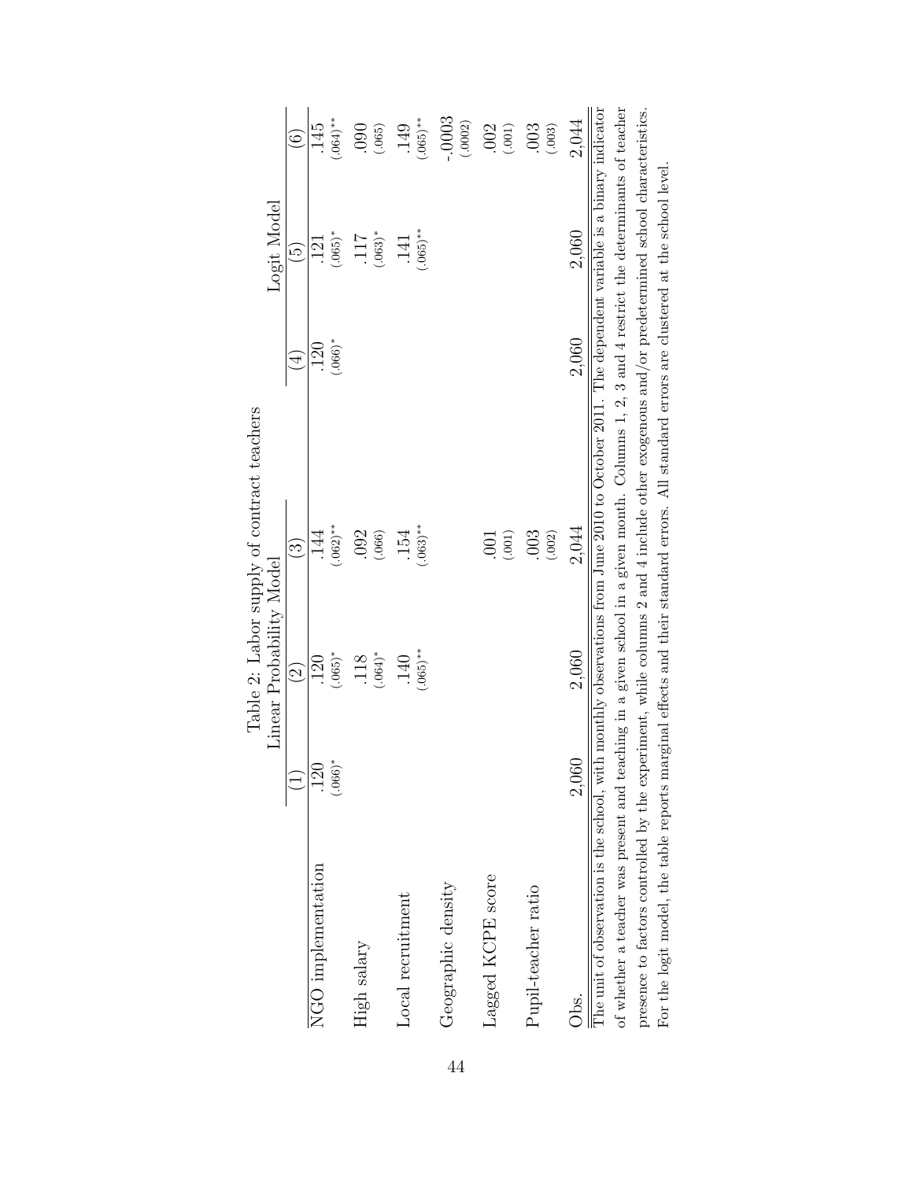Table 2: Labor supply of contract teachers

| | Linear Probability Model | | | Logit Model | | |
|---|---|---|---|---|---|---|
| | (1) | (2) | (3) | (4) | (5) | (6) |
| NGO implementation | .120 | .120 | .144 | .120 | .121 | .145 |
| | (.066)* | (.065)* | (.062)** | (.066)* | (.065)* | (.064)** |
| High salary | | .118 | .092 | | .117 | .090 |
| | | (.064)* | (.066) | | (.063)* | (.065) |
| Local recruitment | | .140 | .154 | | .141 | .149 |
| | | (.065)** | (.063)** | | (.065)** | (.065)** |
| Geographic density | | | | | | -.0003 |
| | | | | | | (.0002) |
| Lagged KCPE score | | | .001 | | | .002 |
| | | | (.001) | | | (.001) |
| Pupil-teacher ratio | | | .003 | | | .003 |
| | | | (.002) | | | (.003) |
| Obs. | 2,060 | 2,060 | 2,044 | 2,060 | 2,060 | 2,044 |

The unit of observation is the school, with monthly observations from June 2010 to October 2011. The dependent variable is a binary indicator of whether a teacher was present and teaching in a given school in a given month. Columns 1, 2, 3 and 4 restrict the determinants of teacher presence to factors controlled by the experiment, while columns 2 and 4 include other exogenous and/or predetermined school characteristics. For the logit model, the table reports marginal effects and their standard errors. All standard errors are clustered at the school level.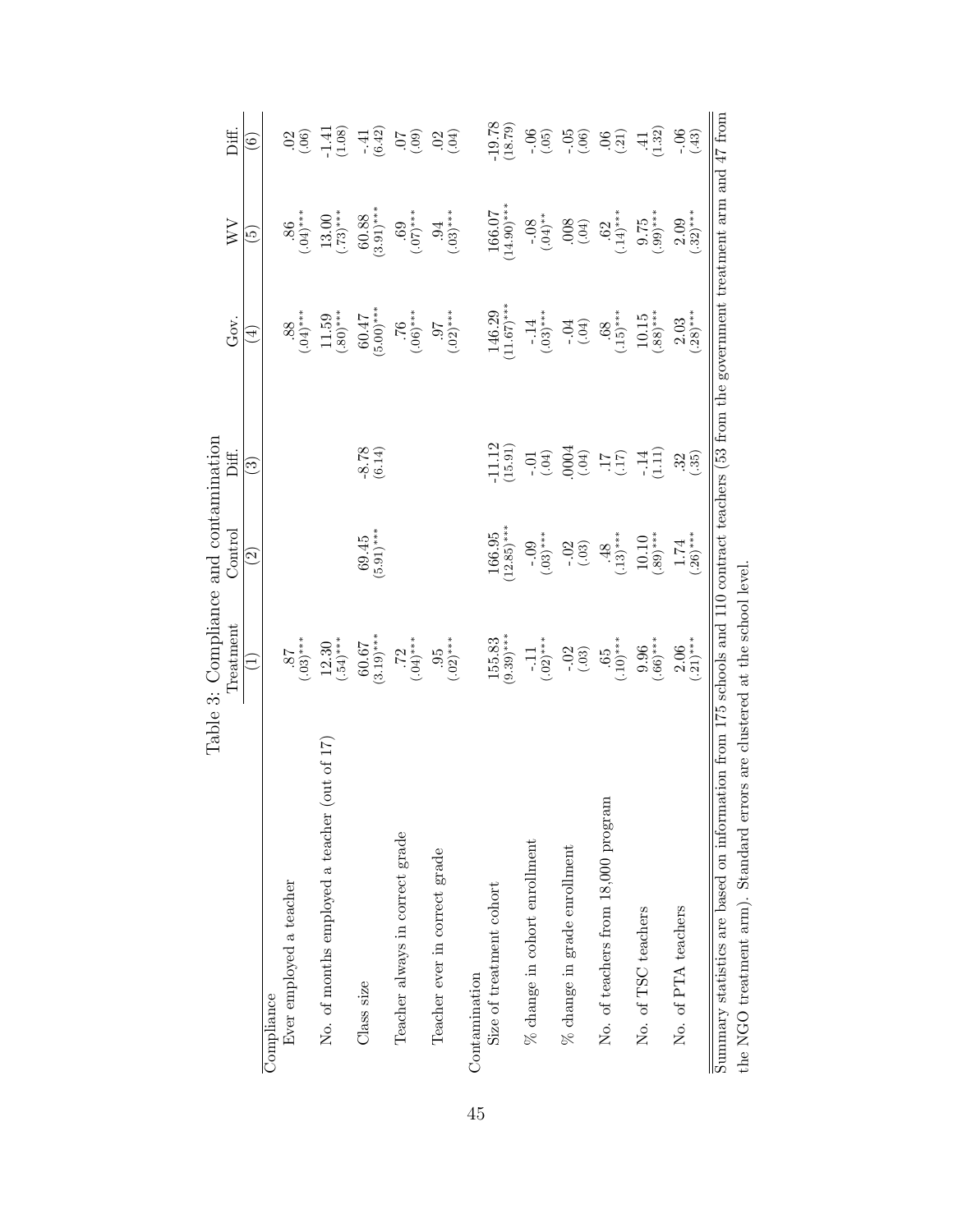Table 3: Compliance and contamination

| | Treatment | Control | Diff. | Gov. | WV | Diff. |
|---|---|---|---|---|---|---|
| | (1) | (2) | (3) | (4) | (5) | (6) |
| **Compliance** | | | | | | |
| Ever employed a teacher | .87 | | | .88 | .86 | .02 |
| | (.03)*** | | | (.04)*** | (.04)*** | (.06) |
| No. of months employed a teacher (out of 17) | 12.30 | | | 11.59 | 13.00 | -1.41 |
| | (.54)*** | | | (.80)*** | (.73)*** | (1.08) |
| Class size | 60.67 | 69.45 | -8.78 | 60.47 | 60.88 | -.41 |
| | (3.19)*** | (5.91)*** | (6.14) | (5.00)*** | (3.91)*** | (6.42) |
| Teacher always in correct grade | .72 | | | .76 | .69 | .07 |
| | (.04)*** | | | (.06)*** | (.07)*** | (.09) |
| Teacher ever in correct grade | .95 | | | .97 | .94 | .02 |
| | (.02)*** | | | (.02)*** | (.03)*** | (.04) |
| **Contamination** | | | | | | |
| Size of treatment cohort | 155.83 | 166.95 | -11.12 | 146.29 | 166.07 | -19.78 |
| | (9.39)*** | (12.85)*** | (15.91) | (11.67)*** | (14.90)*** | (18.79) |
| % change in cohort enrollment | -.11 | -.09 | -.01 | -.14 | -.08 | -.06 |
| | (.02)*** | (.03)*** | (.04) | (.03)*** | (.04)** | (.05) |
| % change in grade enrollment | -.02 | -.02 | .0004 | -.04 | .008 | -.05 |
| | (.03) | (.03) | (.04) | (.04) | (.04) | (.06) |
| No. of teachers from 18,000 program | .65 | .48 | .17 | .68 | .62 | .06 |
| | (.10)*** | (.13)*** | (.17) | (.15)*** | (.14)*** | (.21) |
| No. of TSC teachers | 9.96 | 10.10 | -.14 | 10.15 | 9.75 | .41 |
| | (.66)*** | (.89)*** | (1.11) | (.88)*** | (.99)*** | (1.32) |
| No. of PTA teachers | 2.06 | 1.74 | .32 | 2.03 | 2.09 | -.06 |
| | (.21)*** | (.26)*** | (.35) | (.28)*** | (.32)*** | (.43) |

Summary statistics are based on information from 175 schools and 110 contract teachers (53 from the government treatment arm and 47 from the NGO treatment arm). Standard errors are clustered at the school level.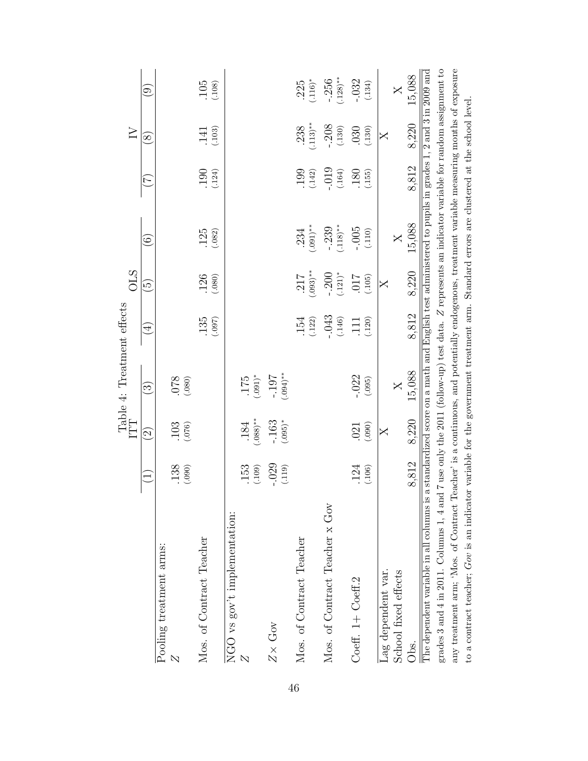Table 4: Treatment effects

| | ITT | | | OLS | | | IV | | |
|---|---|---|---|---|---|---|---|---|---|
| | (1) | (2) | (3) | (4) | (5) | (6) | (7) | (8) | (9) |
| Pooling treatment arms: | | | | | | | | | |
| $Z$ | .138 (.090) | .103 (.076) | .078 (.080) | | | | | | |
| Mos. of Contract Teacher | | | | .135 (.097) | .126 (.080) | .125 (.082) | .190 (.124) | .141 (.103) | .105 (.108) |
| NGO vs gov't implementation: | | | | | | | | | |
| $Z$ | .153 (.109) | .184 (.088)** | .175 (.091)* | | | | | | |
| $Z\times$ Gov | -.029 (.119) | -.163 (.095)* | -.197 (.094)** | | | | | | |
| Mos. of Contract Teacher | | | | .154 (.122) | .217 (.093)** | .234 (.091)** | .199 (.142) | .238 (.113)** | .225 (.116)* |
| Mos. of Contract Teacher x Gov | | | | -.043 (.146) | -.200 (.121)* | -.239 (.118)** | -.019 (.164) | -.208 (.130) | -.256 (.128)** |
| Coeff. 1+ Coeff.2 | .124 (.106) | .021 (.090) | -.022 (.095) | .111 (.120) | .017 (.105) | -.005 (.110) | .180 (.155) | .030 (.130) | -.032 (.134) |
| Lag dependent var. | | X | | | X | | | X | |
| School fixed effects | | | X | | | X | | | X |
| Obs. | 8,812 | 8,220 | 15,088 | 8,812 | 8,220 | 15,088 | 8,812 | 8,220 | 15,088 |

The dependent variable in all columns is a standardized score on a math and English test administered to pupils in grades 1, 2 and 3 in 2009 and grades 3 and 4 in 2011. Columns 1, 4 and 7 use only the 2011 (follow-up) test data. $Z$ represents an indicator variable for random assignment to any treatment arm; 'Mos. of Contract Teacher' is a continuous, and potentially endogenous, treatment variable measuring months of exposure to a contract teacher; *Gov* is an indicator variable for the government treatment arm. Standard errors are clustered at the school level.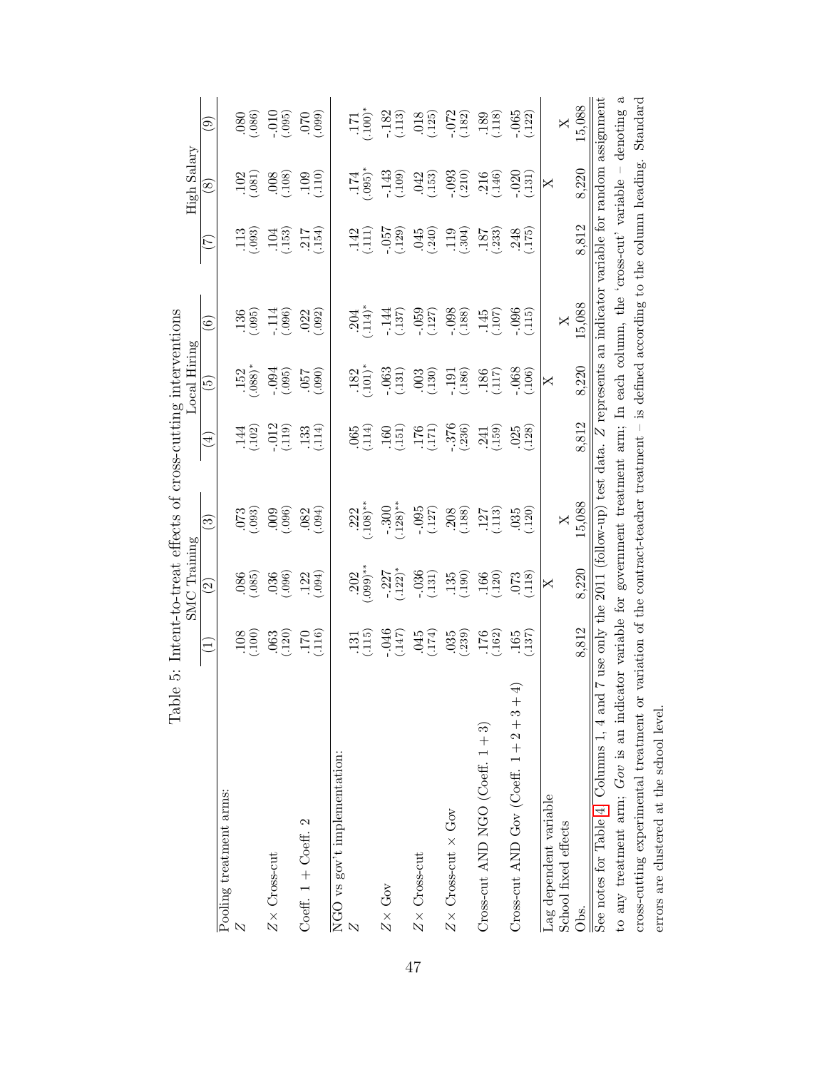Table 5: Intent-to-treat effects of cross-cutting interventions

| | SMC Training | | | Local Hiring | | | High Salary | | |
|---|---|---|---|---|---|---|---|---|---|
| | (1) | (2) | (3) | (4) | (5) | (6) | (7) | (8) | (9) |
| Pooling treatment arms: | | | | | | | | | |
| $Z$ | .108 | .086 | .073 | .144 | .152 | .136 | .113 | .102 | .080 |
| | (.100) | (.085) | (.093) | (.102) | (.088)* | (.095) | (.093) | (.081) | (.086) |
| $Z\times$ Cross-cut | .063 | .036 | .009 | -.012 | -.094 | -.114 | .104 | .008 | -.010 |
| | (.120) | (.096) | (.096) | (.119) | (.095) | (.096) | (.153) | (.108) | (.095) |
| Coeff. 1 + Coeff. 2 | .170 | .122 | .082 | .133 | .057 | .022 | .217 | .109 | .070 |
| | (.116) | (.094) | (.094) | (.114) | (.090) | (.092) | (.154) | (.110) | (.099) |
| NGO vs gov't implementation: | | | | | | | | | |
| $Z$ | .131 | .202 | .222 | .065 | .182 | .204 | .142 | .174 | .171 |
| | (.115) | (.099)** | (.108)** | (.114) | (.101)* | (.114)* | (.111) | (.095)* | (.100)* |
| $Z\times$ Gov | -.046 | -.227 | -.300 | .160 | -.063 | -.144 | -.057 | -.143 | -.182 |
| | (.147) | (.122)* | (.128)** | (.151) | (.131) | (.137) | (.129) | (.109) | (.113) |
| $Z\times$ Cross-cut | .045 | -.036 | -.095 | .176 | .003 | -.059 | .045 | .042 | .018 |
| | (.174) | (.131) | (.127) | (.171) | (.130) | (.127) | (.240) | (.153) | (.125) |
| $Z\times$ Cross-cut $\times$ Gov | .035 | .135 | .208 | -.376 | -.191 | -.098 | .119 | -.093 | -.072 |
| | (.239) | (.190) | (.188) | (.236) | (.186) | (.188) | (.304) | (.210) | (.182) |
| Cross-cut AND NGO (Coeff. 1 + 3) | .176 | .166 | .127 | .241 | .186 | .145 | .187 | .216 | .189 |
| | (.162) | (.120) | (.113) | (.159) | (.117) | (.107) | (.233) | (.146) | (.118) |
| Cross-cut AND Gov (Coeff. 1 + 2 + 3 + 4) | .165 | .073 | .035 | .025 | -.068 | -.096 | .248 | -.020 | -.065 |
| | (.137) | (.118) | (.120) | (.128) | (.106) | (.115) | (.175) | (.131) | (.122) |
| Lag dependent variable | | X | | | X | | | X | |
| School fixed effects | | | X | | | X | | | X |
| Obs. | 8,812 | 8,220 | 15,088 | 8,812 | 8,220 | 15,088 | 8,812 | 8,220 | 15,088 |

See notes for Table 4. Columns 1, 4 and 7 use only the 2011 (follow-up) test data. $Z$ represents an indicator variable for random assignment to any treatment arm; *Gov* is an indicator variable for government treatment arm; In each column, the 'cross-cut' variable – denoting a cross-cutting experimental treatment or variation of the contract-teacher treatment – is defined according to the column heading. Standard errors are clustered at the school level.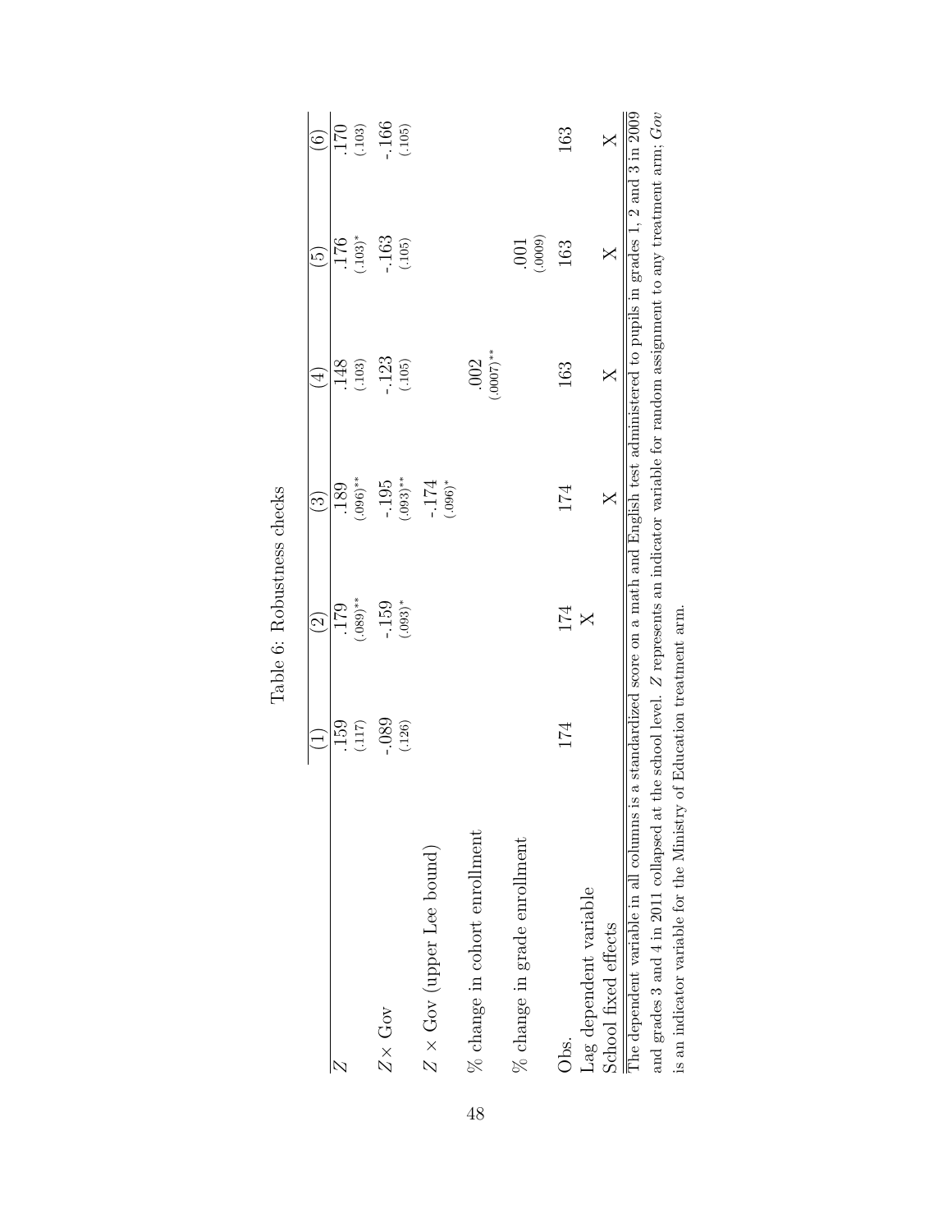Table 6: Robustness checks

| | (1) | (2) | (3) | (4) | (5) | (6) |
|---|---|---|---|---|---|---|
| $Z$ | .159 (.117) | .179 (.089)** | .189 (.096)** | .148 (.103) | .176 (.103)* | .170 (.103) |
| $Z \times$ Gov | -.089 (.126) | -.159 (.093)* | -.195 (.093)** | -.123 (.105) | -.163 (.105) | -.166 (.105) |
| $Z$ × Gov (upper Lee bound) | | | -.174 (.096)* | | | |
| % change in cohort enrollment | | | | .002 (.0007)** | | |
| % change in grade enrollment | | | | | .001 (.0009) | |
| Obs. | 174 | 174 | 174 | 163 | 163 | 163 |
| Lag dependent variable | | X | | | | |
| School fixed effects | | | X | X | X | X |

The dependent variable in all columns is a standardized score on a math and English test administered to pupils in grades 1, 2 and 3 in 2009 and grades 3 and 4 in 2011 collapsed at the school level. $Z$ represents an indicator variable for random assignment to any treatment arm; $Gov$ is an indicator variable for the Ministry of Education treatment arm.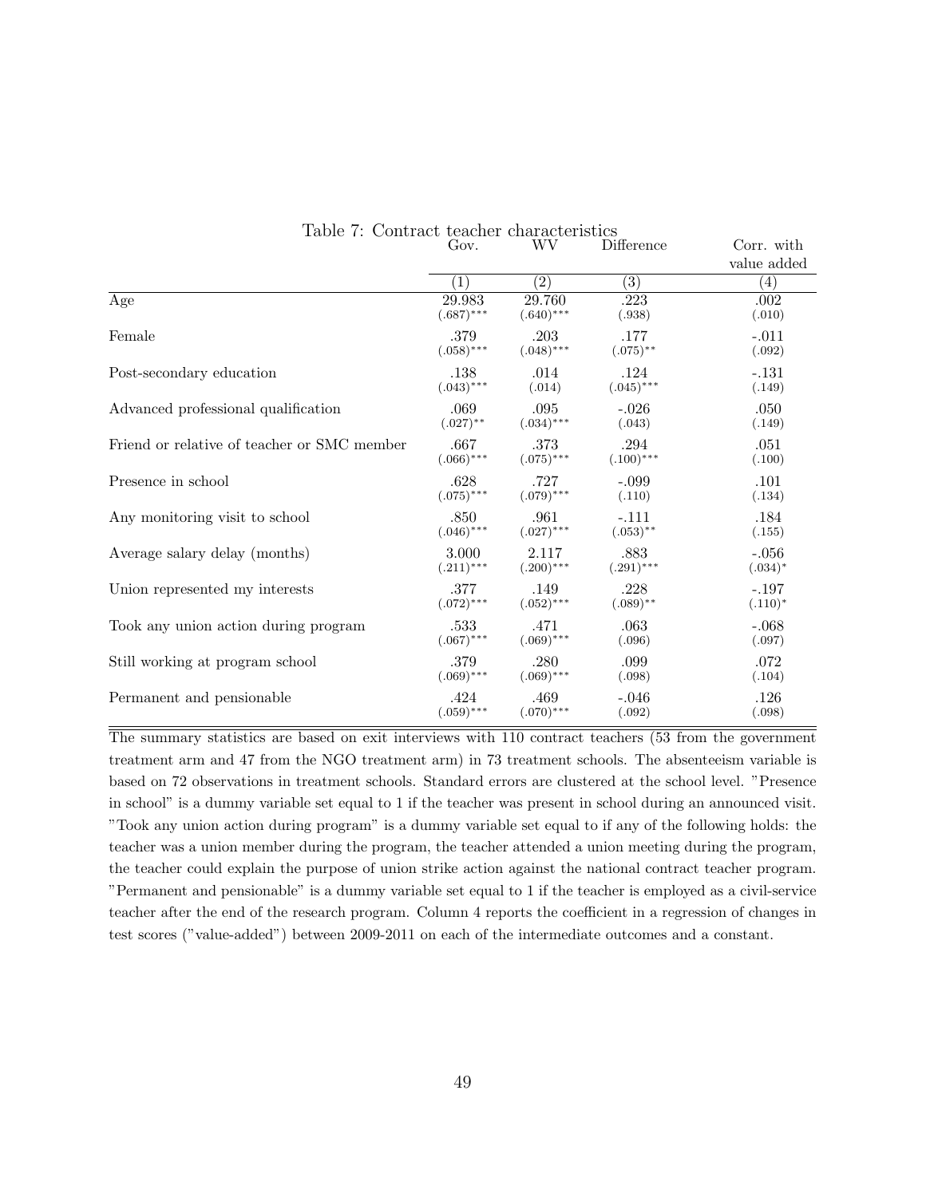Table 7: Contract teacher characteristics

| | Gov. | WV | Difference | Corr. with value added |
|---|---|---|---|---|
| | (1) | (2) | (3) | (4) |
| Age | 29.983 | 29.760 | .223 | .002 |
| | (.687)*** | (.640)*** | (.938) | (.010) |
| Female | .379 | .203 | .177 | -.011 |
| | (.058)*** | (.048)*** | (.075)** | (.092) |
| Post-secondary education | .138 | .014 | .124 | -.131 |
| | (.043)*** | (.014) | (.045)*** | (.149) |
| Advanced professional qualification | .069 | .095 | -.026 | .050 |
| | (.027)** | (.034)*** | (.043) | (.149) |
| Friend or relative of teacher or SMC member | .667 | .373 | .294 | .051 |
| | (.066)*** | (.075)*** | (.100)*** | (.100) |
| Presence in school | .628 | .727 | -.099 | .101 |
| | (.075)*** | (.079)*** | (.110) | (.134) |
| Any monitoring visit to school | .850 | .961 | -.111 | .184 |
| | (.046)*** | (.027)*** | (.053)** | (.155) |
| Average salary delay (months) | 3.000 | 2.117 | .883 | -.056 |
| | (.211)*** | (.200)*** | (.291)*** | (.034)* |
| Union represented my interests | .377 | .149 | .228 | -.197 |
| | (.072)*** | (.052)*** | (.089)** | (.110)* |
| Took any union action during program | .533 | .471 | .063 | -.068 |
| | (.067)*** | (.069)*** | (.096) | (.097) |
| Still working at program school | .379 | .280 | .099 | .072 |
| | (.069)*** | (.069)*** | (.098) | (.104) |
| Permanent and pensionable | .424 | .469 | -.046 | .126 |
| | (.059)*** | (.070)*** | (.092) | (.098) |

The summary statistics are based on exit interviews with 110 contract teachers (53 from the government treatment arm and 47 from the NGO treatment arm) in 73 treatment schools. The absenteeism variable is based on 72 observations in treatment schools. Standard errors are clustered at the school level. "Presence in school" is a dummy variable set equal to 1 if the teacher was present in school during an announced visit. "Took any union action during program" is a dummy variable set equal to if any of the following holds: the teacher was a union member during the program, the teacher attended a union meeting during the program, the teacher could explain the purpose of union strike action against the national contract teacher program. "Permanent and pensionable" is a dummy variable set equal to 1 if the teacher is employed as a civil-service teacher after the end of the research program. Column 4 reports the coefficient in a regression of changes in test scores ("value-added") between 2009-2011 on each of the intermediate outcomes and a constant.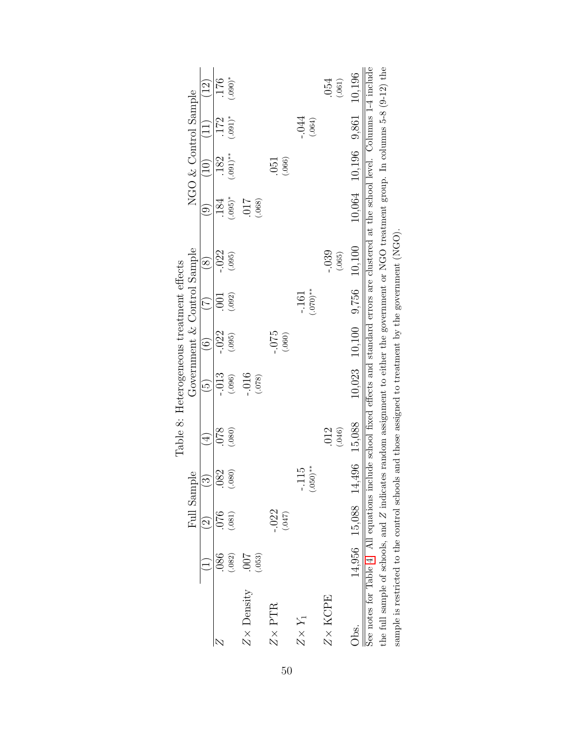Table 8: Heterogeneous treatment effects

| | Full Sample | | | | Government & Control Sample | | | | NGO & Control Sample | | | |
|---|---|---|---|---|---|---|---|---|---|---|---|---|
| | (1) | (2) | (3) | (4) | (5) | (6) | (7) | (8) | (9) | (10) | (11) | (12) |
| $Z$ | .086 | .076 | .082 | .078 | -.013 | -.022 | .001 | -.022 | .184 | .182 | .172 | .176 |
| | (.082) | (.081) | (.080) | (.080) | (.096) | (.095) | (.092) | (.095) | (.095)* | (.091)** | (.091)* | (.090)* |
| $Z\times$ Density | .007 | | | | -.016 | | | | .017 | | | |
| | (.053) | | | | (.078) | | | | (.068) | | | |
| $Z\times$ PTR | | -.022 | | | | -.075 | | | | .051 | | |
| | | (.047) | | | | (.060) | | | | (.066) | | |
| $Z\times Y_1$ | | | -.115 | | | | -.161 | | | | -.044 | |
| | | | (.050)** | | | | (.070)** | | | | (.064) | |
| $Z\times$ KCPE | | | | .012 | | | | -.039 | | | | .054 |
| | | | | (.046) | | | | (.065) | | | | (.061) |
| Obs. | 14,956 | 15,088 | 14,496 | 15,088 | 10,023 | 10,100 | 9,756 | 10,100 | 10,064 | 10,196 | 9,861 | 10,196 |

See notes for Table 4. All equations include school fixed effects and standard errors are clustered at the school level. Columns 1-4 include the full sample of schools, and $Z$ indicates random assignment to either the government or NGO treatment group. In columns 5-8 (9-12) the sample is restricted to the control schools and those assigned to treatment by the government (NGO).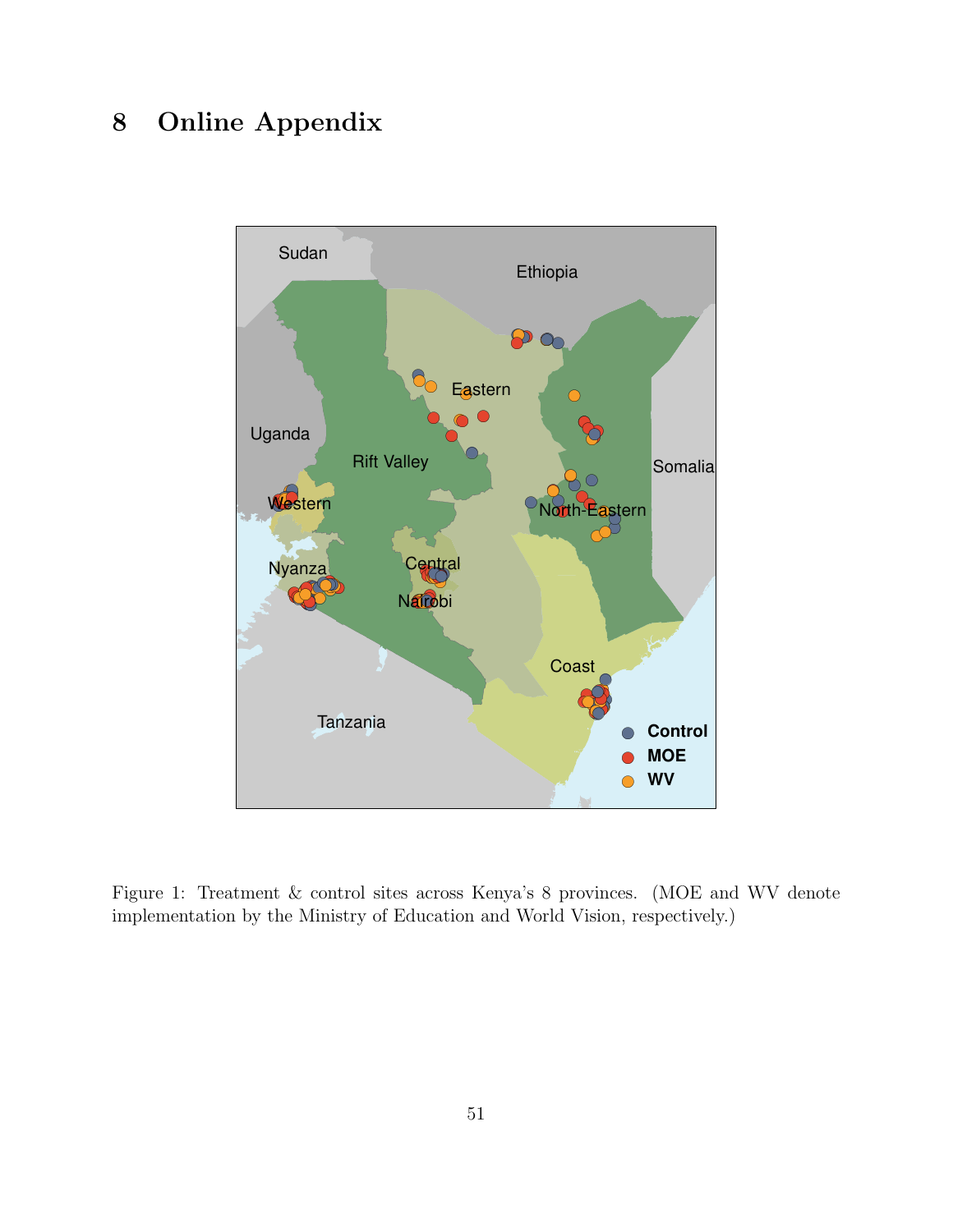# 8 Online Appendix

Figure 1: Treatment & control sites across Kenya's 8 provinces. (MOE and WV denote implementation by the Ministry of Education and World Vision, respectively.)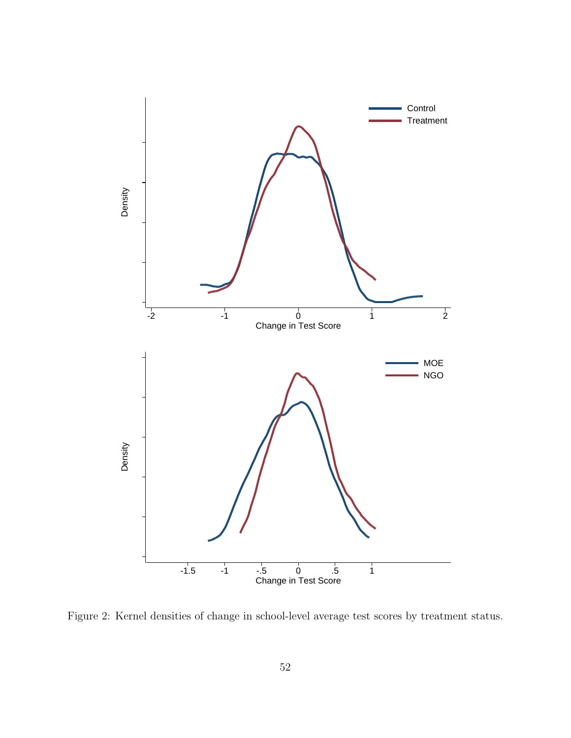Figure 2: Kernel densities of change in school-level average test scores by treatment status.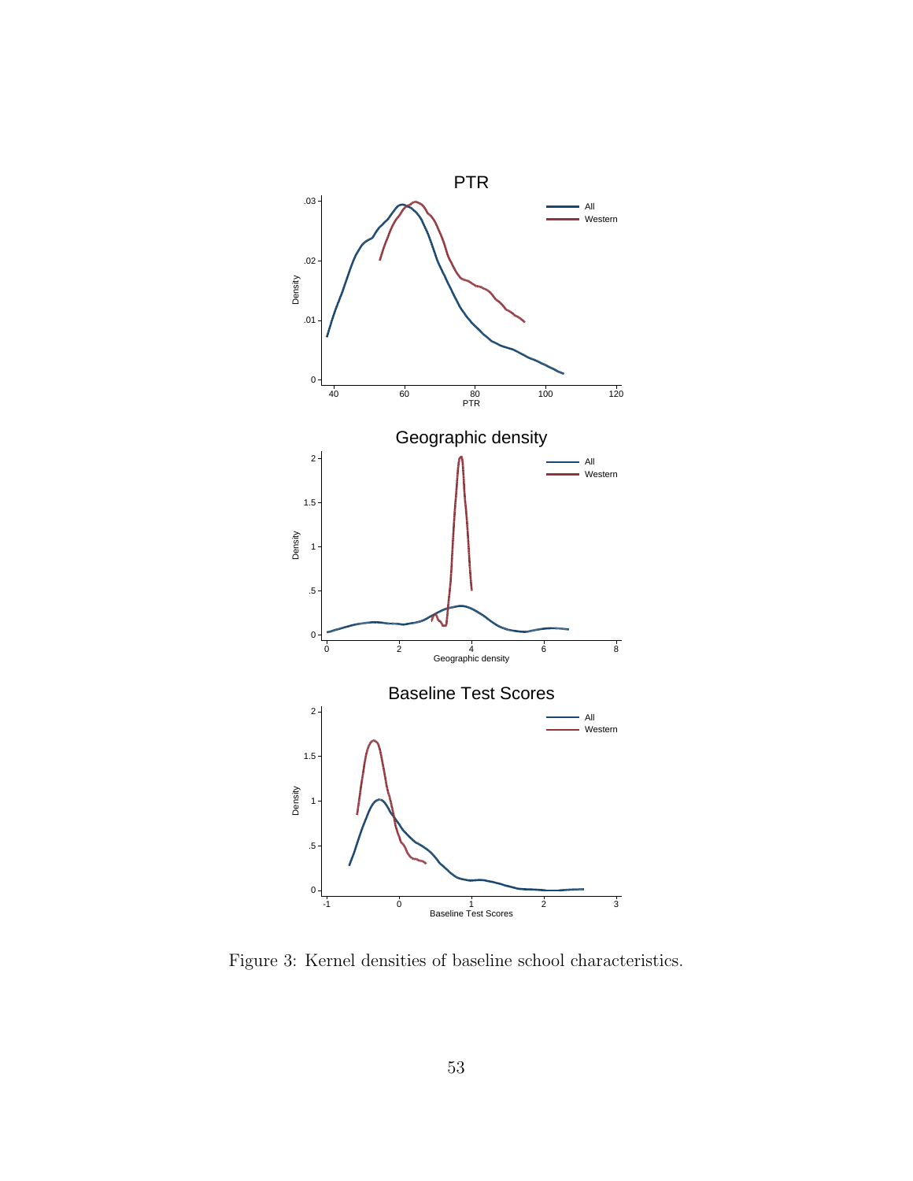Figure 3: Kernel densities of baseline school characteristics.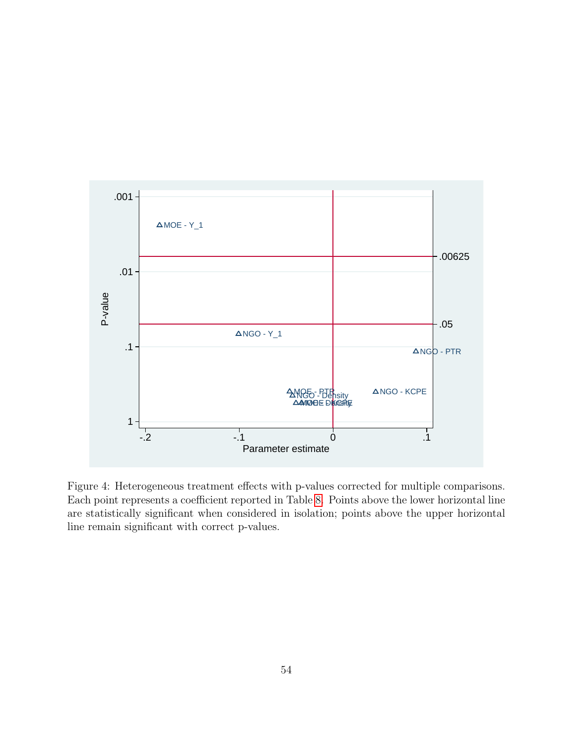P-value

.001

.01

.1

1

.00625

.05

MOE - Y_1

NGO - Y_1

NGO - PTR

MOE - PTR

NGO - Density

MOE - Density

MOE - KCPE

NGO - KCPE

-.2

-.1

0

.1

Parameter estimate

Figure 4: Heterogeneous treatment effects with p-values corrected for multiple comparisons. Each point represents a coefficient reported in Table 8. Points above the lower horizontal line are statistically significant when considered in isolation; points above the upper horizontal line remain significant with correct p-values.